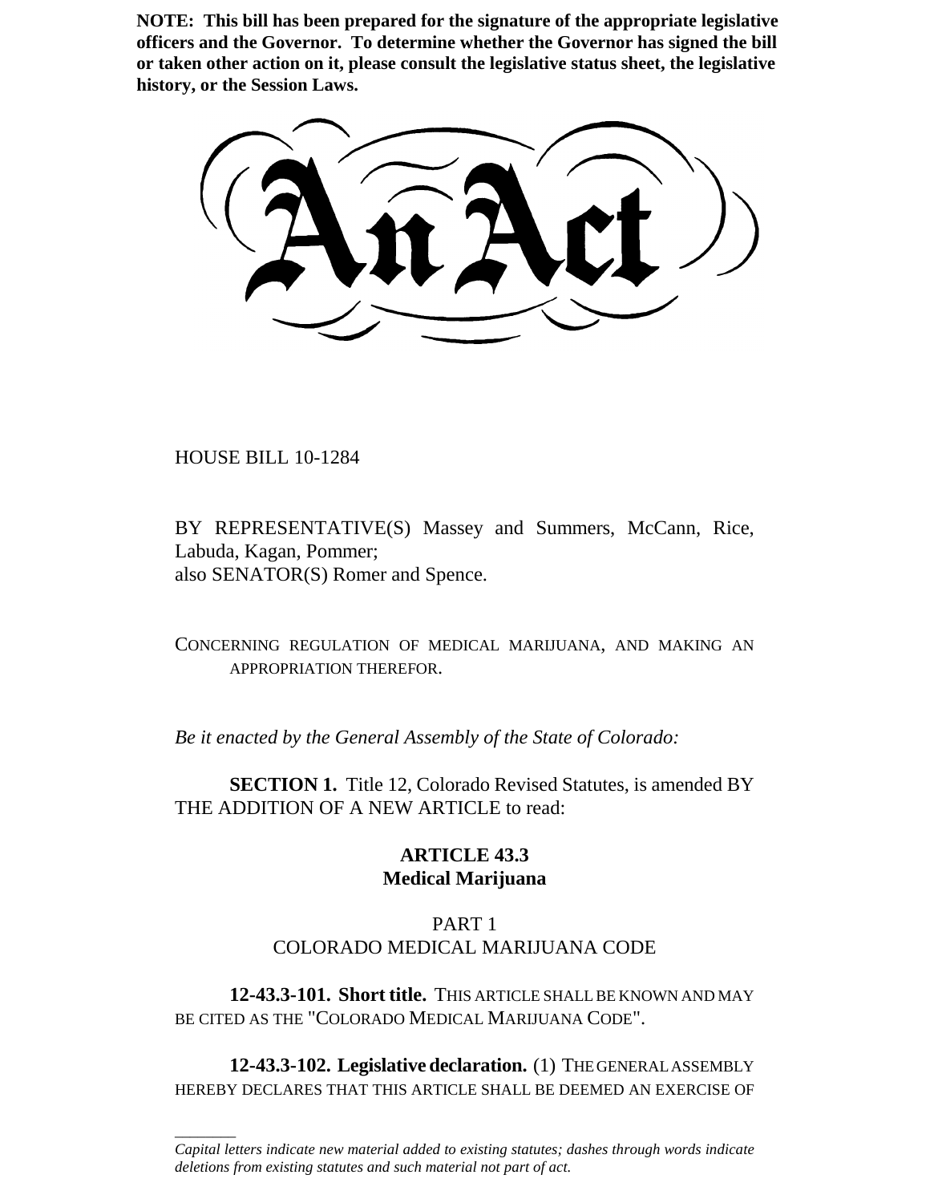**NOTE: This bill has been prepared for the signature of the appropriate legislative officers and the Governor. To determine whether the Governor has signed the bill or taken other action on it, please consult the legislative status sheet, the legislative history, or the Session Laws.**

# An Act

HOUSE BILL 10-1284

BY REPRESENTATIVE(S) Massey and Summers, McCann, Rice, Labuda, Kagan, Pommer;
also SENATOR(S) Romer and Spence.

CONCERNING REGULATION OF MEDICAL MARIJUANA, AND MAKING AN APPROPRIATION THEREFOR.

*Be it enacted by the General Assembly of the State of Colorado:*

**SECTION 1.** Title 12, Colorado Revised Statutes, is amended BY THE ADDITION OF A NEW ARTICLE to read:

## ARTICLE 43.3
## Medical Marijuana

### PART 1
### COLORADO MEDICAL MARIJUANA CODE

**12-43.3-101. Short title.** THIS ARTICLE SHALL BE KNOWN AND MAY BE CITED AS THE "COLORADO MEDICAL MARIJUANA CODE".

**12-43.3-102. Legislative declaration.** (1) THE GENERAL ASSEMBLY HEREBY DECLARES THAT THIS ARTICLE SHALL BE DEEMED AN EXERCISE OF

*Capital letters indicate new material added to existing statutes; dashes through words indicate deletions from existing statutes and such material not part of act.*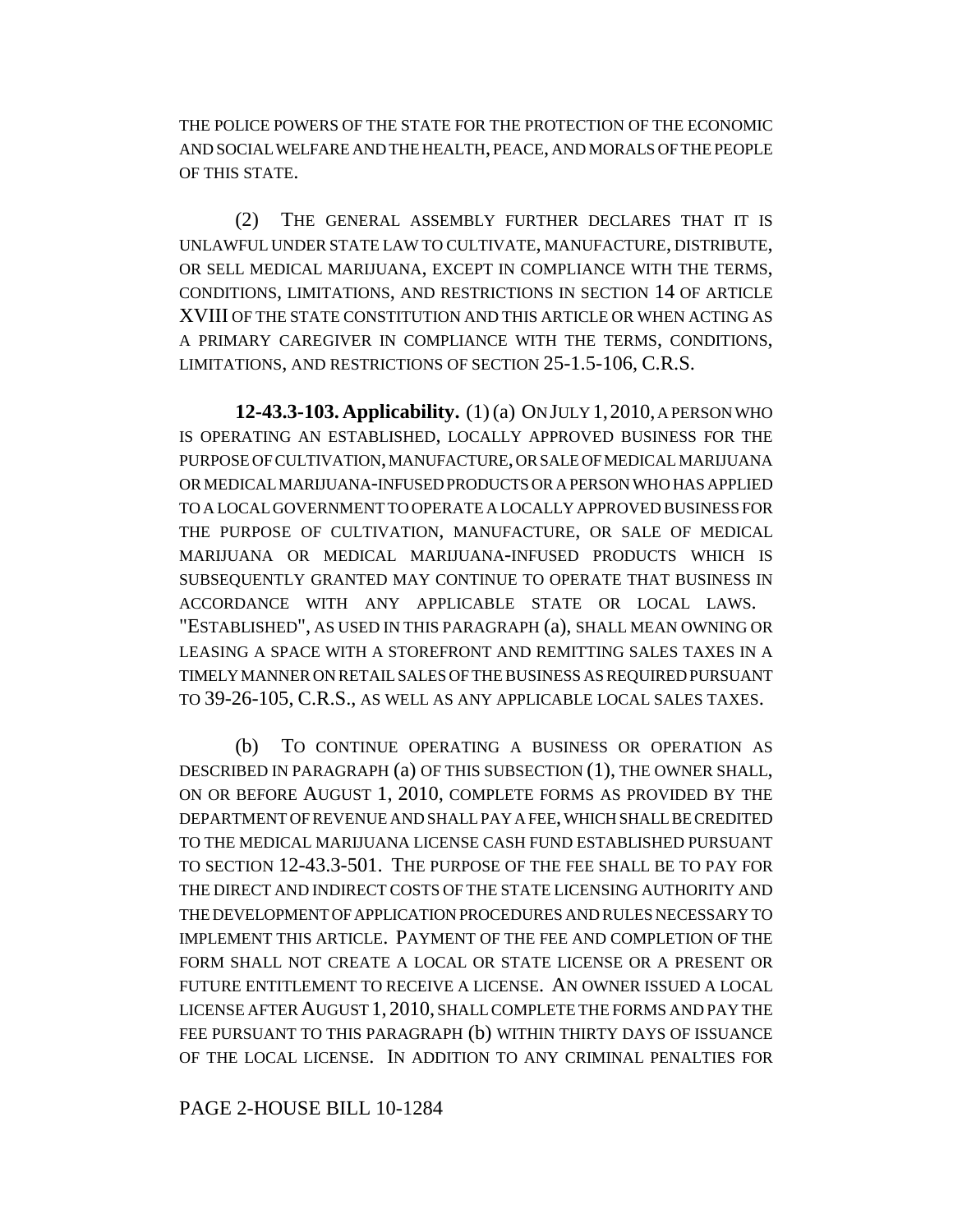THE POLICE POWERS OF THE STATE FOR THE PROTECTION OF THE ECONOMIC AND SOCIAL WELFARE AND THE HEALTH, PEACE, AND MORALS OF THE PEOPLE OF THIS STATE.

(2) THE GENERAL ASSEMBLY FURTHER DECLARES THAT IT IS UNLAWFUL UNDER STATE LAW TO CULTIVATE, MANUFACTURE, DISTRIBUTE, OR SELL MEDICAL MARIJUANA, EXCEPT IN COMPLIANCE WITH THE TERMS, CONDITIONS, LIMITATIONS, AND RESTRICTIONS IN SECTION 14 OF ARTICLE XVIII OF THE STATE CONSTITUTION AND THIS ARTICLE OR WHEN ACTING AS A PRIMARY CAREGIVER IN COMPLIANCE WITH THE TERMS, CONDITIONS, LIMITATIONS, AND RESTRICTIONS OF SECTION 25-1.5-106, C.R.S.

**12-43.3-103. Applicability.** (1) (a) ON JULY 1, 2010, A PERSON WHO IS OPERATING AN ESTABLISHED, LOCALLY APPROVED BUSINESS FOR THE PURPOSE OF CULTIVATION, MANUFACTURE, OR SALE OF MEDICAL MARIJUANA OR MEDICAL MARIJUANA-INFUSED PRODUCTS OR A PERSON WHO HAS APPLIED TO A LOCAL GOVERNMENT TO OPERATE A LOCALLY APPROVED BUSINESS FOR THE PURPOSE OF CULTIVATION, MANUFACTURE, OR SALE OF MEDICAL MARIJUANA OR MEDICAL MARIJUANA-INFUSED PRODUCTS WHICH IS SUBSEQUENTLY GRANTED MAY CONTINUE TO OPERATE THAT BUSINESS IN ACCORDANCE WITH ANY APPLICABLE STATE OR LOCAL LAWS. "ESTABLISHED", AS USED IN THIS PARAGRAPH (a), SHALL MEAN OWNING OR LEASING A SPACE WITH A STOREFRONT AND REMITTING SALES TAXES IN A TIMELY MANNER ON RETAIL SALES OF THE BUSINESS AS REQUIRED PURSUANT TO 39-26-105, C.R.S., AS WELL AS ANY APPLICABLE LOCAL SALES TAXES.

(b) TO CONTINUE OPERATING A BUSINESS OR OPERATION AS DESCRIBED IN PARAGRAPH (a) OF THIS SUBSECTION (1), THE OWNER SHALL, ON OR BEFORE AUGUST 1, 2010, COMPLETE FORMS AS PROVIDED BY THE DEPARTMENT OF REVENUE AND SHALL PAY A FEE, WHICH SHALL BE CREDITED TO THE MEDICAL MARIJUANA LICENSE CASH FUND ESTABLISHED PURSUANT TO SECTION 12-43.3-501. THE PURPOSE OF THE FEE SHALL BE TO PAY FOR THE DIRECT AND INDIRECT COSTS OF THE STATE LICENSING AUTHORITY AND THE DEVELOPMENT OF APPLICATION PROCEDURES AND RULES NECESSARY TO IMPLEMENT THIS ARTICLE. PAYMENT OF THE FEE AND COMPLETION OF THE FORM SHALL NOT CREATE A LOCAL OR STATE LICENSE OR A PRESENT OR FUTURE ENTITLEMENT TO RECEIVE A LICENSE. AN OWNER ISSUED A LOCAL LICENSE AFTER AUGUST 1, 2010, SHALL COMPLETE THE FORMS AND PAY THE FEE PURSUANT TO THIS PARAGRAPH (b) WITHIN THIRTY DAYS OF ISSUANCE OF THE LOCAL LICENSE. IN ADDITION TO ANY CRIMINAL PENALTIES FOR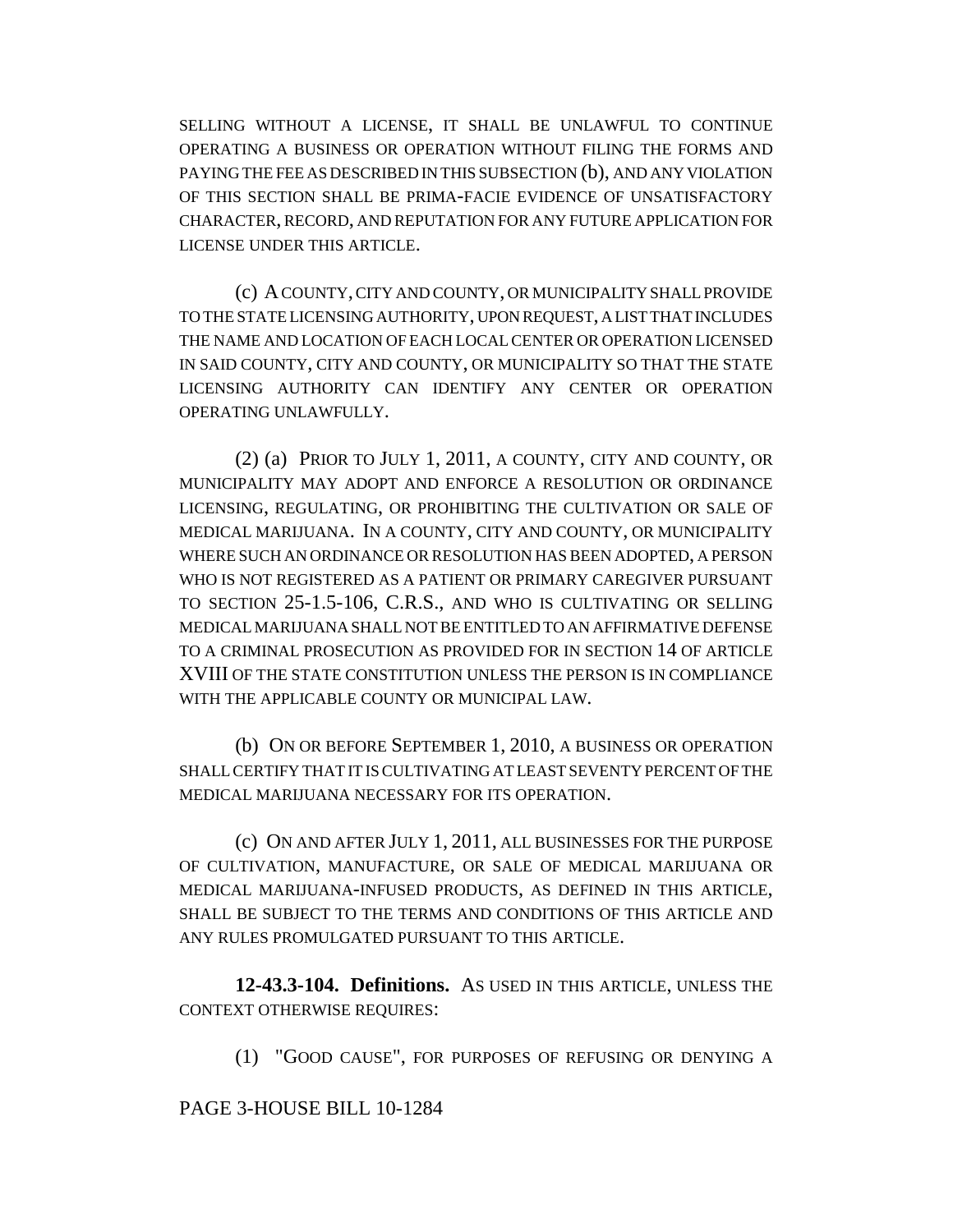SELLING WITHOUT A LICENSE, IT SHALL BE UNLAWFUL TO CONTINUE OPERATING A BUSINESS OR OPERATION WITHOUT FILING THE FORMS AND PAYING THE FEE AS DESCRIBED IN THIS SUBSECTION (b), AND ANY VIOLATION OF THIS SECTION SHALL BE PRIMA-FACIE EVIDENCE OF UNSATISFACTORY CHARACTER, RECORD, AND REPUTATION FOR ANY FUTURE APPLICATION FOR LICENSE UNDER THIS ARTICLE.

(c) A COUNTY, CITY AND COUNTY, OR MUNICIPALITY SHALL PROVIDE TO THE STATE LICENSING AUTHORITY, UPON REQUEST, A LIST THAT INCLUDES THE NAME AND LOCATION OF EACH LOCAL CENTER OR OPERATION LICENSED IN SAID COUNTY, CITY AND COUNTY, OR MUNICIPALITY SO THAT THE STATE LICENSING AUTHORITY CAN IDENTIFY ANY CENTER OR OPERATION OPERATING UNLAWFULLY.

(2) (a) PRIOR TO JULY 1, 2011, A COUNTY, CITY AND COUNTY, OR MUNICIPALITY MAY ADOPT AND ENFORCE A RESOLUTION OR ORDINANCE LICENSING, REGULATING, OR PROHIBITING THE CULTIVATION OR SALE OF MEDICAL MARIJUANA. IN A COUNTY, CITY AND COUNTY, OR MUNICIPALITY WHERE SUCH AN ORDINANCE OR RESOLUTION HAS BEEN ADOPTED, A PERSON WHO IS NOT REGISTERED AS A PATIENT OR PRIMARY CAREGIVER PURSUANT TO SECTION 25-1.5-106, C.R.S., AND WHO IS CULTIVATING OR SELLING MEDICAL MARIJUANA SHALL NOT BE ENTITLED TO AN AFFIRMATIVE DEFENSE TO A CRIMINAL PROSECUTION AS PROVIDED FOR IN SECTION 14 OF ARTICLE XVIII OF THE STATE CONSTITUTION UNLESS THE PERSON IS IN COMPLIANCE WITH THE APPLICABLE COUNTY OR MUNICIPAL LAW.

(b) ON OR BEFORE SEPTEMBER 1, 2010, A BUSINESS OR OPERATION SHALL CERTIFY THAT IT IS CULTIVATING AT LEAST SEVENTY PERCENT OF THE MEDICAL MARIJUANA NECESSARY FOR ITS OPERATION.

(c) ON AND AFTER JULY 1, 2011, ALL BUSINESSES FOR THE PURPOSE OF CULTIVATION, MANUFACTURE, OR SALE OF MEDICAL MARIJUANA OR MEDICAL MARIJUANA-INFUSED PRODUCTS, AS DEFINED IN THIS ARTICLE, SHALL BE SUBJECT TO THE TERMS AND CONDITIONS OF THIS ARTICLE AND ANY RULES PROMULGATED PURSUANT TO THIS ARTICLE.

**12-43.3-104. Definitions.** AS USED IN THIS ARTICLE, UNLESS THE CONTEXT OTHERWISE REQUIRES:

(1) "GOOD CAUSE", FOR PURPOSES OF REFUSING OR DENYING A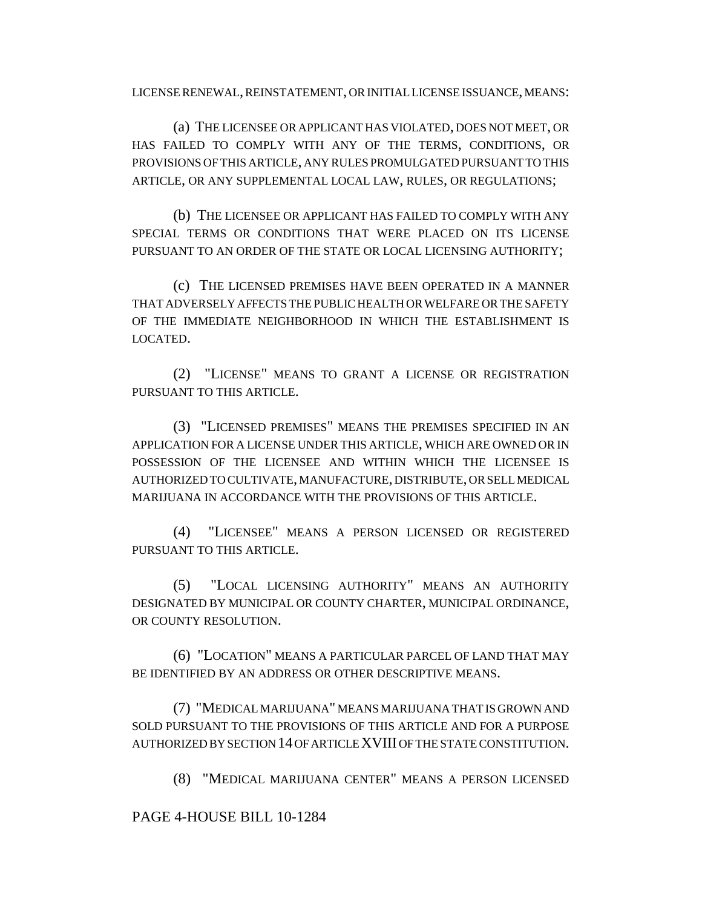LICENSE RENEWAL, REINSTATEMENT, OR INITIAL LICENSE ISSUANCE, MEANS:

(a) THE LICENSEE OR APPLICANT HAS VIOLATED, DOES NOT MEET, OR HAS FAILED TO COMPLY WITH ANY OF THE TERMS, CONDITIONS, OR PROVISIONS OF THIS ARTICLE, ANY RULES PROMULGATED PURSUANT TO THIS ARTICLE, OR ANY SUPPLEMENTAL LOCAL LAW, RULES, OR REGULATIONS;

(b) THE LICENSEE OR APPLICANT HAS FAILED TO COMPLY WITH ANY SPECIAL TERMS OR CONDITIONS THAT WERE PLACED ON ITS LICENSE PURSUANT TO AN ORDER OF THE STATE OR LOCAL LICENSING AUTHORITY;

(c) THE LICENSED PREMISES HAVE BEEN OPERATED IN A MANNER THAT ADVERSELY AFFECTS THE PUBLIC HEALTH OR WELFARE OR THE SAFETY OF THE IMMEDIATE NEIGHBORHOOD IN WHICH THE ESTABLISHMENT IS LOCATED.

(2) "LICENSE" MEANS TO GRANT A LICENSE OR REGISTRATION PURSUANT TO THIS ARTICLE.

(3) "LICENSED PREMISES" MEANS THE PREMISES SPECIFIED IN AN APPLICATION FOR A LICENSE UNDER THIS ARTICLE, WHICH ARE OWNED OR IN POSSESSION OF THE LICENSEE AND WITHIN WHICH THE LICENSEE IS AUTHORIZED TO CULTIVATE, MANUFACTURE, DISTRIBUTE, OR SELL MEDICAL MARIJUANA IN ACCORDANCE WITH THE PROVISIONS OF THIS ARTICLE.

(4) "LICENSEE" MEANS A PERSON LICENSED OR REGISTERED PURSUANT TO THIS ARTICLE.

(5) "LOCAL LICENSING AUTHORITY" MEANS AN AUTHORITY DESIGNATED BY MUNICIPAL OR COUNTY CHARTER, MUNICIPAL ORDINANCE, OR COUNTY RESOLUTION.

(6) "LOCATION" MEANS A PARTICULAR PARCEL OF LAND THAT MAY BE IDENTIFIED BY AN ADDRESS OR OTHER DESCRIPTIVE MEANS.

(7) "MEDICAL MARIJUANA" MEANS MARIJUANA THAT IS GROWN AND SOLD PURSUANT TO THE PROVISIONS OF THIS ARTICLE AND FOR A PURPOSE AUTHORIZED BY SECTION 14 OF ARTICLE XVIII OF THE STATE CONSTITUTION.

(8) "MEDICAL MARIJUANA CENTER" MEANS A PERSON LICENSED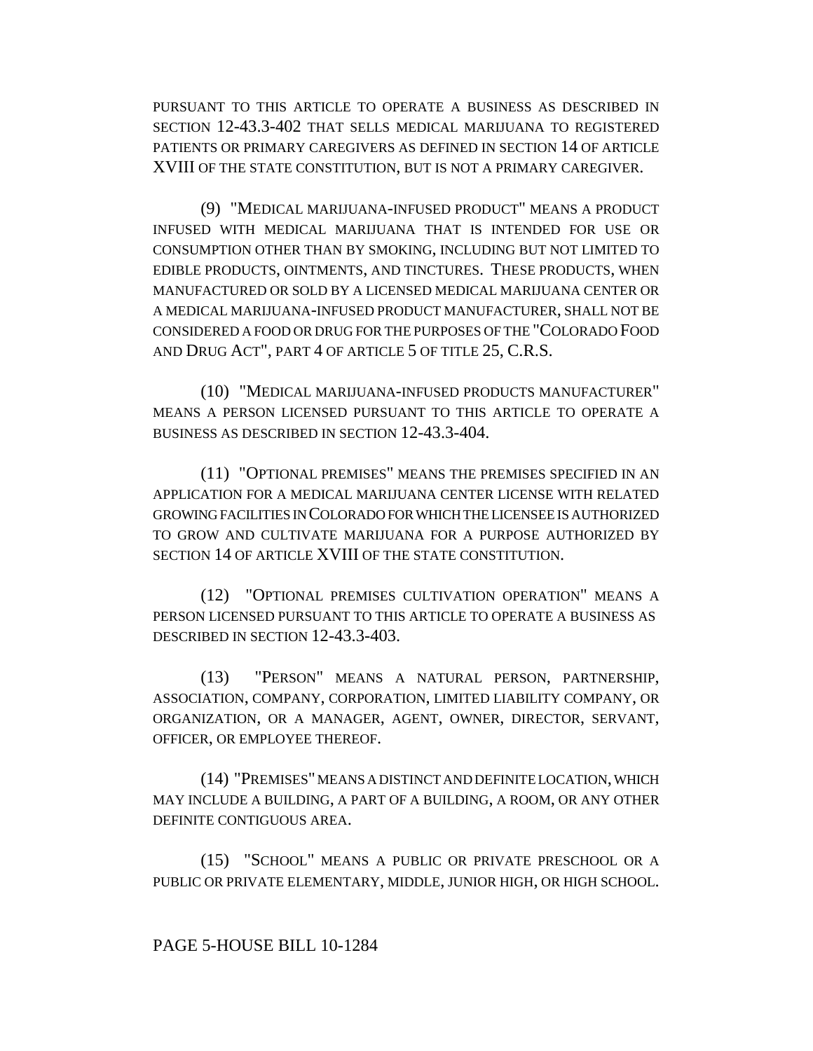PURSUANT TO THIS ARTICLE TO OPERATE A BUSINESS AS DESCRIBED IN SECTION 12-43.3-402 THAT SELLS MEDICAL MARIJUANA TO REGISTERED PATIENTS OR PRIMARY CAREGIVERS AS DEFINED IN SECTION 14 OF ARTICLE XVIII OF THE STATE CONSTITUTION, BUT IS NOT A PRIMARY CAREGIVER.

(9) "MEDICAL MARIJUANA-INFUSED PRODUCT" MEANS A PRODUCT INFUSED WITH MEDICAL MARIJUANA THAT IS INTENDED FOR USE OR CONSUMPTION OTHER THAN BY SMOKING, INCLUDING BUT NOT LIMITED TO EDIBLE PRODUCTS, OINTMENTS, AND TINCTURES. THESE PRODUCTS, WHEN MANUFACTURED OR SOLD BY A LICENSED MEDICAL MARIJUANA CENTER OR A MEDICAL MARIJUANA-INFUSED PRODUCT MANUFACTURER, SHALL NOT BE CONSIDERED A FOOD OR DRUG FOR THE PURPOSES OF THE "COLORADO FOOD AND DRUG ACT", PART 4 OF ARTICLE 5 OF TITLE 25, C.R.S.

(10) "MEDICAL MARIJUANA-INFUSED PRODUCTS MANUFACTURER" MEANS A PERSON LICENSED PURSUANT TO THIS ARTICLE TO OPERATE A BUSINESS AS DESCRIBED IN SECTION 12-43.3-404.

(11) "OPTIONAL PREMISES" MEANS THE PREMISES SPECIFIED IN AN APPLICATION FOR A MEDICAL MARIJUANA CENTER LICENSE WITH RELATED GROWING FACILITIES IN COLORADO FOR WHICH THE LICENSEE IS AUTHORIZED TO GROW AND CULTIVATE MARIJUANA FOR A PURPOSE AUTHORIZED BY SECTION 14 OF ARTICLE XVIII OF THE STATE CONSTITUTION.

(12) "OPTIONAL PREMISES CULTIVATION OPERATION" MEANS A PERSON LICENSED PURSUANT TO THIS ARTICLE TO OPERATE A BUSINESS AS DESCRIBED IN SECTION 12-43.3-403.

(13) "PERSON" MEANS A NATURAL PERSON, PARTNERSHIP, ASSOCIATION, COMPANY, CORPORATION, LIMITED LIABILITY COMPANY, OR ORGANIZATION, OR A MANAGER, AGENT, OWNER, DIRECTOR, SERVANT, OFFICER, OR EMPLOYEE THEREOF.

(14) "PREMISES" MEANS A DISTINCT AND DEFINITE LOCATION, WHICH MAY INCLUDE A BUILDING, A PART OF A BUILDING, A ROOM, OR ANY OTHER DEFINITE CONTIGUOUS AREA.

(15) "SCHOOL" MEANS A PUBLIC OR PRIVATE PRESCHOOL OR A PUBLIC OR PRIVATE ELEMENTARY, MIDDLE, JUNIOR HIGH, OR HIGH SCHOOL.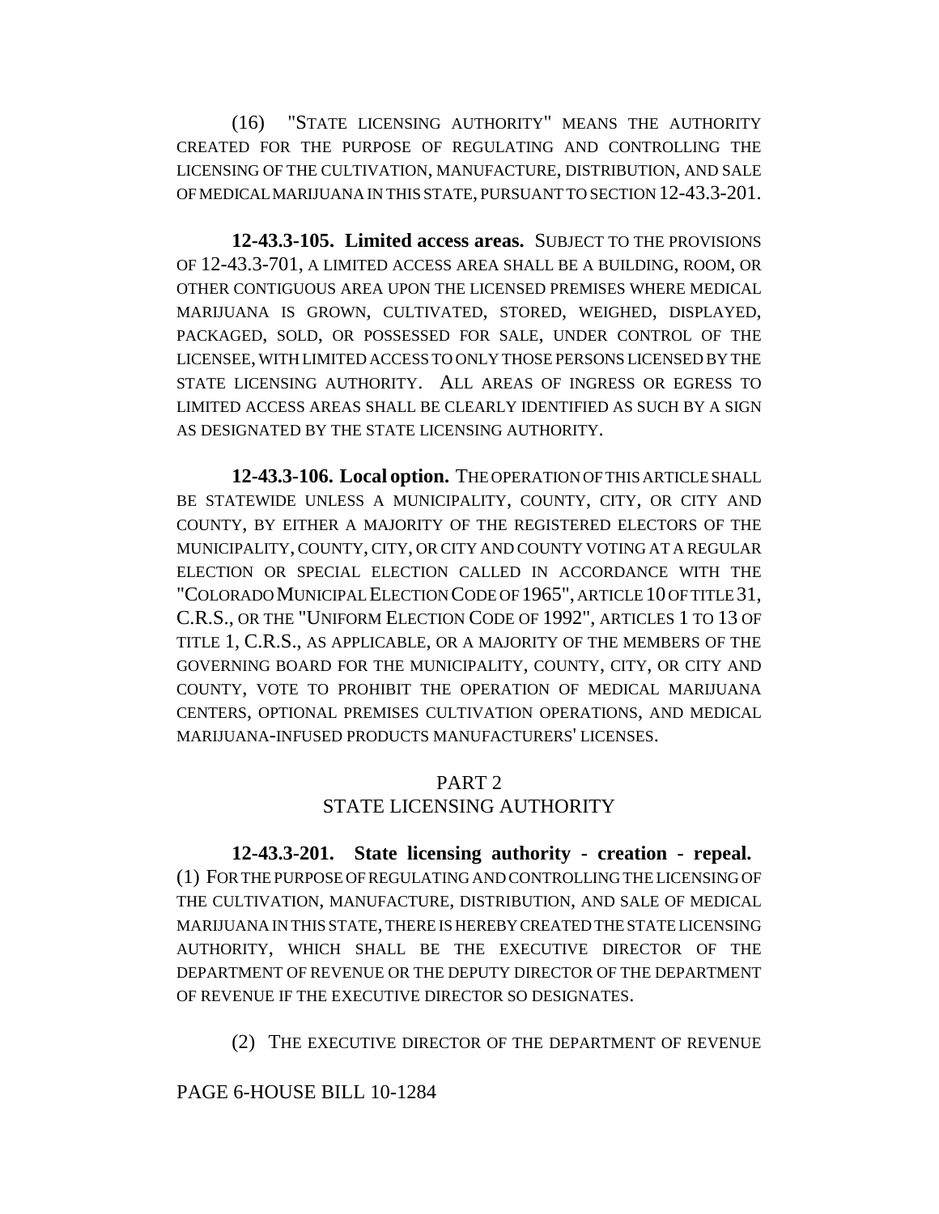(16) "STATE LICENSING AUTHORITY" MEANS THE AUTHORITY CREATED FOR THE PURPOSE OF REGULATING AND CONTROLLING THE LICENSING OF THE CULTIVATION, MANUFACTURE, DISTRIBUTION, AND SALE OF MEDICAL MARIJUANA IN THIS STATE, PURSUANT TO SECTION 12-43.3-201.

**12-43.3-105. Limited access areas.** SUBJECT TO THE PROVISIONS OF 12-43.3-701, A LIMITED ACCESS AREA SHALL BE A BUILDING, ROOM, OR OTHER CONTIGUOUS AREA UPON THE LICENSED PREMISES WHERE MEDICAL MARIJUANA IS GROWN, CULTIVATED, STORED, WEIGHED, DISPLAYED, PACKAGED, SOLD, OR POSSESSED FOR SALE, UNDER CONTROL OF THE LICENSEE, WITH LIMITED ACCESS TO ONLY THOSE PERSONS LICENSED BY THE STATE LICENSING AUTHORITY. ALL AREAS OF INGRESS OR EGRESS TO LIMITED ACCESS AREAS SHALL BE CLEARLY IDENTIFIED AS SUCH BY A SIGN AS DESIGNATED BY THE STATE LICENSING AUTHORITY.

**12-43.3-106. Local option.** THE OPERATION OF THIS ARTICLE SHALL BE STATEWIDE UNLESS A MUNICIPALITY, COUNTY, CITY, OR CITY AND COUNTY, BY EITHER A MAJORITY OF THE REGISTERED ELECTORS OF THE MUNICIPALITY, COUNTY, CITY, OR CITY AND COUNTY VOTING AT A REGULAR ELECTION OR SPECIAL ELECTION CALLED IN ACCORDANCE WITH THE "COLORADO MUNICIPAL ELECTION CODE OF 1965", ARTICLE 10 OF TITLE 31, C.R.S., OR THE "UNIFORM ELECTION CODE OF 1992", ARTICLES 1 TO 13 OF TITLE 1, C.R.S., AS APPLICABLE, OR A MAJORITY OF THE MEMBERS OF THE GOVERNING BOARD FOR THE MUNICIPALITY, COUNTY, CITY, OR CITY AND COUNTY, VOTE TO PROHIBIT THE OPERATION OF MEDICAL MARIJUANA CENTERS, OPTIONAL PREMISES CULTIVATION OPERATIONS, AND MEDICAL MARIJUANA-INFUSED PRODUCTS MANUFACTURERS' LICENSES.

## PART 2
## STATE LICENSING AUTHORITY

**12-43.3-201. State licensing authority - creation - repeal.** (1) FOR THE PURPOSE OF REGULATING AND CONTROLLING THE LICENSING OF THE CULTIVATION, MANUFACTURE, DISTRIBUTION, AND SALE OF MEDICAL MARIJUANA IN THIS STATE, THERE IS HEREBY CREATED THE STATE LICENSING AUTHORITY, WHICH SHALL BE THE EXECUTIVE DIRECTOR OF THE DEPARTMENT OF REVENUE OR THE DEPUTY DIRECTOR OF THE DEPARTMENT OF REVENUE IF THE EXECUTIVE DIRECTOR SO DESIGNATES.

(2) THE EXECUTIVE DIRECTOR OF THE DEPARTMENT OF REVENUE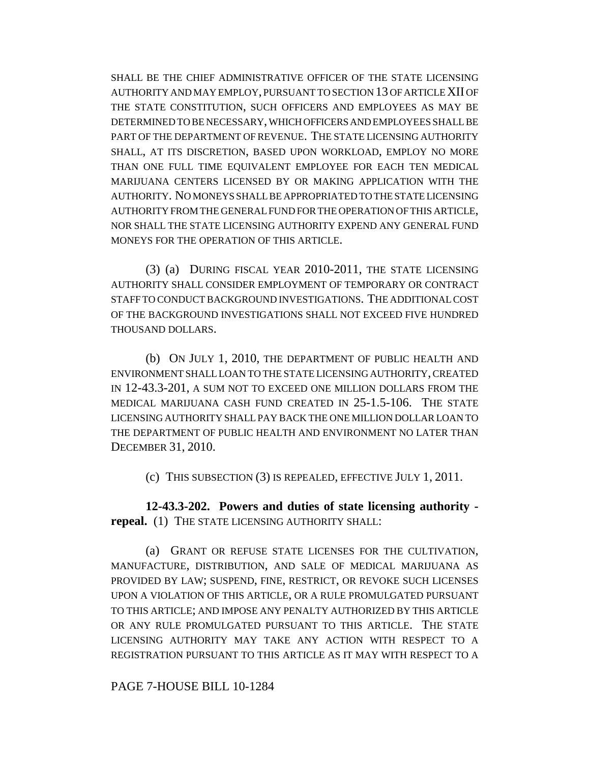SHALL BE THE CHIEF ADMINISTRATIVE OFFICER OF THE STATE LICENSING AUTHORITY AND MAY EMPLOY, PURSUANT TO SECTION 13 OF ARTICLE XII OF THE STATE CONSTITUTION, SUCH OFFICERS AND EMPLOYEES AS MAY BE DETERMINED TO BE NECESSARY, WHICH OFFICERS AND EMPLOYEES SHALL BE PART OF THE DEPARTMENT OF REVENUE. THE STATE LICENSING AUTHORITY SHALL, AT ITS DISCRETION, BASED UPON WORKLOAD, EMPLOY NO MORE THAN ONE FULL TIME EQUIVALENT EMPLOYEE FOR EACH TEN MEDICAL MARIJUANA CENTERS LICENSED BY OR MAKING APPLICATION WITH THE AUTHORITY. NO MONEYS SHALL BE APPROPRIATED TO THE STATE LICENSING AUTHORITY FROM THE GENERAL FUND FOR THE OPERATION OF THIS ARTICLE, NOR SHALL THE STATE LICENSING AUTHORITY EXPEND ANY GENERAL FUND MONEYS FOR THE OPERATION OF THIS ARTICLE.

(3) (a) DURING FISCAL YEAR 2010-2011, THE STATE LICENSING AUTHORITY SHALL CONSIDER EMPLOYMENT OF TEMPORARY OR CONTRACT STAFF TO CONDUCT BACKGROUND INVESTIGATIONS. THE ADDITIONAL COST OF THE BACKGROUND INVESTIGATIONS SHALL NOT EXCEED FIVE HUNDRED THOUSAND DOLLARS.

(b) ON JULY 1, 2010, THE DEPARTMENT OF PUBLIC HEALTH AND ENVIRONMENT SHALL LOAN TO THE STATE LICENSING AUTHORITY, CREATED IN 12-43.3-201, A SUM NOT TO EXCEED ONE MILLION DOLLARS FROM THE MEDICAL MARIJUANA CASH FUND CREATED IN 25-1.5-106. THE STATE LICENSING AUTHORITY SHALL PAY BACK THE ONE MILLION DOLLAR LOAN TO THE DEPARTMENT OF PUBLIC HEALTH AND ENVIRONMENT NO LATER THAN DECEMBER 31, 2010.

(c) THIS SUBSECTION (3) IS REPEALED, EFFECTIVE JULY 1, 2011.

**12-43.3-202. Powers and duties of state licensing authority - repeal.** (1) THE STATE LICENSING AUTHORITY SHALL:

(a) GRANT OR REFUSE STATE LICENSES FOR THE CULTIVATION, MANUFACTURE, DISTRIBUTION, AND SALE OF MEDICAL MARIJUANA AS PROVIDED BY LAW; SUSPEND, FINE, RESTRICT, OR REVOKE SUCH LICENSES UPON A VIOLATION OF THIS ARTICLE, OR A RULE PROMULGATED PURSUANT TO THIS ARTICLE; AND IMPOSE ANY PENALTY AUTHORIZED BY THIS ARTICLE OR ANY RULE PROMULGATED PURSUANT TO THIS ARTICLE. THE STATE LICENSING AUTHORITY MAY TAKE ANY ACTION WITH RESPECT TO A REGISTRATION PURSUANT TO THIS ARTICLE AS IT MAY WITH RESPECT TO A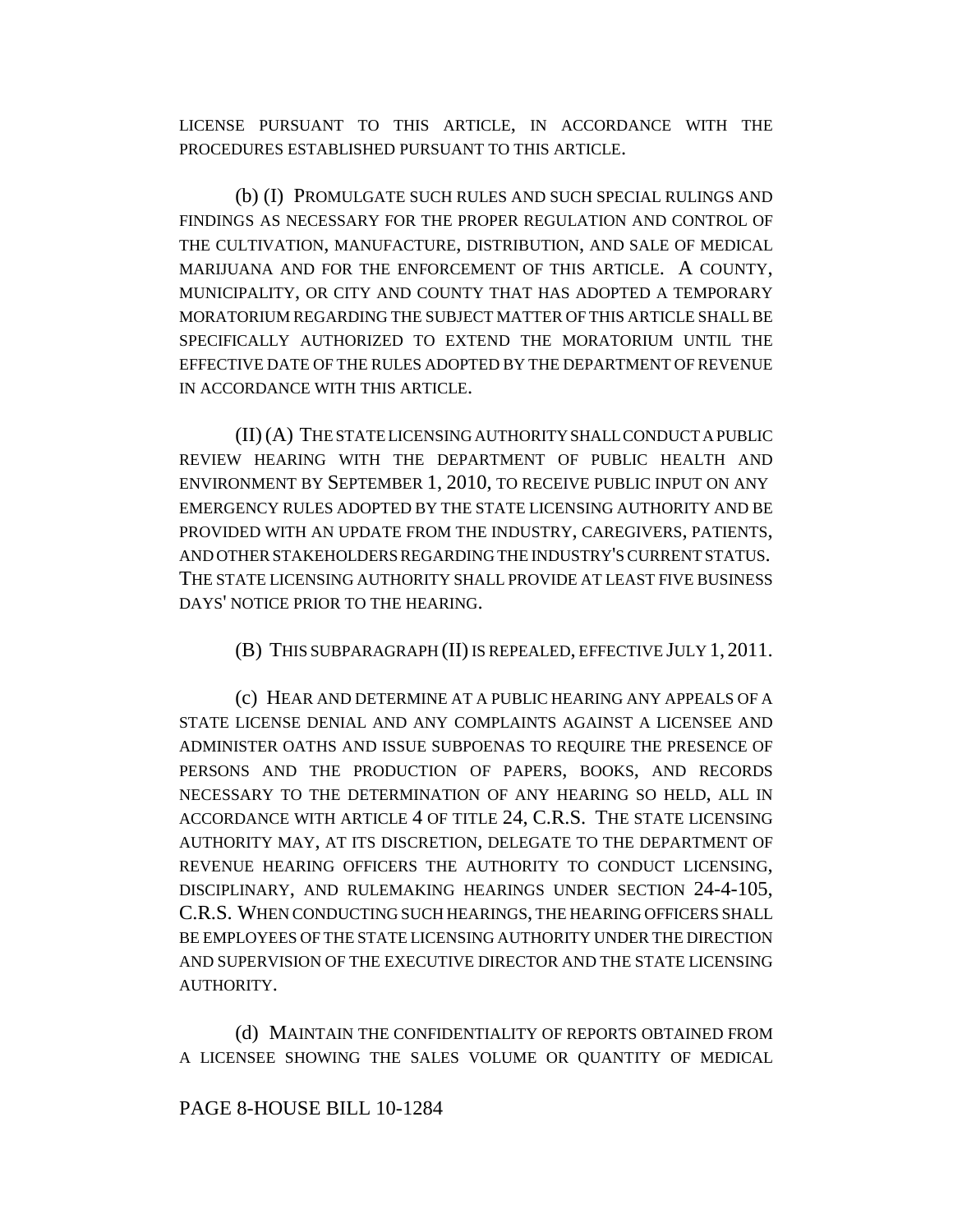LICENSE PURSUANT TO THIS ARTICLE, IN ACCORDANCE WITH THE PROCEDURES ESTABLISHED PURSUANT TO THIS ARTICLE.

(b) (I) PROMULGATE SUCH RULES AND SUCH SPECIAL RULINGS AND FINDINGS AS NECESSARY FOR THE PROPER REGULATION AND CONTROL OF THE CULTIVATION, MANUFACTURE, DISTRIBUTION, AND SALE OF MEDICAL MARIJUANA AND FOR THE ENFORCEMENT OF THIS ARTICLE. A COUNTY, MUNICIPALITY, OR CITY AND COUNTY THAT HAS ADOPTED A TEMPORARY MORATORIUM REGARDING THE SUBJECT MATTER OF THIS ARTICLE SHALL BE SPECIFICALLY AUTHORIZED TO EXTEND THE MORATORIUM UNTIL THE EFFECTIVE DATE OF THE RULES ADOPTED BY THE DEPARTMENT OF REVENUE IN ACCORDANCE WITH THIS ARTICLE.

(II) (A) THE STATE LICENSING AUTHORITY SHALL CONDUCT A PUBLIC REVIEW HEARING WITH THE DEPARTMENT OF PUBLIC HEALTH AND ENVIRONMENT BY SEPTEMBER 1, 2010, TO RECEIVE PUBLIC INPUT ON ANY EMERGENCY RULES ADOPTED BY THE STATE LICENSING AUTHORITY AND BE PROVIDED WITH AN UPDATE FROM THE INDUSTRY, CAREGIVERS, PATIENTS, AND OTHER STAKEHOLDERS REGARDING THE INDUSTRY'S CURRENT STATUS. THE STATE LICENSING AUTHORITY SHALL PROVIDE AT LEAST FIVE BUSINESS DAYS' NOTICE PRIOR TO THE HEARING.

(B) THIS SUBPARAGRAPH (II) IS REPEALED, EFFECTIVE JULY 1, 2011.

(c) HEAR AND DETERMINE AT A PUBLIC HEARING ANY APPEALS OF A STATE LICENSE DENIAL AND ANY COMPLAINTS AGAINST A LICENSEE AND ADMINISTER OATHS AND ISSUE SUBPOENAS TO REQUIRE THE PRESENCE OF PERSONS AND THE PRODUCTION OF PAPERS, BOOKS, AND RECORDS NECESSARY TO THE DETERMINATION OF ANY HEARING SO HELD, ALL IN ACCORDANCE WITH ARTICLE 4 OF TITLE 24, C.R.S. THE STATE LICENSING AUTHORITY MAY, AT ITS DISCRETION, DELEGATE TO THE DEPARTMENT OF REVENUE HEARING OFFICERS THE AUTHORITY TO CONDUCT LICENSING, DISCIPLINARY, AND RULEMAKING HEARINGS UNDER SECTION 24-4-105, C.R.S. WHEN CONDUCTING SUCH HEARINGS, THE HEARING OFFICERS SHALL BE EMPLOYEES OF THE STATE LICENSING AUTHORITY UNDER THE DIRECTION AND SUPERVISION OF THE EXECUTIVE DIRECTOR AND THE STATE LICENSING AUTHORITY.

(d) MAINTAIN THE CONFIDENTIALITY OF REPORTS OBTAINED FROM A LICENSEE SHOWING THE SALES VOLUME OR QUANTITY OF MEDICAL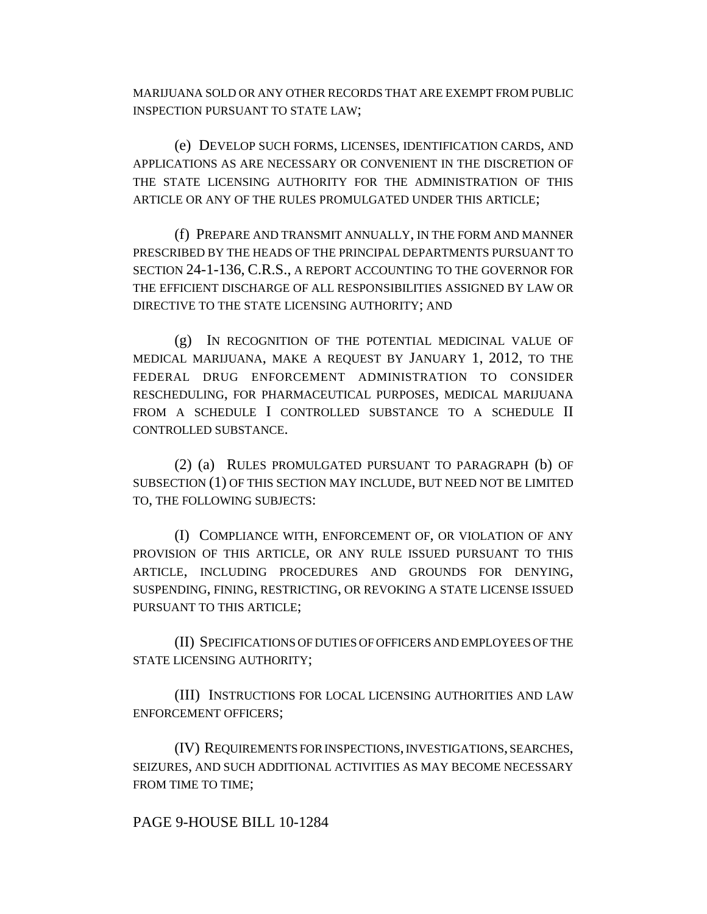MARIJUANA SOLD OR ANY OTHER RECORDS THAT ARE EXEMPT FROM PUBLIC INSPECTION PURSUANT TO STATE LAW;

(e) DEVELOP SUCH FORMS, LICENSES, IDENTIFICATION CARDS, AND APPLICATIONS AS ARE NECESSARY OR CONVENIENT IN THE DISCRETION OF THE STATE LICENSING AUTHORITY FOR THE ADMINISTRATION OF THIS ARTICLE OR ANY OF THE RULES PROMULGATED UNDER THIS ARTICLE;

(f) PREPARE AND TRANSMIT ANNUALLY, IN THE FORM AND MANNER PRESCRIBED BY THE HEADS OF THE PRINCIPAL DEPARTMENTS PURSUANT TO SECTION 24-1-136, C.R.S., A REPORT ACCOUNTING TO THE GOVERNOR FOR THE EFFICIENT DISCHARGE OF ALL RESPONSIBILITIES ASSIGNED BY LAW OR DIRECTIVE TO THE STATE LICENSING AUTHORITY; AND

(g) IN RECOGNITION OF THE POTENTIAL MEDICINAL VALUE OF MEDICAL MARIJUANA, MAKE A REQUEST BY JANUARY 1, 2012, TO THE FEDERAL DRUG ENFORCEMENT ADMINISTRATION TO CONSIDER RESCHEDULING, FOR PHARMACEUTICAL PURPOSES, MEDICAL MARIJUANA FROM A SCHEDULE I CONTROLLED SUBSTANCE TO A SCHEDULE II CONTROLLED SUBSTANCE.

(2) (a) RULES PROMULGATED PURSUANT TO PARAGRAPH (b) OF SUBSECTION (1) OF THIS SECTION MAY INCLUDE, BUT NEED NOT BE LIMITED TO, THE FOLLOWING SUBJECTS:

(I) COMPLIANCE WITH, ENFORCEMENT OF, OR VIOLATION OF ANY PROVISION OF THIS ARTICLE, OR ANY RULE ISSUED PURSUANT TO THIS ARTICLE, INCLUDING PROCEDURES AND GROUNDS FOR DENYING, SUSPENDING, FINING, RESTRICTING, OR REVOKING A STATE LICENSE ISSUED PURSUANT TO THIS ARTICLE;

(II) SPECIFICATIONS OF DUTIES OF OFFICERS AND EMPLOYEES OF THE STATE LICENSING AUTHORITY;

(III) INSTRUCTIONS FOR LOCAL LICENSING AUTHORITIES AND LAW ENFORCEMENT OFFICERS;

(IV) REQUIREMENTS FOR INSPECTIONS, INVESTIGATIONS, SEARCHES, SEIZURES, AND SUCH ADDITIONAL ACTIVITIES AS MAY BECOME NECESSARY FROM TIME TO TIME;

PAGE 9-HOUSE BILL 10-1284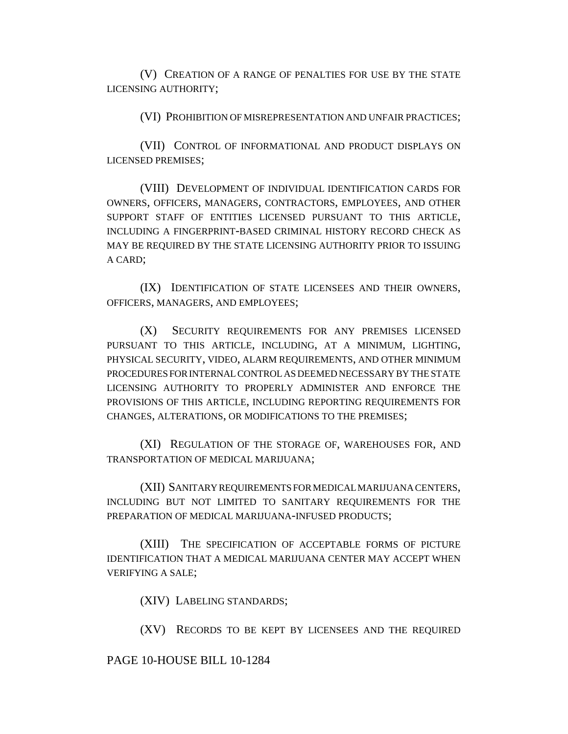(V) CREATION OF A RANGE OF PENALTIES FOR USE BY THE STATE LICENSING AUTHORITY;

(VI) PROHIBITION OF MISREPRESENTATION AND UNFAIR PRACTICES;

(VII) CONTROL OF INFORMATIONAL AND PRODUCT DISPLAYS ON LICENSED PREMISES;

(VIII) DEVELOPMENT OF INDIVIDUAL IDENTIFICATION CARDS FOR OWNERS, OFFICERS, MANAGERS, CONTRACTORS, EMPLOYEES, AND OTHER SUPPORT STAFF OF ENTITIES LICENSED PURSUANT TO THIS ARTICLE, INCLUDING A FINGERPRINT-BASED CRIMINAL HISTORY RECORD CHECK AS MAY BE REQUIRED BY THE STATE LICENSING AUTHORITY PRIOR TO ISSUING A CARD;

(IX) IDENTIFICATION OF STATE LICENSEES AND THEIR OWNERS, OFFICERS, MANAGERS, AND EMPLOYEES;

(X) SECURITY REQUIREMENTS FOR ANY PREMISES LICENSED PURSUANT TO THIS ARTICLE, INCLUDING, AT A MINIMUM, LIGHTING, PHYSICAL SECURITY, VIDEO, ALARM REQUIREMENTS, AND OTHER MINIMUM PROCEDURES FOR INTERNAL CONTROL AS DEEMED NECESSARY BY THE STATE LICENSING AUTHORITY TO PROPERLY ADMINISTER AND ENFORCE THE PROVISIONS OF THIS ARTICLE, INCLUDING REPORTING REQUIREMENTS FOR CHANGES, ALTERATIONS, OR MODIFICATIONS TO THE PREMISES;

(XI) REGULATION OF THE STORAGE OF, WAREHOUSES FOR, AND TRANSPORTATION OF MEDICAL MARIJUANA;

(XII) SANITARY REQUIREMENTS FOR MEDICAL MARIJUANA CENTERS, INCLUDING BUT NOT LIMITED TO SANITARY REQUIREMENTS FOR THE PREPARATION OF MEDICAL MARIJUANA-INFUSED PRODUCTS;

(XIII) THE SPECIFICATION OF ACCEPTABLE FORMS OF PICTURE IDENTIFICATION THAT A MEDICAL MARIJUANA CENTER MAY ACCEPT WHEN VERIFYING A SALE;

(XIV) LABELING STANDARDS;

(XV) RECORDS TO BE KEPT BY LICENSEES AND THE REQUIRED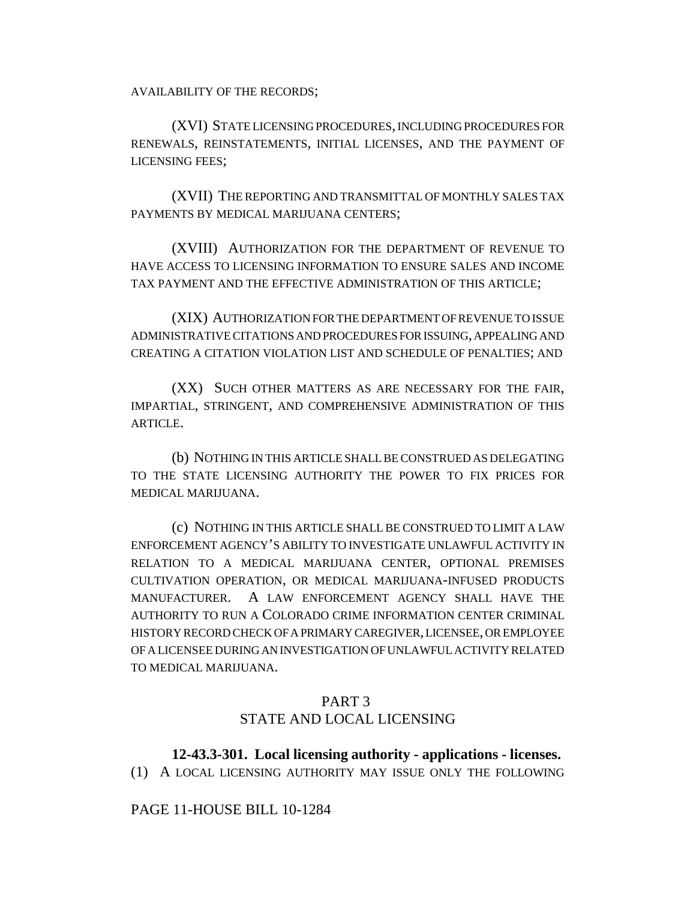AVAILABILITY OF THE RECORDS;

(XVI) STATE LICENSING PROCEDURES, INCLUDING PROCEDURES FOR RENEWALS, REINSTATEMENTS, INITIAL LICENSES, AND THE PAYMENT OF LICENSING FEES;

(XVII) THE REPORTING AND TRANSMITTAL OF MONTHLY SALES TAX PAYMENTS BY MEDICAL MARIJUANA CENTERS;

(XVIII) AUTHORIZATION FOR THE DEPARTMENT OF REVENUE TO HAVE ACCESS TO LICENSING INFORMATION TO ENSURE SALES AND INCOME TAX PAYMENT AND THE EFFECTIVE ADMINISTRATION OF THIS ARTICLE;

(XIX) AUTHORIZATION FOR THE DEPARTMENT OF REVENUE TO ISSUE ADMINISTRATIVE CITATIONS AND PROCEDURES FOR ISSUING, APPEALING AND CREATING A CITATION VIOLATION LIST AND SCHEDULE OF PENALTIES; AND

(XX) SUCH OTHER MATTERS AS ARE NECESSARY FOR THE FAIR, IMPARTIAL, STRINGENT, AND COMPREHENSIVE ADMINISTRATION OF THIS ARTICLE.

(b) NOTHING IN THIS ARTICLE SHALL BE CONSTRUED AS DELEGATING TO THE STATE LICENSING AUTHORITY THE POWER TO FIX PRICES FOR MEDICAL MARIJUANA.

(c) NOTHING IN THIS ARTICLE SHALL BE CONSTRUED TO LIMIT A LAW ENFORCEMENT AGENCY'S ABILITY TO INVESTIGATE UNLAWFUL ACTIVITY IN RELATION TO A MEDICAL MARIJUANA CENTER, OPTIONAL PREMISES CULTIVATION OPERATION, OR MEDICAL MARIJUANA-INFUSED PRODUCTS MANUFACTURER. A LAW ENFORCEMENT AGENCY SHALL HAVE THE AUTHORITY TO RUN A COLORADO CRIME INFORMATION CENTER CRIMINAL HISTORY RECORD CHECK OF A PRIMARY CAREGIVER, LICENSEE, OR EMPLOYEE OF A LICENSEE DURING AN INVESTIGATION OF UNLAWFUL ACTIVITY RELATED TO MEDICAL MARIJUANA.

## PART 3
## STATE AND LOCAL LICENSING

**12-43.3-301. Local licensing authority - applications - licenses.** (1) A LOCAL LICENSING AUTHORITY MAY ISSUE ONLY THE FOLLOWING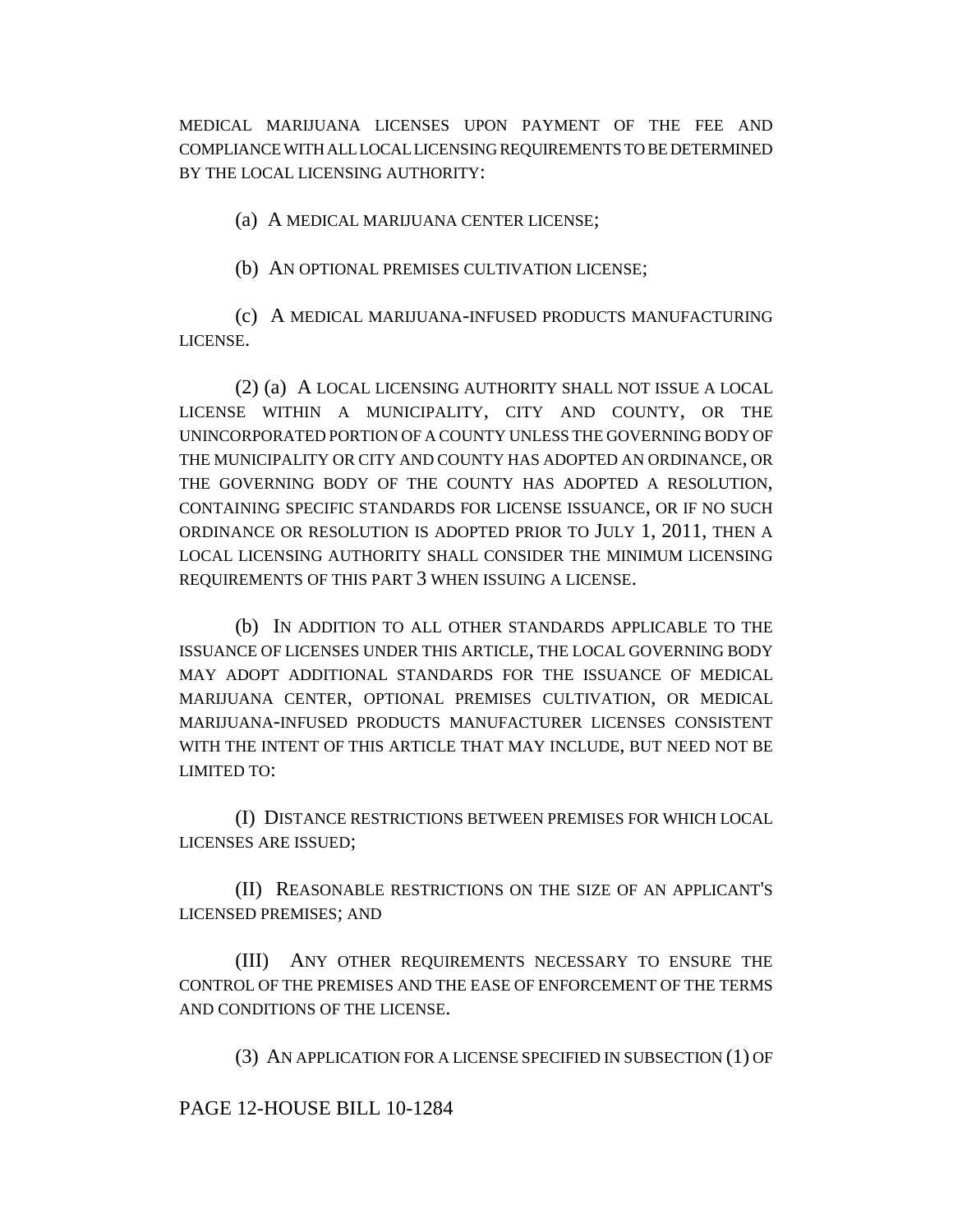MEDICAL MARIJUANA LICENSES UPON PAYMENT OF THE FEE AND COMPLIANCE WITH ALL LOCAL LICENSING REQUIREMENTS TO BE DETERMINED BY THE LOCAL LICENSING AUTHORITY:

(a) A MEDICAL MARIJUANA CENTER LICENSE;

(b) AN OPTIONAL PREMISES CULTIVATION LICENSE;

(c) A MEDICAL MARIJUANA-INFUSED PRODUCTS MANUFACTURING LICENSE.

(2) (a) A LOCAL LICENSING AUTHORITY SHALL NOT ISSUE A LOCAL LICENSE WITHIN A MUNICIPALITY, CITY AND COUNTY, OR THE UNINCORPORATED PORTION OF A COUNTY UNLESS THE GOVERNING BODY OF THE MUNICIPALITY OR CITY AND COUNTY HAS ADOPTED AN ORDINANCE, OR THE GOVERNING BODY OF THE COUNTY HAS ADOPTED A RESOLUTION, CONTAINING SPECIFIC STANDARDS FOR LICENSE ISSUANCE, OR IF NO SUCH ORDINANCE OR RESOLUTION IS ADOPTED PRIOR TO JULY 1, 2011, THEN A LOCAL LICENSING AUTHORITY SHALL CONSIDER THE MINIMUM LICENSING REQUIREMENTS OF THIS PART 3 WHEN ISSUING A LICENSE.

(b) IN ADDITION TO ALL OTHER STANDARDS APPLICABLE TO THE ISSUANCE OF LICENSES UNDER THIS ARTICLE, THE LOCAL GOVERNING BODY MAY ADOPT ADDITIONAL STANDARDS FOR THE ISSUANCE OF MEDICAL MARIJUANA CENTER, OPTIONAL PREMISES CULTIVATION, OR MEDICAL MARIJUANA-INFUSED PRODUCTS MANUFACTURER LICENSES CONSISTENT WITH THE INTENT OF THIS ARTICLE THAT MAY INCLUDE, BUT NEED NOT BE LIMITED TO:

(I) DISTANCE RESTRICTIONS BETWEEN PREMISES FOR WHICH LOCAL LICENSES ARE ISSUED;

(II) REASONABLE RESTRICTIONS ON THE SIZE OF AN APPLICANT'S LICENSED PREMISES; AND

(III) ANY OTHER REQUIREMENTS NECESSARY TO ENSURE THE CONTROL OF THE PREMISES AND THE EASE OF ENFORCEMENT OF THE TERMS AND CONDITIONS OF THE LICENSE.

(3) AN APPLICATION FOR A LICENSE SPECIFIED IN SUBSECTION (1) OF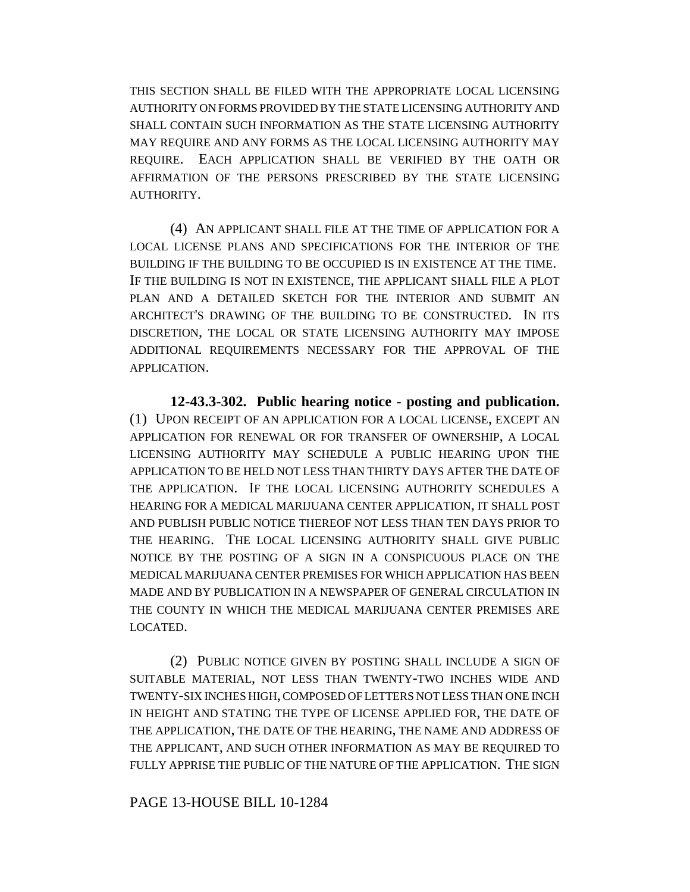THIS SECTION SHALL BE FILED WITH THE APPROPRIATE LOCAL LICENSING AUTHORITY ON FORMS PROVIDED BY THE STATE LICENSING AUTHORITY AND SHALL CONTAIN SUCH INFORMATION AS THE STATE LICENSING AUTHORITY MAY REQUIRE AND ANY FORMS AS THE LOCAL LICENSING AUTHORITY MAY REQUIRE. EACH APPLICATION SHALL BE VERIFIED BY THE OATH OR AFFIRMATION OF THE PERSONS PRESCRIBED BY THE STATE LICENSING AUTHORITY.

(4) AN APPLICANT SHALL FILE AT THE TIME OF APPLICATION FOR A LOCAL LICENSE PLANS AND SPECIFICATIONS FOR THE INTERIOR OF THE BUILDING IF THE BUILDING TO BE OCCUPIED IS IN EXISTENCE AT THE TIME. IF THE BUILDING IS NOT IN EXISTENCE, THE APPLICANT SHALL FILE A PLOT PLAN AND A DETAILED SKETCH FOR THE INTERIOR AND SUBMIT AN ARCHITECT'S DRAWING OF THE BUILDING TO BE CONSTRUCTED. IN ITS DISCRETION, THE LOCAL OR STATE LICENSING AUTHORITY MAY IMPOSE ADDITIONAL REQUIREMENTS NECESSARY FOR THE APPROVAL OF THE APPLICATION.

**12-43.3-302. Public hearing notice - posting and publication.** (1) UPON RECEIPT OF AN APPLICATION FOR A LOCAL LICENSE, EXCEPT AN APPLICATION FOR RENEWAL OR FOR TRANSFER OF OWNERSHIP, A LOCAL LICENSING AUTHORITY MAY SCHEDULE A PUBLIC HEARING UPON THE APPLICATION TO BE HELD NOT LESS THAN THIRTY DAYS AFTER THE DATE OF THE APPLICATION. IF THE LOCAL LICENSING AUTHORITY SCHEDULES A HEARING FOR A MEDICAL MARIJUANA CENTER APPLICATION, IT SHALL POST AND PUBLISH PUBLIC NOTICE THEREOF NOT LESS THAN TEN DAYS PRIOR TO THE HEARING. THE LOCAL LICENSING AUTHORITY SHALL GIVE PUBLIC NOTICE BY THE POSTING OF A SIGN IN A CONSPICUOUS PLACE ON THE MEDICAL MARIJUANA CENTER PREMISES FOR WHICH APPLICATION HAS BEEN MADE AND BY PUBLICATION IN A NEWSPAPER OF GENERAL CIRCULATION IN THE COUNTY IN WHICH THE MEDICAL MARIJUANA CENTER PREMISES ARE LOCATED.

(2) PUBLIC NOTICE GIVEN BY POSTING SHALL INCLUDE A SIGN OF SUITABLE MATERIAL, NOT LESS THAN TWENTY-TWO INCHES WIDE AND TWENTY-SIX INCHES HIGH, COMPOSED OF LETTERS NOT LESS THAN ONE INCH IN HEIGHT AND STATING THE TYPE OF LICENSE APPLIED FOR, THE DATE OF THE APPLICATION, THE DATE OF THE HEARING, THE NAME AND ADDRESS OF THE APPLICANT, AND SUCH OTHER INFORMATION AS MAY BE REQUIRED TO FULLY APPRISE THE PUBLIC OF THE NATURE OF THE APPLICATION. THE SIGN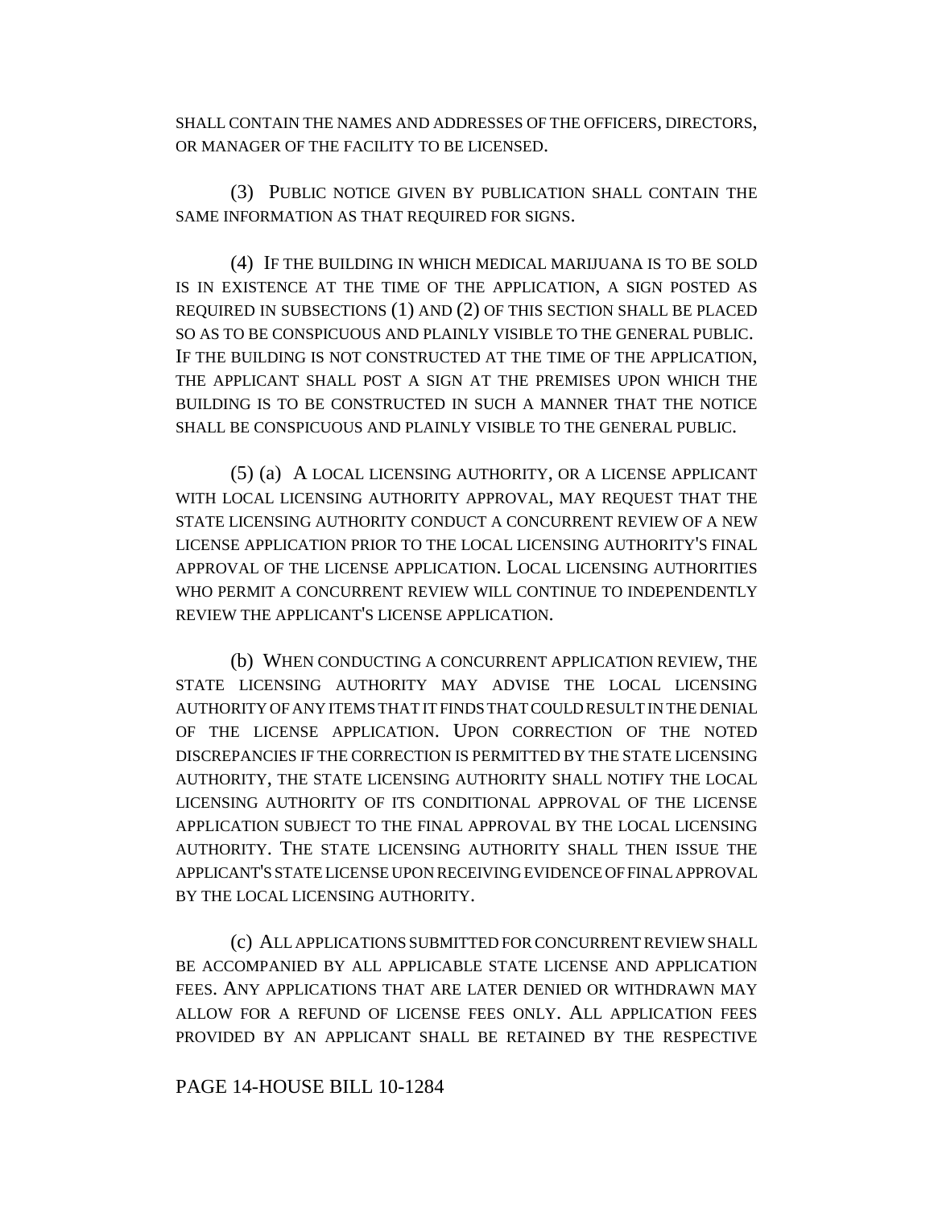SHALL CONTAIN THE NAMES AND ADDRESSES OF THE OFFICERS, DIRECTORS, OR MANAGER OF THE FACILITY TO BE LICENSED.

(3) PUBLIC NOTICE GIVEN BY PUBLICATION SHALL CONTAIN THE SAME INFORMATION AS THAT REQUIRED FOR SIGNS.

(4) IF THE BUILDING IN WHICH MEDICAL MARIJUANA IS TO BE SOLD IS IN EXISTENCE AT THE TIME OF THE APPLICATION, A SIGN POSTED AS REQUIRED IN SUBSECTIONS (1) AND (2) OF THIS SECTION SHALL BE PLACED SO AS TO BE CONSPICUOUS AND PLAINLY VISIBLE TO THE GENERAL PUBLIC. IF THE BUILDING IS NOT CONSTRUCTED AT THE TIME OF THE APPLICATION, THE APPLICANT SHALL POST A SIGN AT THE PREMISES UPON WHICH THE BUILDING IS TO BE CONSTRUCTED IN SUCH A MANNER THAT THE NOTICE SHALL BE CONSPICUOUS AND PLAINLY VISIBLE TO THE GENERAL PUBLIC.

(5) (a) A LOCAL LICENSING AUTHORITY, OR A LICENSE APPLICANT WITH LOCAL LICENSING AUTHORITY APPROVAL, MAY REQUEST THAT THE STATE LICENSING AUTHORITY CONDUCT A CONCURRENT REVIEW OF A NEW LICENSE APPLICATION PRIOR TO THE LOCAL LICENSING AUTHORITY'S FINAL APPROVAL OF THE LICENSE APPLICATION. LOCAL LICENSING AUTHORITIES WHO PERMIT A CONCURRENT REVIEW WILL CONTINUE TO INDEPENDENTLY REVIEW THE APPLICANT'S LICENSE APPLICATION.

(b) WHEN CONDUCTING A CONCURRENT APPLICATION REVIEW, THE STATE LICENSING AUTHORITY MAY ADVISE THE LOCAL LICENSING AUTHORITY OF ANY ITEMS THAT IT FINDS THAT COULD RESULT IN THE DENIAL OF THE LICENSE APPLICATION. UPON CORRECTION OF THE NOTED DISCREPANCIES IF THE CORRECTION IS PERMITTED BY THE STATE LICENSING AUTHORITY, THE STATE LICENSING AUTHORITY SHALL NOTIFY THE LOCAL LICENSING AUTHORITY OF ITS CONDITIONAL APPROVAL OF THE LICENSE APPLICATION SUBJECT TO THE FINAL APPROVAL BY THE LOCAL LICENSING AUTHORITY. THE STATE LICENSING AUTHORITY SHALL THEN ISSUE THE APPLICANT'S STATE LICENSE UPON RECEIVING EVIDENCE OF FINAL APPROVAL BY THE LOCAL LICENSING AUTHORITY.

(c) ALL APPLICATIONS SUBMITTED FOR CONCURRENT REVIEW SHALL BE ACCOMPANIED BY ALL APPLICABLE STATE LICENSE AND APPLICATION FEES. ANY APPLICATIONS THAT ARE LATER DENIED OR WITHDRAWN MAY ALLOW FOR A REFUND OF LICENSE FEES ONLY. ALL APPLICATION FEES PROVIDED BY AN APPLICANT SHALL BE RETAINED BY THE RESPECTIVE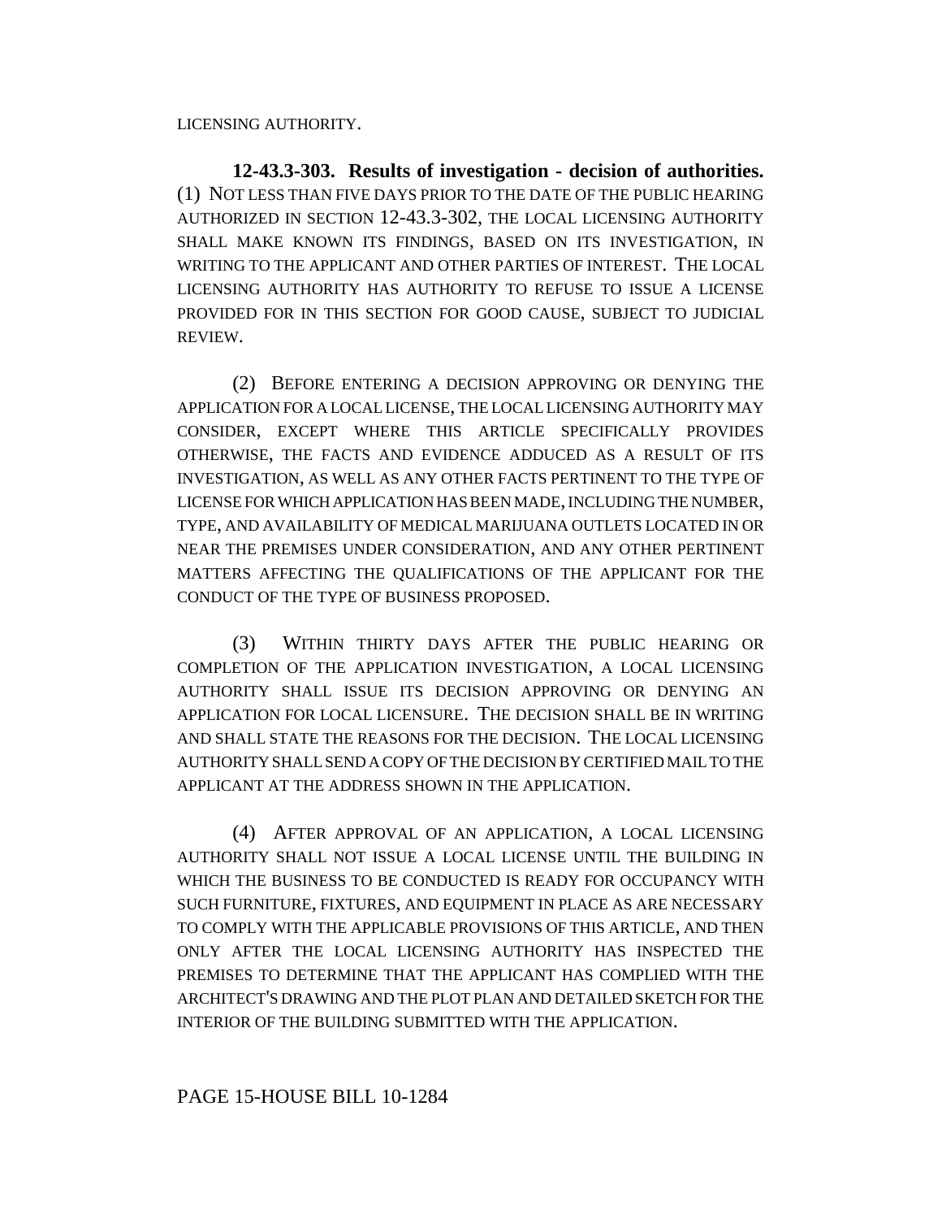LICENSING AUTHORITY.

**12-43.3-303. Results of investigation - decision of authorities.** (1) NOT LESS THAN FIVE DAYS PRIOR TO THE DATE OF THE PUBLIC HEARING AUTHORIZED IN SECTION 12-43.3-302, THE LOCAL LICENSING AUTHORITY SHALL MAKE KNOWN ITS FINDINGS, BASED ON ITS INVESTIGATION, IN WRITING TO THE APPLICANT AND OTHER PARTIES OF INTEREST. THE LOCAL LICENSING AUTHORITY HAS AUTHORITY TO REFUSE TO ISSUE A LICENSE PROVIDED FOR IN THIS SECTION FOR GOOD CAUSE, SUBJECT TO JUDICIAL REVIEW.

(2) BEFORE ENTERING A DECISION APPROVING OR DENYING THE APPLICATION FOR A LOCAL LICENSE, THE LOCAL LICENSING AUTHORITY MAY CONSIDER, EXCEPT WHERE THIS ARTICLE SPECIFICALLY PROVIDES OTHERWISE, THE FACTS AND EVIDENCE ADDUCED AS A RESULT OF ITS INVESTIGATION, AS WELL AS ANY OTHER FACTS PERTINENT TO THE TYPE OF LICENSE FOR WHICH APPLICATION HAS BEEN MADE, INCLUDING THE NUMBER, TYPE, AND AVAILABILITY OF MEDICAL MARIJUANA OUTLETS LOCATED IN OR NEAR THE PREMISES UNDER CONSIDERATION, AND ANY OTHER PERTINENT MATTERS AFFECTING THE QUALIFICATIONS OF THE APPLICANT FOR THE CONDUCT OF THE TYPE OF BUSINESS PROPOSED.

(3) WITHIN THIRTY DAYS AFTER THE PUBLIC HEARING OR COMPLETION OF THE APPLICATION INVESTIGATION, A LOCAL LICENSING AUTHORITY SHALL ISSUE ITS DECISION APPROVING OR DENYING AN APPLICATION FOR LOCAL LICENSURE. THE DECISION SHALL BE IN WRITING AND SHALL STATE THE REASONS FOR THE DECISION. THE LOCAL LICENSING AUTHORITY SHALL SEND A COPY OF THE DECISION BY CERTIFIED MAIL TO THE APPLICANT AT THE ADDRESS SHOWN IN THE APPLICATION.

(4) AFTER APPROVAL OF AN APPLICATION, A LOCAL LICENSING AUTHORITY SHALL NOT ISSUE A LOCAL LICENSE UNTIL THE BUILDING IN WHICH THE BUSINESS TO BE CONDUCTED IS READY FOR OCCUPANCY WITH SUCH FURNITURE, FIXTURES, AND EQUIPMENT IN PLACE AS ARE NECESSARY TO COMPLY WITH THE APPLICABLE PROVISIONS OF THIS ARTICLE, AND THEN ONLY AFTER THE LOCAL LICENSING AUTHORITY HAS INSPECTED THE PREMISES TO DETERMINE THAT THE APPLICANT HAS COMPLIED WITH THE ARCHITECT'S DRAWING AND THE PLOT PLAN AND DETAILED SKETCH FOR THE INTERIOR OF THE BUILDING SUBMITTED WITH THE APPLICATION.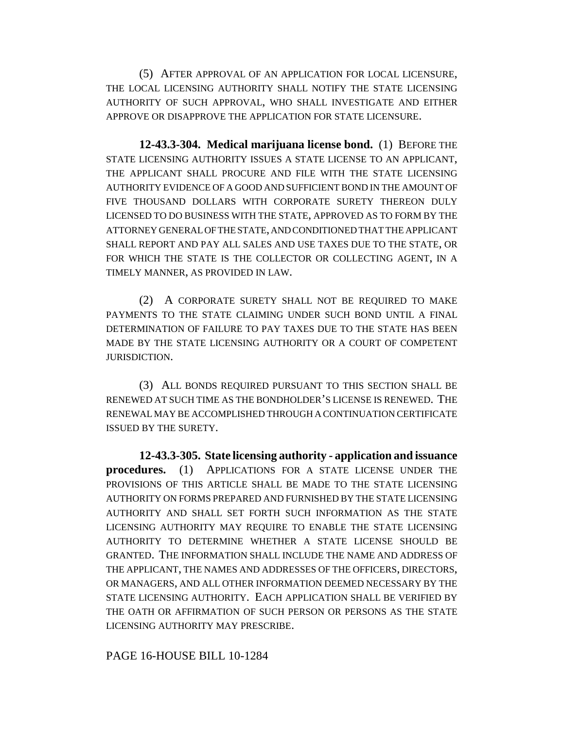(5) AFTER APPROVAL OF AN APPLICATION FOR LOCAL LICENSURE, THE LOCAL LICENSING AUTHORITY SHALL NOTIFY THE STATE LICENSING AUTHORITY OF SUCH APPROVAL, WHO SHALL INVESTIGATE AND EITHER APPROVE OR DISAPPROVE THE APPLICATION FOR STATE LICENSURE.

**12-43.3-304. Medical marijuana license bond.** (1) BEFORE THE STATE LICENSING AUTHORITY ISSUES A STATE LICENSE TO AN APPLICANT, THE APPLICANT SHALL PROCURE AND FILE WITH THE STATE LICENSING AUTHORITY EVIDENCE OF A GOOD AND SUFFICIENT BOND IN THE AMOUNT OF FIVE THOUSAND DOLLARS WITH CORPORATE SURETY THEREON DULY LICENSED TO DO BUSINESS WITH THE STATE, APPROVED AS TO FORM BY THE ATTORNEY GENERAL OF THE STATE, AND CONDITIONED THAT THE APPLICANT SHALL REPORT AND PAY ALL SALES AND USE TAXES DUE TO THE STATE, OR FOR WHICH THE STATE IS THE COLLECTOR OR COLLECTING AGENT, IN A TIMELY MANNER, AS PROVIDED IN LAW.

(2) A CORPORATE SURETY SHALL NOT BE REQUIRED TO MAKE PAYMENTS TO THE STATE CLAIMING UNDER SUCH BOND UNTIL A FINAL DETERMINATION OF FAILURE TO PAY TAXES DUE TO THE STATE HAS BEEN MADE BY THE STATE LICENSING AUTHORITY OR A COURT OF COMPETENT JURISDICTION.

(3) ALL BONDS REQUIRED PURSUANT TO THIS SECTION SHALL BE RENEWED AT SUCH TIME AS THE BONDHOLDER'S LICENSE IS RENEWED. THE RENEWAL MAY BE ACCOMPLISHED THROUGH A CONTINUATION CERTIFICATE ISSUED BY THE SURETY.

**12-43.3-305. State licensing authority - application and issuance procedures.** (1) APPLICATIONS FOR A STATE LICENSE UNDER THE PROVISIONS OF THIS ARTICLE SHALL BE MADE TO THE STATE LICENSING AUTHORITY ON FORMS PREPARED AND FURNISHED BY THE STATE LICENSING AUTHORITY AND SHALL SET FORTH SUCH INFORMATION AS THE STATE LICENSING AUTHORITY MAY REQUIRE TO ENABLE THE STATE LICENSING AUTHORITY TO DETERMINE WHETHER A STATE LICENSE SHOULD BE GRANTED. THE INFORMATION SHALL INCLUDE THE NAME AND ADDRESS OF THE APPLICANT, THE NAMES AND ADDRESSES OF THE OFFICERS, DIRECTORS, OR MANAGERS, AND ALL OTHER INFORMATION DEEMED NECESSARY BY THE STATE LICENSING AUTHORITY. EACH APPLICATION SHALL BE VERIFIED BY THE OATH OR AFFIRMATION OF SUCH PERSON OR PERSONS AS THE STATE LICENSING AUTHORITY MAY PRESCRIBE.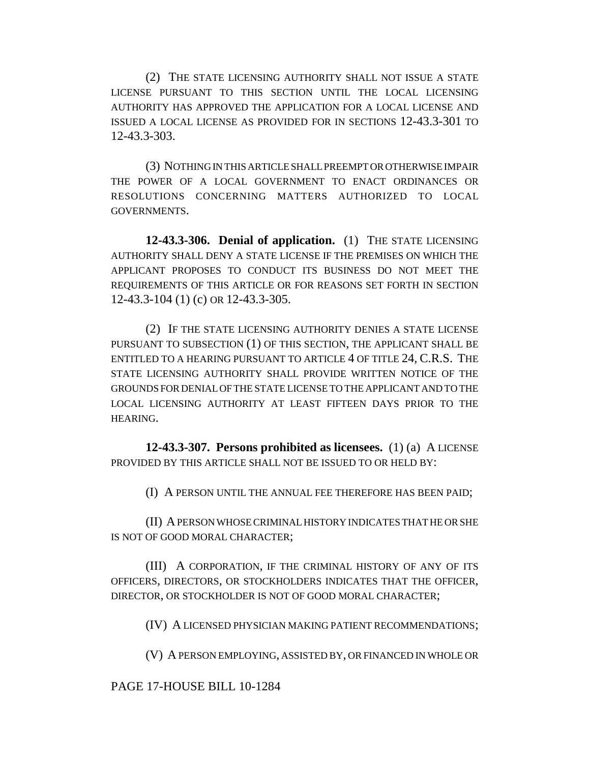(2) THE STATE LICENSING AUTHORITY SHALL NOT ISSUE A STATE LICENSE PURSUANT TO THIS SECTION UNTIL THE LOCAL LICENSING AUTHORITY HAS APPROVED THE APPLICATION FOR A LOCAL LICENSE AND ISSUED A LOCAL LICENSE AS PROVIDED FOR IN SECTIONS 12-43.3-301 TO 12-43.3-303.

(3) NOTHING IN THIS ARTICLE SHALL PREEMPT OR OTHERWISE IMPAIR THE POWER OF A LOCAL GOVERNMENT TO ENACT ORDINANCES OR RESOLUTIONS CONCERNING MATTERS AUTHORIZED TO LOCAL GOVERNMENTS.

**12-43.3-306. Denial of application.** (1) THE STATE LICENSING AUTHORITY SHALL DENY A STATE LICENSE IF THE PREMISES ON WHICH THE APPLICANT PROPOSES TO CONDUCT ITS BUSINESS DO NOT MEET THE REQUIREMENTS OF THIS ARTICLE OR FOR REASONS SET FORTH IN SECTION 12-43.3-104 (1) (c) OR 12-43.3-305.

(2) IF THE STATE LICENSING AUTHORITY DENIES A STATE LICENSE PURSUANT TO SUBSECTION (1) OF THIS SECTION, THE APPLICANT SHALL BE ENTITLED TO A HEARING PURSUANT TO ARTICLE 4 OF TITLE 24, C.R.S. THE STATE LICENSING AUTHORITY SHALL PROVIDE WRITTEN NOTICE OF THE GROUNDS FOR DENIAL OF THE STATE LICENSE TO THE APPLICANT AND TO THE LOCAL LICENSING AUTHORITY AT LEAST FIFTEEN DAYS PRIOR TO THE HEARING.

**12-43.3-307. Persons prohibited as licensees.** (1) (a) A LICENSE PROVIDED BY THIS ARTICLE SHALL NOT BE ISSUED TO OR HELD BY:

(I) A PERSON UNTIL THE ANNUAL FEE THEREFORE HAS BEEN PAID;

(II) A PERSON WHOSE CRIMINAL HISTORY INDICATES THAT HE OR SHE IS NOT OF GOOD MORAL CHARACTER;

(III) A CORPORATION, IF THE CRIMINAL HISTORY OF ANY OF ITS OFFICERS, DIRECTORS, OR STOCKHOLDERS INDICATES THAT THE OFFICER, DIRECTOR, OR STOCKHOLDER IS NOT OF GOOD MORAL CHARACTER;

(IV) A LICENSED PHYSICIAN MAKING PATIENT RECOMMENDATIONS;

(V) A PERSON EMPLOYING, ASSISTED BY, OR FINANCED IN WHOLE OR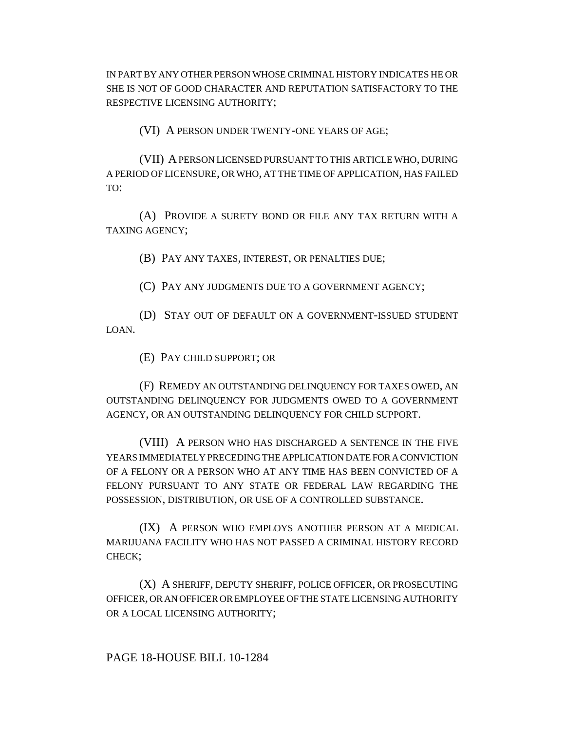IN PART BY ANY OTHER PERSON WHOSE CRIMINAL HISTORY INDICATES HE OR SHE IS NOT OF GOOD CHARACTER AND REPUTATION SATISFACTORY TO THE RESPECTIVE LICENSING AUTHORITY;

(VI) A PERSON UNDER TWENTY-ONE YEARS OF AGE;

(VII) A PERSON LICENSED PURSUANT TO THIS ARTICLE WHO, DURING A PERIOD OF LICENSURE, OR WHO, AT THE TIME OF APPLICATION, HAS FAILED TO:

(A) PROVIDE A SURETY BOND OR FILE ANY TAX RETURN WITH A TAXING AGENCY;

(B) PAY ANY TAXES, INTEREST, OR PENALTIES DUE;

(C) PAY ANY JUDGMENTS DUE TO A GOVERNMENT AGENCY;

(D) STAY OUT OF DEFAULT ON A GOVERNMENT-ISSUED STUDENT LOAN.

(E) PAY CHILD SUPPORT; OR

(F) REMEDY AN OUTSTANDING DELINQUENCY FOR TAXES OWED, AN OUTSTANDING DELINQUENCY FOR JUDGMENTS OWED TO A GOVERNMENT AGENCY, OR AN OUTSTANDING DELINQUENCY FOR CHILD SUPPORT.

(VIII) A PERSON WHO HAS DISCHARGED A SENTENCE IN THE FIVE YEARS IMMEDIATELY PRECEDING THE APPLICATION DATE FOR A CONVICTION OF A FELONY OR A PERSON WHO AT ANY TIME HAS BEEN CONVICTED OF A FELONY PURSUANT TO ANY STATE OR FEDERAL LAW REGARDING THE POSSESSION, DISTRIBUTION, OR USE OF A CONTROLLED SUBSTANCE.

(IX) A PERSON WHO EMPLOYS ANOTHER PERSON AT A MEDICAL MARIJUANA FACILITY WHO HAS NOT PASSED A CRIMINAL HISTORY RECORD CHECK;

(X) A SHERIFF, DEPUTY SHERIFF, POLICE OFFICER, OR PROSECUTING OFFICER, OR AN OFFICER OR EMPLOYEE OF THE STATE LICENSING AUTHORITY OR A LOCAL LICENSING AUTHORITY;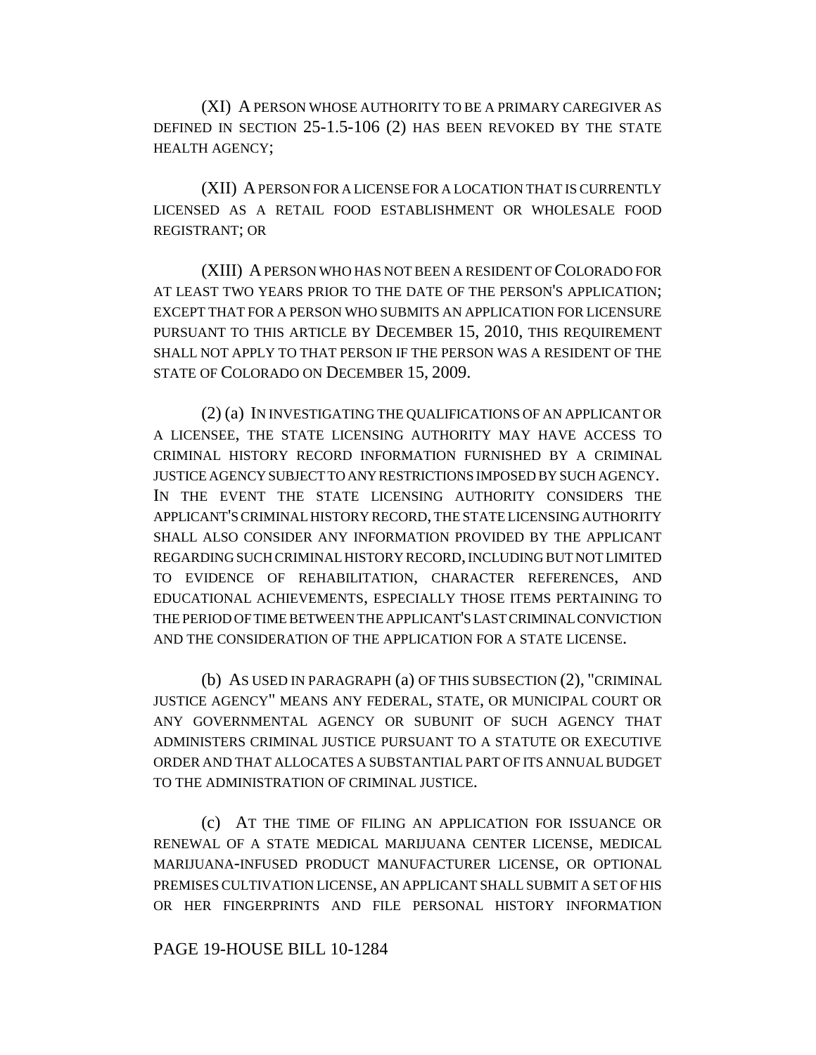(XI) A PERSON WHOSE AUTHORITY TO BE A PRIMARY CAREGIVER AS DEFINED IN SECTION 25-1.5-106 (2) HAS BEEN REVOKED BY THE STATE HEALTH AGENCY;

(XII) A PERSON FOR A LICENSE FOR A LOCATION THAT IS CURRENTLY LICENSED AS A RETAIL FOOD ESTABLISHMENT OR WHOLESALE FOOD REGISTRANT; OR

(XIII) A PERSON WHO HAS NOT BEEN A RESIDENT OF COLORADO FOR AT LEAST TWO YEARS PRIOR TO THE DATE OF THE PERSON'S APPLICATION; EXCEPT THAT FOR A PERSON WHO SUBMITS AN APPLICATION FOR LICENSURE PURSUANT TO THIS ARTICLE BY DECEMBER 15, 2010, THIS REQUIREMENT SHALL NOT APPLY TO THAT PERSON IF THE PERSON WAS A RESIDENT OF THE STATE OF COLORADO ON DECEMBER 15, 2009.

(2) (a) IN INVESTIGATING THE QUALIFICATIONS OF AN APPLICANT OR A LICENSEE, THE STATE LICENSING AUTHORITY MAY HAVE ACCESS TO CRIMINAL HISTORY RECORD INFORMATION FURNISHED BY A CRIMINAL JUSTICE AGENCY SUBJECT TO ANY RESTRICTIONS IMPOSED BY SUCH AGENCY. IN THE EVENT THE STATE LICENSING AUTHORITY CONSIDERS THE APPLICANT'S CRIMINAL HISTORY RECORD, THE STATE LICENSING AUTHORITY SHALL ALSO CONSIDER ANY INFORMATION PROVIDED BY THE APPLICANT REGARDING SUCH CRIMINAL HISTORY RECORD, INCLUDING BUT NOT LIMITED TO EVIDENCE OF REHABILITATION, CHARACTER REFERENCES, AND EDUCATIONAL ACHIEVEMENTS, ESPECIALLY THOSE ITEMS PERTAINING TO THE PERIOD OF TIME BETWEEN THE APPLICANT'S LAST CRIMINAL CONVICTION AND THE CONSIDERATION OF THE APPLICATION FOR A STATE LICENSE.

(b) AS USED IN PARAGRAPH (a) OF THIS SUBSECTION (2), "CRIMINAL JUSTICE AGENCY" MEANS ANY FEDERAL, STATE, OR MUNICIPAL COURT OR ANY GOVERNMENTAL AGENCY OR SUBUNIT OF SUCH AGENCY THAT ADMINISTERS CRIMINAL JUSTICE PURSUANT TO A STATUTE OR EXECUTIVE ORDER AND THAT ALLOCATES A SUBSTANTIAL PART OF ITS ANNUAL BUDGET TO THE ADMINISTRATION OF CRIMINAL JUSTICE.

(c) AT THE TIME OF FILING AN APPLICATION FOR ISSUANCE OR RENEWAL OF A STATE MEDICAL MARIJUANA CENTER LICENSE, MEDICAL MARIJUANA-INFUSED PRODUCT MANUFACTURER LICENSE, OR OPTIONAL PREMISES CULTIVATION LICENSE, AN APPLICANT SHALL SUBMIT A SET OF HIS OR HER FINGERPRINTS AND FILE PERSONAL HISTORY INFORMATION

PAGE 19-HOUSE BILL 10-1284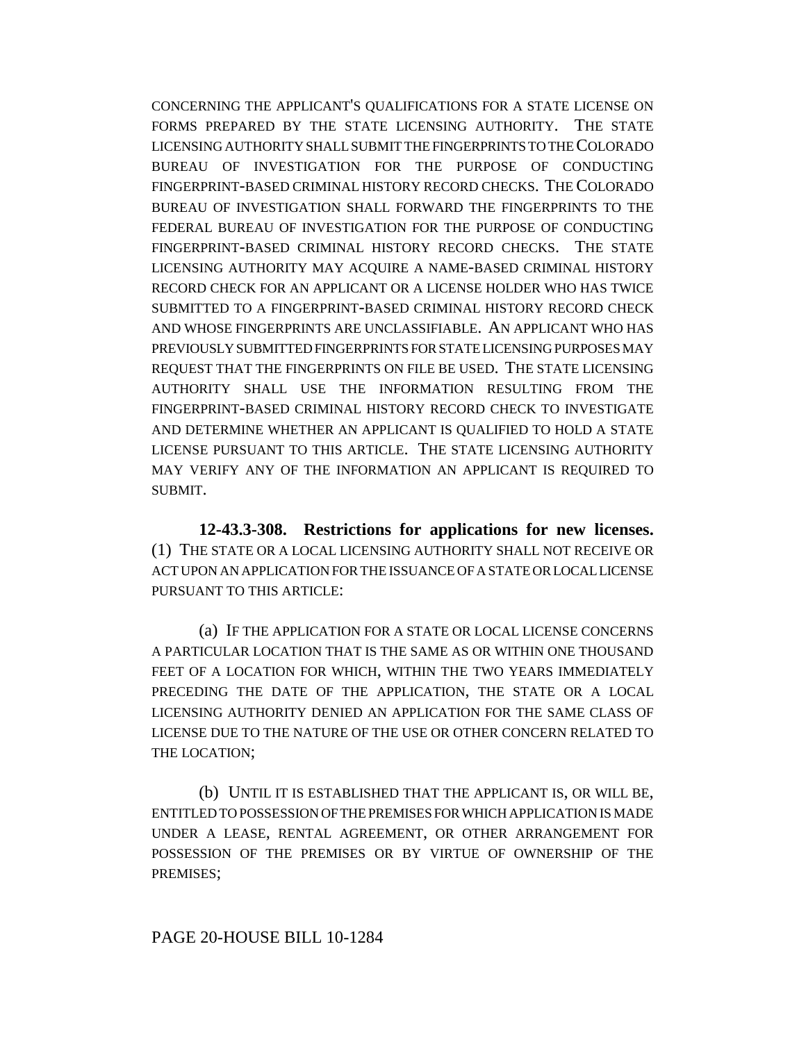CONCERNING THE APPLICANT'S QUALIFICATIONS FOR A STATE LICENSE ON FORMS PREPARED BY THE STATE LICENSING AUTHORITY. THE STATE LICENSING AUTHORITY SHALL SUBMIT THE FINGERPRINTS TO THE COLORADO BUREAU OF INVESTIGATION FOR THE PURPOSE OF CONDUCTING FINGERPRINT-BASED CRIMINAL HISTORY RECORD CHECKS. THE COLORADO BUREAU OF INVESTIGATION SHALL FORWARD THE FINGERPRINTS TO THE FEDERAL BUREAU OF INVESTIGATION FOR THE PURPOSE OF CONDUCTING FINGERPRINT-BASED CRIMINAL HISTORY RECORD CHECKS. THE STATE LICENSING AUTHORITY MAY ACQUIRE A NAME-BASED CRIMINAL HISTORY RECORD CHECK FOR AN APPLICANT OR A LICENSE HOLDER WHO HAS TWICE SUBMITTED TO A FINGERPRINT-BASED CRIMINAL HISTORY RECORD CHECK AND WHOSE FINGERPRINTS ARE UNCLASSIFIABLE. AN APPLICANT WHO HAS PREVIOUSLY SUBMITTED FINGERPRINTS FOR STATE LICENSING PURPOSES MAY REQUEST THAT THE FINGERPRINTS ON FILE BE USED. THE STATE LICENSING AUTHORITY SHALL USE THE INFORMATION RESULTING FROM THE FINGERPRINT-BASED CRIMINAL HISTORY RECORD CHECK TO INVESTIGATE AND DETERMINE WHETHER AN APPLICANT IS QUALIFIED TO HOLD A STATE LICENSE PURSUANT TO THIS ARTICLE. THE STATE LICENSING AUTHORITY MAY VERIFY ANY OF THE INFORMATION AN APPLICANT IS REQUIRED TO SUBMIT.

**12-43.3-308. Restrictions for applications for new licenses.** (1) THE STATE OR A LOCAL LICENSING AUTHORITY SHALL NOT RECEIVE OR ACT UPON AN APPLICATION FOR THE ISSUANCE OF A STATE OR LOCAL LICENSE PURSUANT TO THIS ARTICLE:

(a) IF THE APPLICATION FOR A STATE OR LOCAL LICENSE CONCERNS A PARTICULAR LOCATION THAT IS THE SAME AS OR WITHIN ONE THOUSAND FEET OF A LOCATION FOR WHICH, WITHIN THE TWO YEARS IMMEDIATELY PRECEDING THE DATE OF THE APPLICATION, THE STATE OR A LOCAL LICENSING AUTHORITY DENIED AN APPLICATION FOR THE SAME CLASS OF LICENSE DUE TO THE NATURE OF THE USE OR OTHER CONCERN RELATED TO THE LOCATION;

(b) UNTIL IT IS ESTABLISHED THAT THE APPLICANT IS, OR WILL BE, ENTITLED TO POSSESSION OF THE PREMISES FOR WHICH APPLICATION IS MADE UNDER A LEASE, RENTAL AGREEMENT, OR OTHER ARRANGEMENT FOR POSSESSION OF THE PREMISES OR BY VIRTUE OF OWNERSHIP OF THE PREMISES;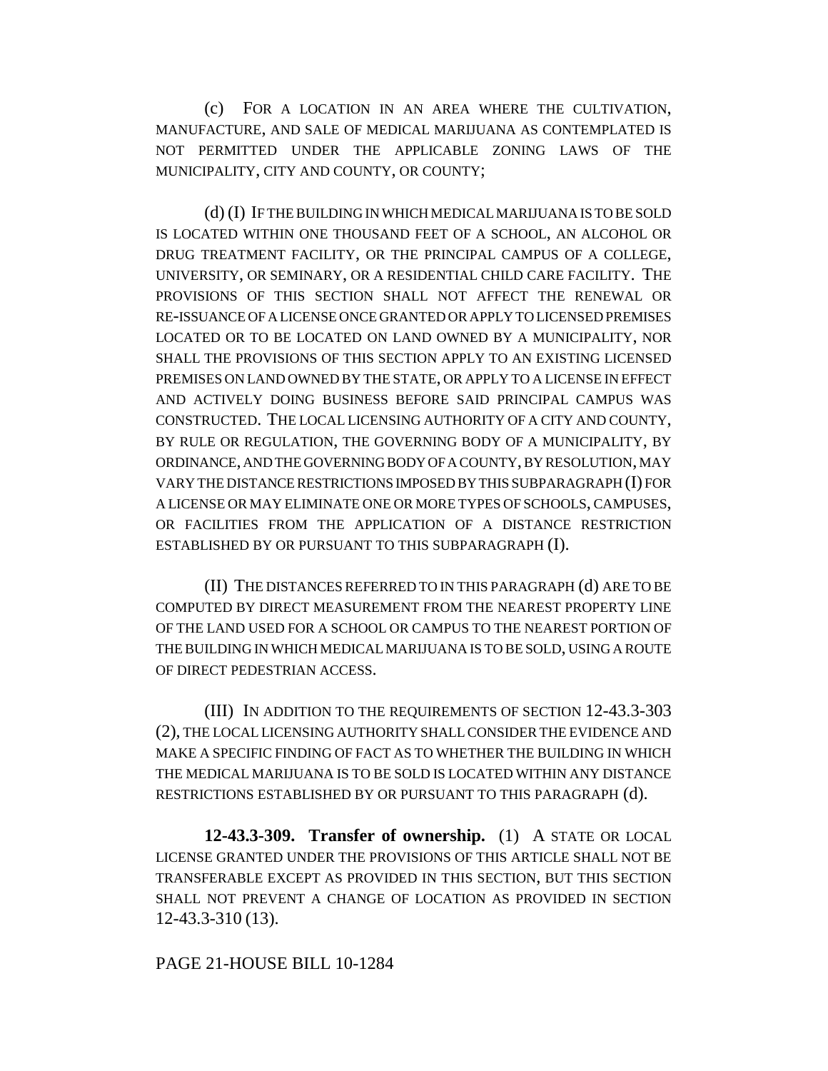(c) FOR A LOCATION IN AN AREA WHERE THE CULTIVATION, MANUFACTURE, AND SALE OF MEDICAL MARIJUANA AS CONTEMPLATED IS NOT PERMITTED UNDER THE APPLICABLE ZONING LAWS OF THE MUNICIPALITY, CITY AND COUNTY, OR COUNTY;

(d) (I) IF THE BUILDING IN WHICH MEDICAL MARIJUANA IS TO BE SOLD IS LOCATED WITHIN ONE THOUSAND FEET OF A SCHOOL, AN ALCOHOL OR DRUG TREATMENT FACILITY, OR THE PRINCIPAL CAMPUS OF A COLLEGE, UNIVERSITY, OR SEMINARY, OR A RESIDENTIAL CHILD CARE FACILITY. THE PROVISIONS OF THIS SECTION SHALL NOT AFFECT THE RENEWAL OR RE-ISSUANCE OF A LICENSE ONCE GRANTED OR APPLY TO LICENSED PREMISES LOCATED OR TO BE LOCATED ON LAND OWNED BY A MUNICIPALITY, NOR SHALL THE PROVISIONS OF THIS SECTION APPLY TO AN EXISTING LICENSED PREMISES ON LAND OWNED BY THE STATE, OR APPLY TO A LICENSE IN EFFECT AND ACTIVELY DOING BUSINESS BEFORE SAID PRINCIPAL CAMPUS WAS CONSTRUCTED. THE LOCAL LICENSING AUTHORITY OF A CITY AND COUNTY, BY RULE OR REGULATION, THE GOVERNING BODY OF A MUNICIPALITY, BY ORDINANCE, AND THE GOVERNING BODY OF A COUNTY, BY RESOLUTION, MAY VARY THE DISTANCE RESTRICTIONS IMPOSED BY THIS SUBPARAGRAPH (I) FOR A LICENSE OR MAY ELIMINATE ONE OR MORE TYPES OF SCHOOLS, CAMPUSES, OR FACILITIES FROM THE APPLICATION OF A DISTANCE RESTRICTION ESTABLISHED BY OR PURSUANT TO THIS SUBPARAGRAPH (I).

(II) THE DISTANCES REFERRED TO IN THIS PARAGRAPH (d) ARE TO BE COMPUTED BY DIRECT MEASUREMENT FROM THE NEAREST PROPERTY LINE OF THE LAND USED FOR A SCHOOL OR CAMPUS TO THE NEAREST PORTION OF THE BUILDING IN WHICH MEDICAL MARIJUANA IS TO BE SOLD, USING A ROUTE OF DIRECT PEDESTRIAN ACCESS.

(III) IN ADDITION TO THE REQUIREMENTS OF SECTION 12-43.3-303 (2), THE LOCAL LICENSING AUTHORITY SHALL CONSIDER THE EVIDENCE AND MAKE A SPECIFIC FINDING OF FACT AS TO WHETHER THE BUILDING IN WHICH THE MEDICAL MARIJUANA IS TO BE SOLD IS LOCATED WITHIN ANY DISTANCE RESTRICTIONS ESTABLISHED BY OR PURSUANT TO THIS PARAGRAPH (d).

**12-43.3-309. Transfer of ownership.** (1) A STATE OR LOCAL LICENSE GRANTED UNDER THE PROVISIONS OF THIS ARTICLE SHALL NOT BE TRANSFERABLE EXCEPT AS PROVIDED IN THIS SECTION, BUT THIS SECTION SHALL NOT PREVENT A CHANGE OF LOCATION AS PROVIDED IN SECTION 12-43.3-310 (13).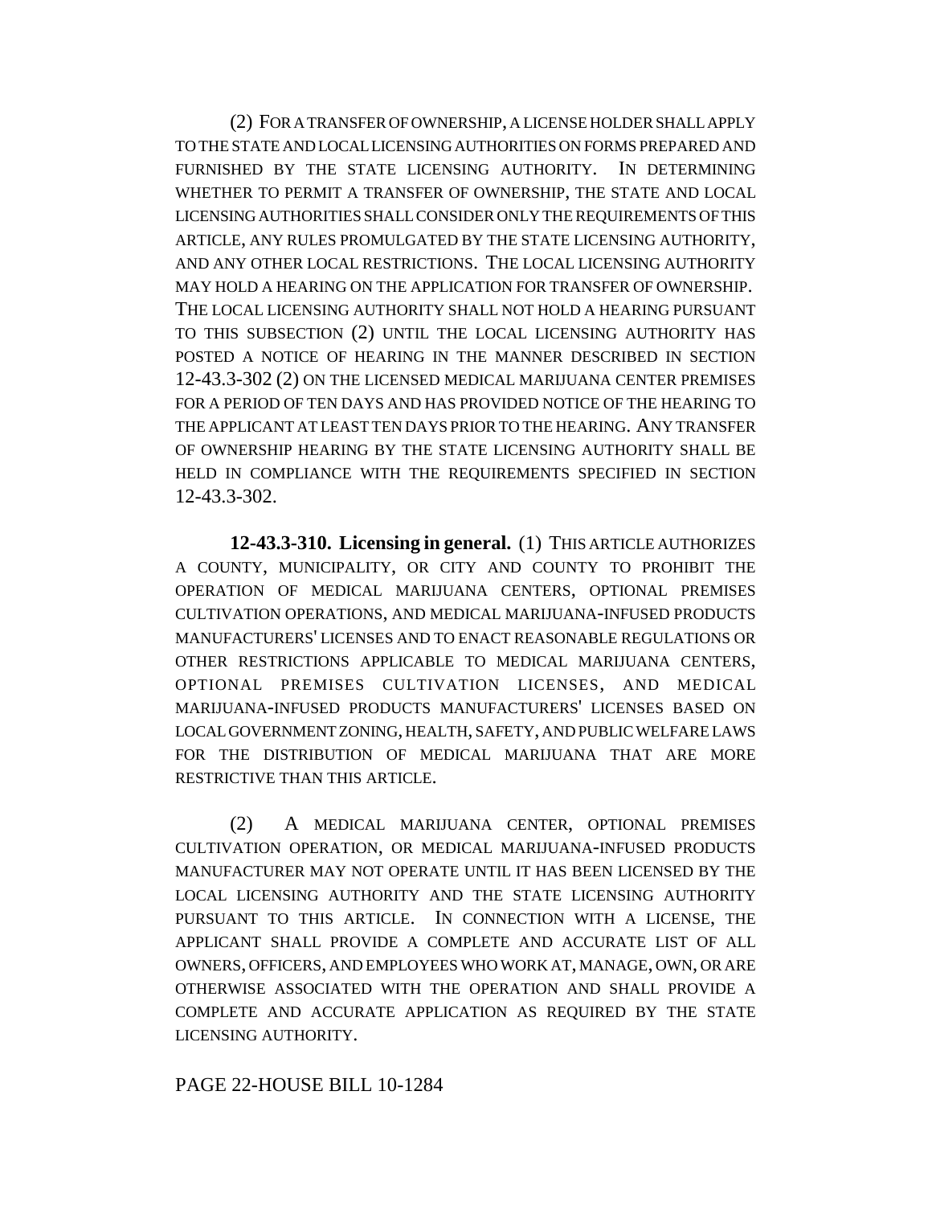(2) FOR A TRANSFER OF OWNERSHIP, A LICENSE HOLDER SHALL APPLY TO THE STATE AND LOCAL LICENSING AUTHORITIES ON FORMS PREPARED AND FURNISHED BY THE STATE LICENSING AUTHORITY. IN DETERMINING WHETHER TO PERMIT A TRANSFER OF OWNERSHIP, THE STATE AND LOCAL LICENSING AUTHORITIES SHALL CONSIDER ONLY THE REQUIREMENTS OF THIS ARTICLE, ANY RULES PROMULGATED BY THE STATE LICENSING AUTHORITY, AND ANY OTHER LOCAL RESTRICTIONS. THE LOCAL LICENSING AUTHORITY MAY HOLD A HEARING ON THE APPLICATION FOR TRANSFER OF OWNERSHIP. THE LOCAL LICENSING AUTHORITY SHALL NOT HOLD A HEARING PURSUANT TO THIS SUBSECTION (2) UNTIL THE LOCAL LICENSING AUTHORITY HAS POSTED A NOTICE OF HEARING IN THE MANNER DESCRIBED IN SECTION 12-43.3-302 (2) ON THE LICENSED MEDICAL MARIJUANA CENTER PREMISES FOR A PERIOD OF TEN DAYS AND HAS PROVIDED NOTICE OF THE HEARING TO THE APPLICANT AT LEAST TEN DAYS PRIOR TO THE HEARING. ANY TRANSFER OF OWNERSHIP HEARING BY THE STATE LICENSING AUTHORITY SHALL BE HELD IN COMPLIANCE WITH THE REQUIREMENTS SPECIFIED IN SECTION 12-43.3-302.

**12-43.3-310. Licensing in general.** (1) THIS ARTICLE AUTHORIZES A COUNTY, MUNICIPALITY, OR CITY AND COUNTY TO PROHIBIT THE OPERATION OF MEDICAL MARIJUANA CENTERS, OPTIONAL PREMISES CULTIVATION OPERATIONS, AND MEDICAL MARIJUANA-INFUSED PRODUCTS MANUFACTURERS' LICENSES AND TO ENACT REASONABLE REGULATIONS OR OTHER RESTRICTIONS APPLICABLE TO MEDICAL MARIJUANA CENTERS, OPTIONAL PREMISES CULTIVATION LICENSES, AND MEDICAL MARIJUANA-INFUSED PRODUCTS MANUFACTURERS' LICENSES BASED ON LOCAL GOVERNMENT ZONING, HEALTH, SAFETY, AND PUBLIC WELFARE LAWS FOR THE DISTRIBUTION OF MEDICAL MARIJUANA THAT ARE MORE RESTRICTIVE THAN THIS ARTICLE.

(2) A MEDICAL MARIJUANA CENTER, OPTIONAL PREMISES CULTIVATION OPERATION, OR MEDICAL MARIJUANA-INFUSED PRODUCTS MANUFACTURER MAY NOT OPERATE UNTIL IT HAS BEEN LICENSED BY THE LOCAL LICENSING AUTHORITY AND THE STATE LICENSING AUTHORITY PURSUANT TO THIS ARTICLE. IN CONNECTION WITH A LICENSE, THE APPLICANT SHALL PROVIDE A COMPLETE AND ACCURATE LIST OF ALL OWNERS, OFFICERS, AND EMPLOYEES WHO WORK AT, MANAGE, OWN, OR ARE OTHERWISE ASSOCIATED WITH THE OPERATION AND SHALL PROVIDE A COMPLETE AND ACCURATE APPLICATION AS REQUIRED BY THE STATE LICENSING AUTHORITY.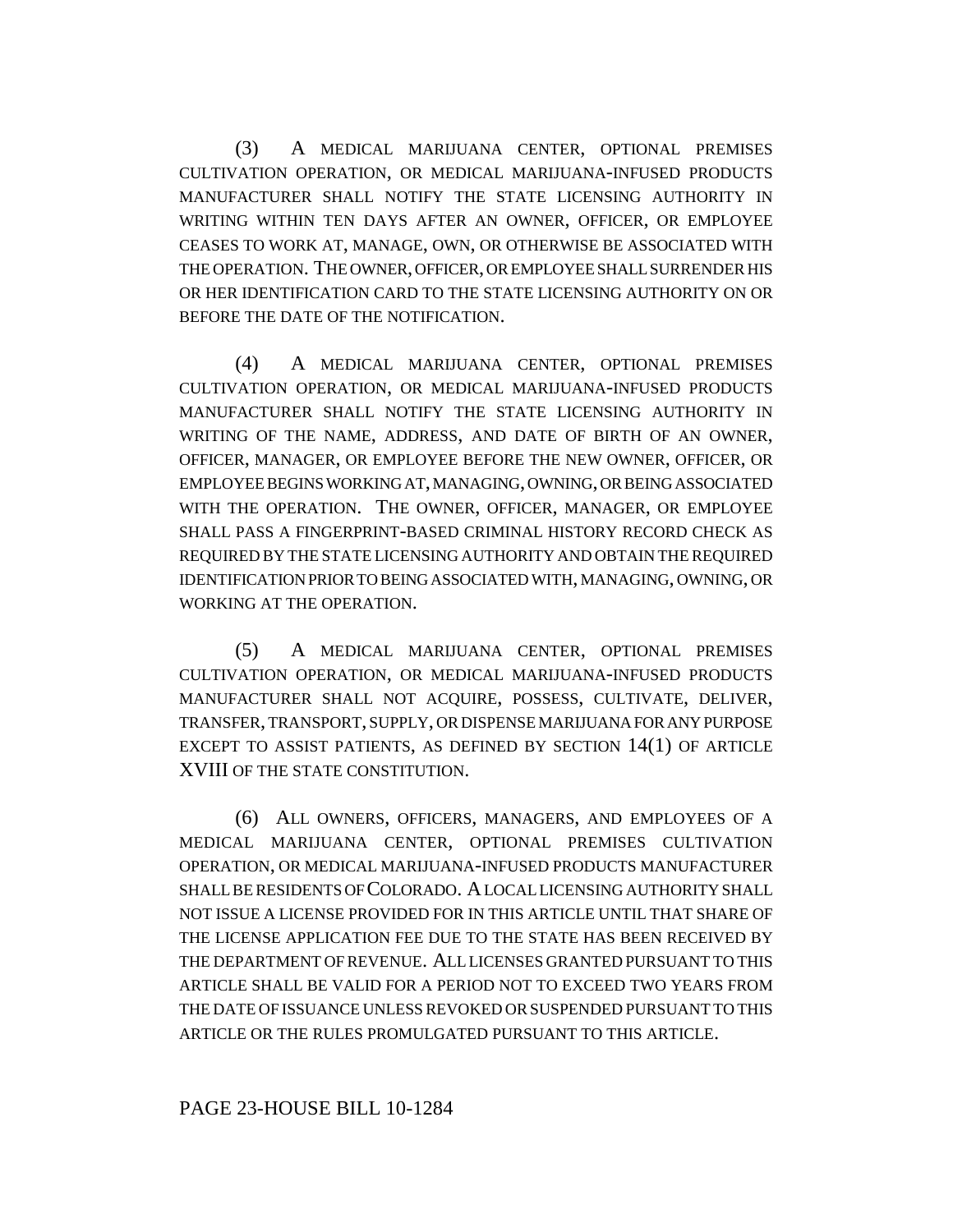(3) A MEDICAL MARIJUANA CENTER, OPTIONAL PREMISES CULTIVATION OPERATION, OR MEDICAL MARIJUANA-INFUSED PRODUCTS MANUFACTURER SHALL NOTIFY THE STATE LICENSING AUTHORITY IN WRITING WITHIN TEN DAYS AFTER AN OWNER, OFFICER, OR EMPLOYEE CEASES TO WORK AT, MANAGE, OWN, OR OTHERWISE BE ASSOCIATED WITH THE OPERATION. THE OWNER, OFFICER, OR EMPLOYEE SHALL SURRENDER HIS OR HER IDENTIFICATION CARD TO THE STATE LICENSING AUTHORITY ON OR BEFORE THE DATE OF THE NOTIFICATION.

(4) A MEDICAL MARIJUANA CENTER, OPTIONAL PREMISES CULTIVATION OPERATION, OR MEDICAL MARIJUANA-INFUSED PRODUCTS MANUFACTURER SHALL NOTIFY THE STATE LICENSING AUTHORITY IN WRITING OF THE NAME, ADDRESS, AND DATE OF BIRTH OF AN OWNER, OFFICER, MANAGER, OR EMPLOYEE BEFORE THE NEW OWNER, OFFICER, OR EMPLOYEE BEGINS WORKING AT, MANAGING, OWNING, OR BEING ASSOCIATED WITH THE OPERATION. THE OWNER, OFFICER, MANAGER, OR EMPLOYEE SHALL PASS A FINGERPRINT-BASED CRIMINAL HISTORY RECORD CHECK AS REQUIRED BY THE STATE LICENSING AUTHORITY AND OBTAIN THE REQUIRED IDENTIFICATION PRIOR TO BEING ASSOCIATED WITH, MANAGING, OWNING, OR WORKING AT THE OPERATION.

(5) A MEDICAL MARIJUANA CENTER, OPTIONAL PREMISES CULTIVATION OPERATION, OR MEDICAL MARIJUANA-INFUSED PRODUCTS MANUFACTURER SHALL NOT ACQUIRE, POSSESS, CULTIVATE, DELIVER, TRANSFER, TRANSPORT, SUPPLY, OR DISPENSE MARIJUANA FOR ANY PURPOSE EXCEPT TO ASSIST PATIENTS, AS DEFINED BY SECTION 14(1) OF ARTICLE XVIII OF THE STATE CONSTITUTION.

(6) ALL OWNERS, OFFICERS, MANAGERS, AND EMPLOYEES OF A MEDICAL MARIJUANA CENTER, OPTIONAL PREMISES CULTIVATION OPERATION, OR MEDICAL MARIJUANA-INFUSED PRODUCTS MANUFACTURER SHALL BE RESIDENTS OF COLORADO. A LOCAL LICENSING AUTHORITY SHALL NOT ISSUE A LICENSE PROVIDED FOR IN THIS ARTICLE UNTIL THAT SHARE OF THE LICENSE APPLICATION FEE DUE TO THE STATE HAS BEEN RECEIVED BY THE DEPARTMENT OF REVENUE. ALL LICENSES GRANTED PURSUANT TO THIS ARTICLE SHALL BE VALID FOR A PERIOD NOT TO EXCEED TWO YEARS FROM THE DATE OF ISSUANCE UNLESS REVOKED OR SUSPENDED PURSUANT TO THIS ARTICLE OR THE RULES PROMULGATED PURSUANT TO THIS ARTICLE.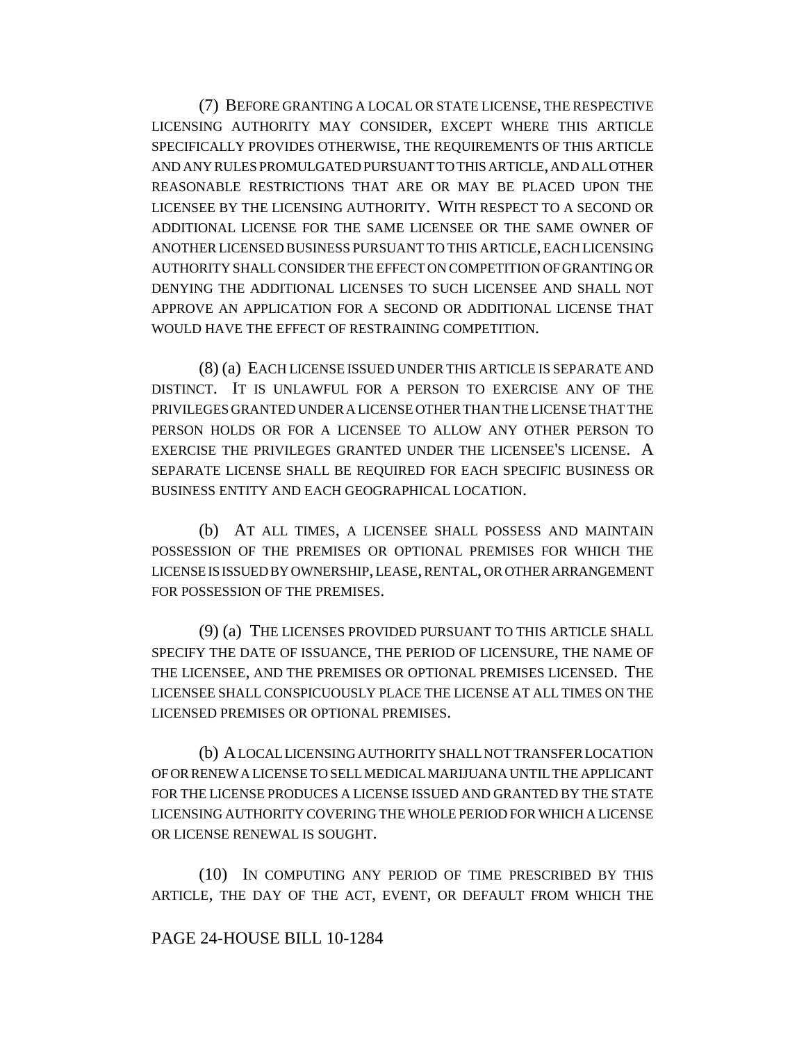(7) BEFORE GRANTING A LOCAL OR STATE LICENSE, THE RESPECTIVE LICENSING AUTHORITY MAY CONSIDER, EXCEPT WHERE THIS ARTICLE SPECIFICALLY PROVIDES OTHERWISE, THE REQUIREMENTS OF THIS ARTICLE AND ANY RULES PROMULGATED PURSUANT TO THIS ARTICLE, AND ALL OTHER REASONABLE RESTRICTIONS THAT ARE OR MAY BE PLACED UPON THE LICENSEE BY THE LICENSING AUTHORITY. WITH RESPECT TO A SECOND OR ADDITIONAL LICENSE FOR THE SAME LICENSEE OR THE SAME OWNER OF ANOTHER LICENSED BUSINESS PURSUANT TO THIS ARTICLE, EACH LICENSING AUTHORITY SHALL CONSIDER THE EFFECT ON COMPETITION OF GRANTING OR DENYING THE ADDITIONAL LICENSES TO SUCH LICENSEE AND SHALL NOT APPROVE AN APPLICATION FOR A SECOND OR ADDITIONAL LICENSE THAT WOULD HAVE THE EFFECT OF RESTRAINING COMPETITION.

(8) (a) EACH LICENSE ISSUED UNDER THIS ARTICLE IS SEPARATE AND DISTINCT. IT IS UNLAWFUL FOR A PERSON TO EXERCISE ANY OF THE PRIVILEGES GRANTED UNDER A LICENSE OTHER THAN THE LICENSE THAT THE PERSON HOLDS OR FOR A LICENSEE TO ALLOW ANY OTHER PERSON TO EXERCISE THE PRIVILEGES GRANTED UNDER THE LICENSEE'S LICENSE. A SEPARATE LICENSE SHALL BE REQUIRED FOR EACH SPECIFIC BUSINESS OR BUSINESS ENTITY AND EACH GEOGRAPHICAL LOCATION.

(b) AT ALL TIMES, A LICENSEE SHALL POSSESS AND MAINTAIN POSSESSION OF THE PREMISES OR OPTIONAL PREMISES FOR WHICH THE LICENSE IS ISSUED BY OWNERSHIP, LEASE, RENTAL, OR OTHER ARRANGEMENT FOR POSSESSION OF THE PREMISES.

(9) (a) THE LICENSES PROVIDED PURSUANT TO THIS ARTICLE SHALL SPECIFY THE DATE OF ISSUANCE, THE PERIOD OF LICENSURE, THE NAME OF THE LICENSEE, AND THE PREMISES OR OPTIONAL PREMISES LICENSED. THE LICENSEE SHALL CONSPICUOUSLY PLACE THE LICENSE AT ALL TIMES ON THE LICENSED PREMISES OR OPTIONAL PREMISES.

(b) A LOCAL LICENSING AUTHORITY SHALL NOT TRANSFER LOCATION OF OR RENEW A LICENSE TO SELL MEDICAL MARIJUANA UNTIL THE APPLICANT FOR THE LICENSE PRODUCES A LICENSE ISSUED AND GRANTED BY THE STATE LICENSING AUTHORITY COVERING THE WHOLE PERIOD FOR WHICH A LICENSE OR LICENSE RENEWAL IS SOUGHT.

(10) IN COMPUTING ANY PERIOD OF TIME PRESCRIBED BY THIS ARTICLE, THE DAY OF THE ACT, EVENT, OR DEFAULT FROM WHICH THE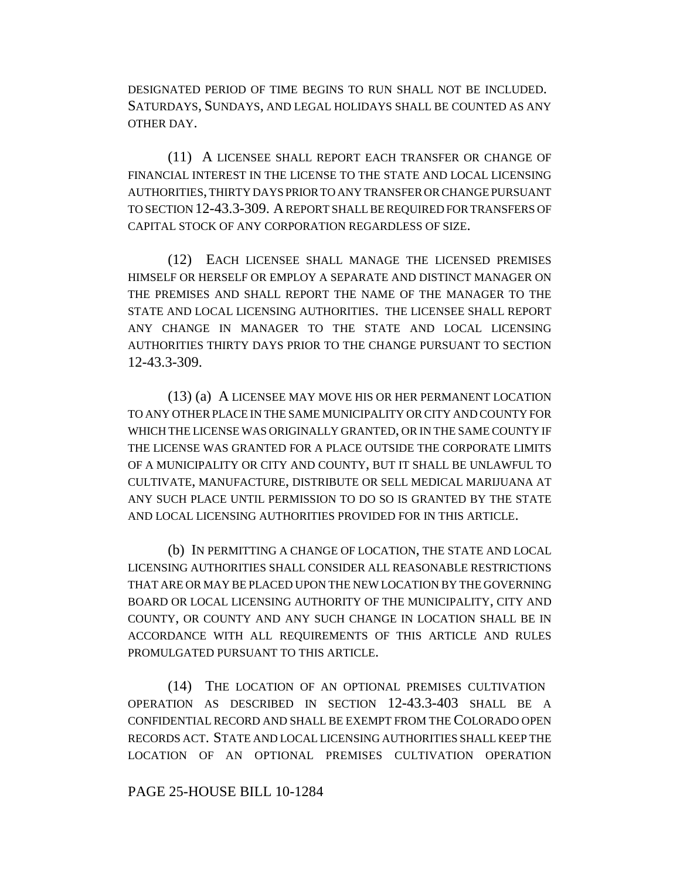DESIGNATED PERIOD OF TIME BEGINS TO RUN SHALL NOT BE INCLUDED. SATURDAYS, SUNDAYS, AND LEGAL HOLIDAYS SHALL BE COUNTED AS ANY OTHER DAY.

(11) A LICENSEE SHALL REPORT EACH TRANSFER OR CHANGE OF FINANCIAL INTEREST IN THE LICENSE TO THE STATE AND LOCAL LICENSING AUTHORITIES, THIRTY DAYS PRIOR TO ANY TRANSFER OR CHANGE PURSUANT TO SECTION 12-43.3-309. A REPORT SHALL BE REQUIRED FOR TRANSFERS OF CAPITAL STOCK OF ANY CORPORATION REGARDLESS OF SIZE.

(12) EACH LICENSEE SHALL MANAGE THE LICENSED PREMISES HIMSELF OR HERSELF OR EMPLOY A SEPARATE AND DISTINCT MANAGER ON THE PREMISES AND SHALL REPORT THE NAME OF THE MANAGER TO THE STATE AND LOCAL LICENSING AUTHORITIES. THE LICENSEE SHALL REPORT ANY CHANGE IN MANAGER TO THE STATE AND LOCAL LICENSING AUTHORITIES THIRTY DAYS PRIOR TO THE CHANGE PURSUANT TO SECTION 12-43.3-309.

(13) (a) A LICENSEE MAY MOVE HIS OR HER PERMANENT LOCATION TO ANY OTHER PLACE IN THE SAME MUNICIPALITY OR CITY AND COUNTY FOR WHICH THE LICENSE WAS ORIGINALLY GRANTED, OR IN THE SAME COUNTY IF THE LICENSE WAS GRANTED FOR A PLACE OUTSIDE THE CORPORATE LIMITS OF A MUNICIPALITY OR CITY AND COUNTY, BUT IT SHALL BE UNLAWFUL TO CULTIVATE, MANUFACTURE, DISTRIBUTE OR SELL MEDICAL MARIJUANA AT ANY SUCH PLACE UNTIL PERMISSION TO DO SO IS GRANTED BY THE STATE AND LOCAL LICENSING AUTHORITIES PROVIDED FOR IN THIS ARTICLE.

(b) IN PERMITTING A CHANGE OF LOCATION, THE STATE AND LOCAL LICENSING AUTHORITIES SHALL CONSIDER ALL REASONABLE RESTRICTIONS THAT ARE OR MAY BE PLACED UPON THE NEW LOCATION BY THE GOVERNING BOARD OR LOCAL LICENSING AUTHORITY OF THE MUNICIPALITY, CITY AND COUNTY, OR COUNTY AND ANY SUCH CHANGE IN LOCATION SHALL BE IN ACCORDANCE WITH ALL REQUIREMENTS OF THIS ARTICLE AND RULES PROMULGATED PURSUANT TO THIS ARTICLE.

(14) THE LOCATION OF AN OPTIONAL PREMISES CULTIVATION OPERATION AS DESCRIBED IN SECTION 12-43.3-403 SHALL BE A CONFIDENTIAL RECORD AND SHALL BE EXEMPT FROM THE COLORADO OPEN RECORDS ACT. STATE AND LOCAL LICENSING AUTHORITIES SHALL KEEP THE LOCATION OF AN OPTIONAL PREMISES CULTIVATION OPERATION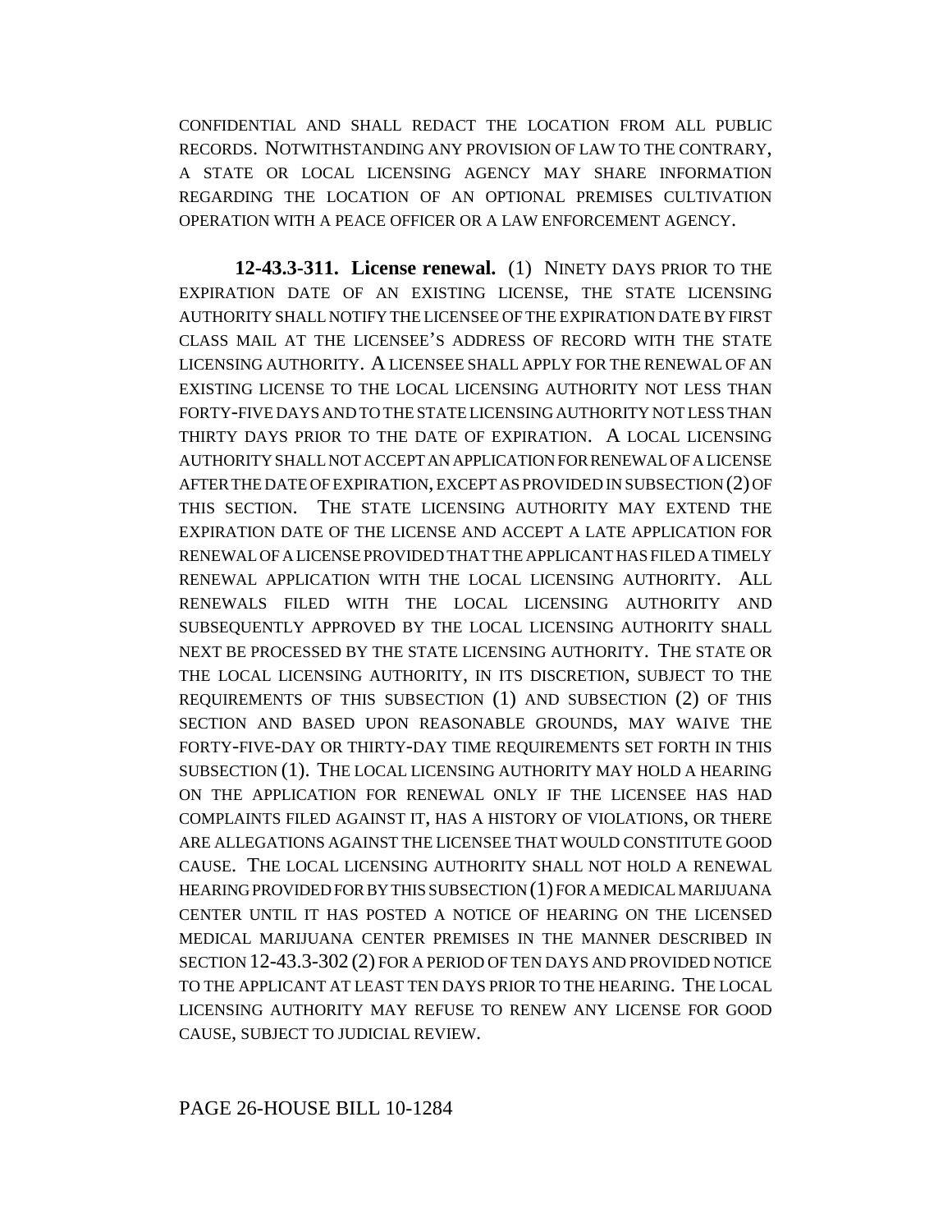CONFIDENTIAL AND SHALL REDACT THE LOCATION FROM ALL PUBLIC RECORDS. NOTWITHSTANDING ANY PROVISION OF LAW TO THE CONTRARY, A STATE OR LOCAL LICENSING AGENCY MAY SHARE INFORMATION REGARDING THE LOCATION OF AN OPTIONAL PREMISES CULTIVATION OPERATION WITH A PEACE OFFICER OR A LAW ENFORCEMENT AGENCY.

**12-43.3-311. License renewal.** (1) NINETY DAYS PRIOR TO THE EXPIRATION DATE OF AN EXISTING LICENSE, THE STATE LICENSING AUTHORITY SHALL NOTIFY THE LICENSEE OF THE EXPIRATION DATE BY FIRST CLASS MAIL AT THE LICENSEE'S ADDRESS OF RECORD WITH THE STATE LICENSING AUTHORITY. A LICENSEE SHALL APPLY FOR THE RENEWAL OF AN EXISTING LICENSE TO THE LOCAL LICENSING AUTHORITY NOT LESS THAN FORTY-FIVE DAYS AND TO THE STATE LICENSING AUTHORITY NOT LESS THAN THIRTY DAYS PRIOR TO THE DATE OF EXPIRATION. A LOCAL LICENSING AUTHORITY SHALL NOT ACCEPT AN APPLICATION FOR RENEWAL OF A LICENSE AFTER THE DATE OF EXPIRATION, EXCEPT AS PROVIDED IN SUBSECTION (2) OF THIS SECTION. THE STATE LICENSING AUTHORITY MAY EXTEND THE EXPIRATION DATE OF THE LICENSE AND ACCEPT A LATE APPLICATION FOR RENEWAL OF A LICENSE PROVIDED THAT THE APPLICANT HAS FILED A TIMELY RENEWAL APPLICATION WITH THE LOCAL LICENSING AUTHORITY. ALL RENEWALS FILED WITH THE LOCAL LICENSING AUTHORITY AND SUBSEQUENTLY APPROVED BY THE LOCAL LICENSING AUTHORITY SHALL NEXT BE PROCESSED BY THE STATE LICENSING AUTHORITY. THE STATE OR THE LOCAL LICENSING AUTHORITY, IN ITS DISCRETION, SUBJECT TO THE REQUIREMENTS OF THIS SUBSECTION (1) AND SUBSECTION (2) OF THIS SECTION AND BASED UPON REASONABLE GROUNDS, MAY WAIVE THE FORTY-FIVE-DAY OR THIRTY-DAY TIME REQUIREMENTS SET FORTH IN THIS SUBSECTION (1). THE LOCAL LICENSING AUTHORITY MAY HOLD A HEARING ON THE APPLICATION FOR RENEWAL ONLY IF THE LICENSEE HAS HAD COMPLAINTS FILED AGAINST IT, HAS A HISTORY OF VIOLATIONS, OR THERE ARE ALLEGATIONS AGAINST THE LICENSEE THAT WOULD CONSTITUTE GOOD CAUSE. THE LOCAL LICENSING AUTHORITY SHALL NOT HOLD A RENEWAL HEARING PROVIDED FOR BY THIS SUBSECTION (1) FOR A MEDICAL MARIJUANA CENTER UNTIL IT HAS POSTED A NOTICE OF HEARING ON THE LICENSED MEDICAL MARIJUANA CENTER PREMISES IN THE MANNER DESCRIBED IN SECTION 12-43.3-302 (2) FOR A PERIOD OF TEN DAYS AND PROVIDED NOTICE TO THE APPLICANT AT LEAST TEN DAYS PRIOR TO THE HEARING. THE LOCAL LICENSING AUTHORITY MAY REFUSE TO RENEW ANY LICENSE FOR GOOD CAUSE, SUBJECT TO JUDICIAL REVIEW.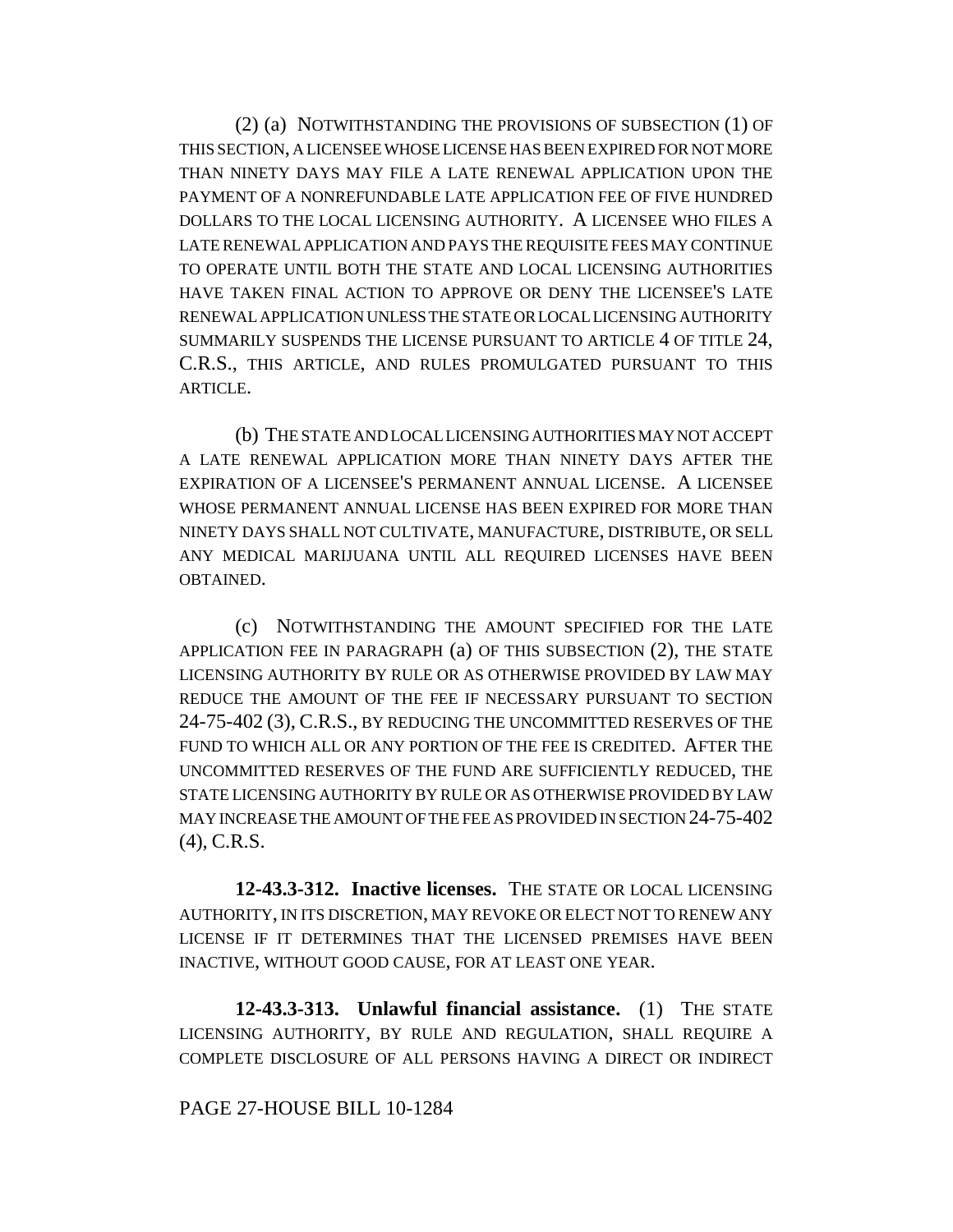(2) (a) NOTWITHSTANDING THE PROVISIONS OF SUBSECTION (1) OF THIS SECTION, A LICENSEE WHOSE LICENSE HAS BEEN EXPIRED FOR NOT MORE THAN NINETY DAYS MAY FILE A LATE RENEWAL APPLICATION UPON THE PAYMENT OF A NONREFUNDABLE LATE APPLICATION FEE OF FIVE HUNDRED DOLLARS TO THE LOCAL LICENSING AUTHORITY. A LICENSEE WHO FILES A LATE RENEWAL APPLICATION AND PAYS THE REQUISITE FEES MAY CONTINUE TO OPERATE UNTIL BOTH THE STATE AND LOCAL LICENSING AUTHORITIES HAVE TAKEN FINAL ACTION TO APPROVE OR DENY THE LICENSEE'S LATE RENEWAL APPLICATION UNLESS THE STATE OR LOCAL LICENSING AUTHORITY SUMMARILY SUSPENDS THE LICENSE PURSUANT TO ARTICLE 4 OF TITLE 24, C.R.S., THIS ARTICLE, AND RULES PROMULGATED PURSUANT TO THIS ARTICLE.

(b) THE STATE AND LOCAL LICENSING AUTHORITIES MAY NOT ACCEPT A LATE RENEWAL APPLICATION MORE THAN NINETY DAYS AFTER THE EXPIRATION OF A LICENSEE'S PERMANENT ANNUAL LICENSE. A LICENSEE WHOSE PERMANENT ANNUAL LICENSE HAS BEEN EXPIRED FOR MORE THAN NINETY DAYS SHALL NOT CULTIVATE, MANUFACTURE, DISTRIBUTE, OR SELL ANY MEDICAL MARIJUANA UNTIL ALL REQUIRED LICENSES HAVE BEEN OBTAINED.

(c) NOTWITHSTANDING THE AMOUNT SPECIFIED FOR THE LATE APPLICATION FEE IN PARAGRAPH (a) OF THIS SUBSECTION (2), THE STATE LICENSING AUTHORITY BY RULE OR AS OTHERWISE PROVIDED BY LAW MAY REDUCE THE AMOUNT OF THE FEE IF NECESSARY PURSUANT TO SECTION 24-75-402 (3), C.R.S., BY REDUCING THE UNCOMMITTED RESERVES OF THE FUND TO WHICH ALL OR ANY PORTION OF THE FEE IS CREDITED. AFTER THE UNCOMMITTED RESERVES OF THE FUND ARE SUFFICIENTLY REDUCED, THE STATE LICENSING AUTHORITY BY RULE OR AS OTHERWISE PROVIDED BY LAW MAY INCREASE THE AMOUNT OF THE FEE AS PROVIDED IN SECTION 24-75-402 (4), C.R.S.

**12-43.3-312. Inactive licenses.** THE STATE OR LOCAL LICENSING AUTHORITY, IN ITS DISCRETION, MAY REVOKE OR ELECT NOT TO RENEW ANY LICENSE IF IT DETERMINES THAT THE LICENSED PREMISES HAVE BEEN INACTIVE, WITHOUT GOOD CAUSE, FOR AT LEAST ONE YEAR.

**12-43.3-313. Unlawful financial assistance.** (1) THE STATE LICENSING AUTHORITY, BY RULE AND REGULATION, SHALL REQUIRE A COMPLETE DISCLOSURE OF ALL PERSONS HAVING A DIRECT OR INDIRECT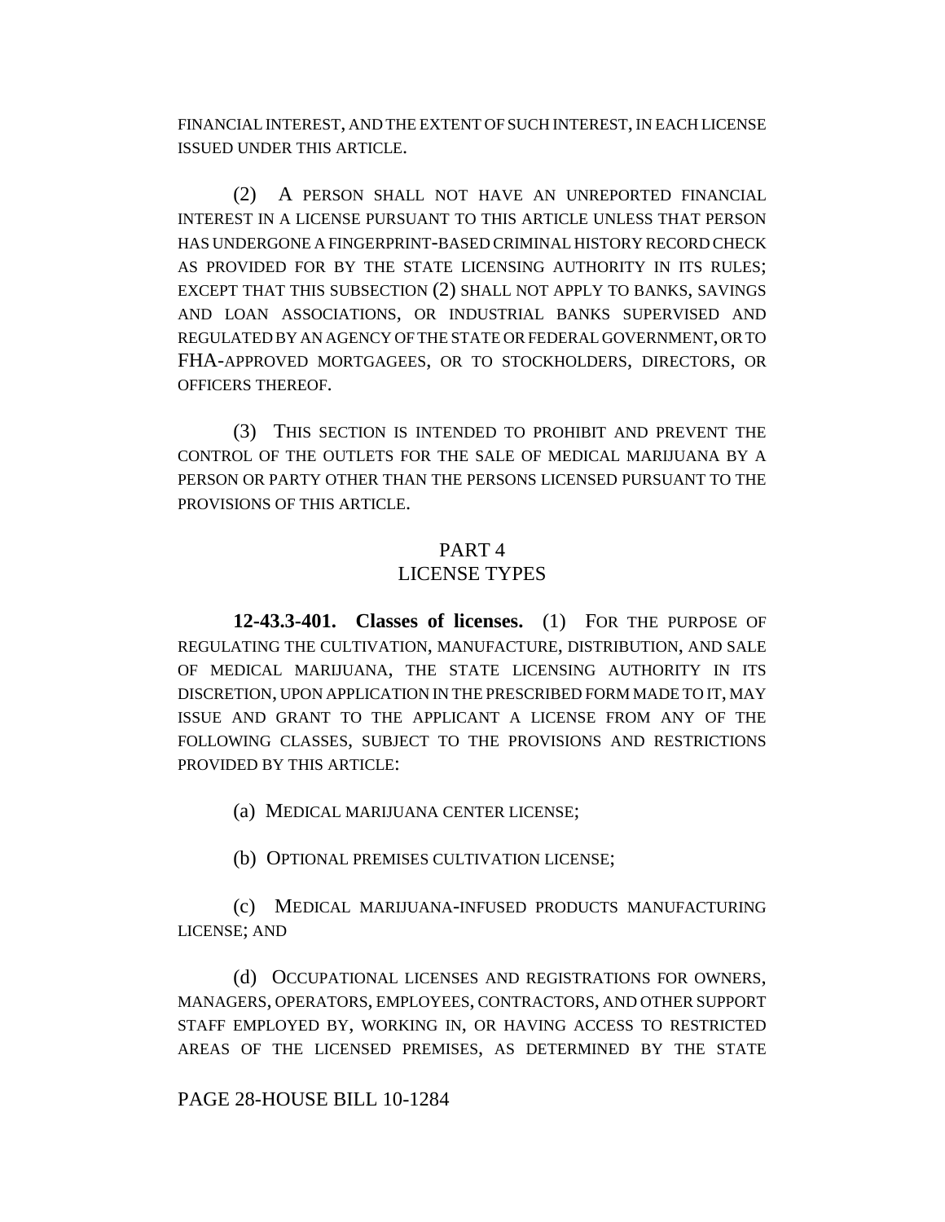FINANCIAL INTEREST, AND THE EXTENT OF SUCH INTEREST, IN EACH LICENSE ISSUED UNDER THIS ARTICLE.

(2) A PERSON SHALL NOT HAVE AN UNREPORTED FINANCIAL INTEREST IN A LICENSE PURSUANT TO THIS ARTICLE UNLESS THAT PERSON HAS UNDERGONE A FINGERPRINT-BASED CRIMINAL HISTORY RECORD CHECK AS PROVIDED FOR BY THE STATE LICENSING AUTHORITY IN ITS RULES; EXCEPT THAT THIS SUBSECTION (2) SHALL NOT APPLY TO BANKS, SAVINGS AND LOAN ASSOCIATIONS, OR INDUSTRIAL BANKS SUPERVISED AND REGULATED BY AN AGENCY OF THE STATE OR FEDERAL GOVERNMENT, OR TO FHA-APPROVED MORTGAGEES, OR TO STOCKHOLDERS, DIRECTORS, OR OFFICERS THEREOF.

(3) THIS SECTION IS INTENDED TO PROHIBIT AND PREVENT THE CONTROL OF THE OUTLETS FOR THE SALE OF MEDICAL MARIJUANA BY A PERSON OR PARTY OTHER THAN THE PERSONS LICENSED PURSUANT TO THE PROVISIONS OF THIS ARTICLE.

## PART 4
## LICENSE TYPES

**12-43.3-401. Classes of licenses.** (1) FOR THE PURPOSE OF REGULATING THE CULTIVATION, MANUFACTURE, DISTRIBUTION, AND SALE OF MEDICAL MARIJUANA, THE STATE LICENSING AUTHORITY IN ITS DISCRETION, UPON APPLICATION IN THE PRESCRIBED FORM MADE TO IT, MAY ISSUE AND GRANT TO THE APPLICANT A LICENSE FROM ANY OF THE FOLLOWING CLASSES, SUBJECT TO THE PROVISIONS AND RESTRICTIONS PROVIDED BY THIS ARTICLE:

(a) MEDICAL MARIJUANA CENTER LICENSE;

(b) OPTIONAL PREMISES CULTIVATION LICENSE;

(c) MEDICAL MARIJUANA-INFUSED PRODUCTS MANUFACTURING LICENSE; AND

(d) OCCUPATIONAL LICENSES AND REGISTRATIONS FOR OWNERS, MANAGERS, OPERATORS, EMPLOYEES, CONTRACTORS, AND OTHER SUPPORT STAFF EMPLOYED BY, WORKING IN, OR HAVING ACCESS TO RESTRICTED AREAS OF THE LICENSED PREMISES, AS DETERMINED BY THE STATE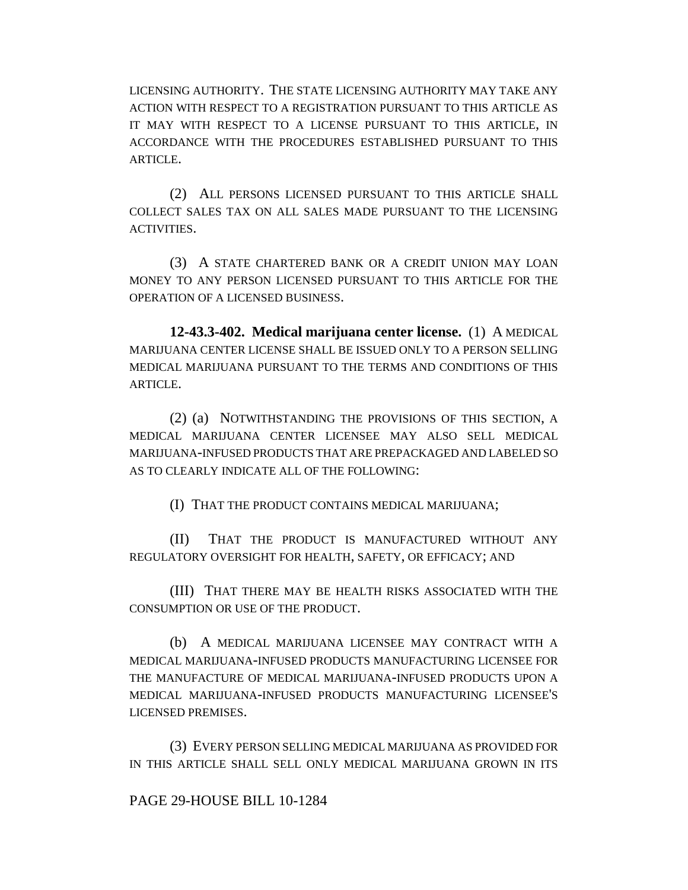LICENSING AUTHORITY. THE STATE LICENSING AUTHORITY MAY TAKE ANY ACTION WITH RESPECT TO A REGISTRATION PURSUANT TO THIS ARTICLE AS IT MAY WITH RESPECT TO A LICENSE PURSUANT TO THIS ARTICLE, IN ACCORDANCE WITH THE PROCEDURES ESTABLISHED PURSUANT TO THIS ARTICLE.

(2) ALL PERSONS LICENSED PURSUANT TO THIS ARTICLE SHALL COLLECT SALES TAX ON ALL SALES MADE PURSUANT TO THE LICENSING ACTIVITIES.

(3) A STATE CHARTERED BANK OR A CREDIT UNION MAY LOAN MONEY TO ANY PERSON LICENSED PURSUANT TO THIS ARTICLE FOR THE OPERATION OF A LICENSED BUSINESS.

**12-43.3-402. Medical marijuana center license.** (1) A MEDICAL MARIJUANA CENTER LICENSE SHALL BE ISSUED ONLY TO A PERSON SELLING MEDICAL MARIJUANA PURSUANT TO THE TERMS AND CONDITIONS OF THIS ARTICLE.

(2) (a) NOTWITHSTANDING THE PROVISIONS OF THIS SECTION, A MEDICAL MARIJUANA CENTER LICENSEE MAY ALSO SELL MEDICAL MARIJUANA-INFUSED PRODUCTS THAT ARE PREPACKAGED AND LABELED SO AS TO CLEARLY INDICATE ALL OF THE FOLLOWING:

(I) THAT THE PRODUCT CONTAINS MEDICAL MARIJUANA;

(II) THAT THE PRODUCT IS MANUFACTURED WITHOUT ANY REGULATORY OVERSIGHT FOR HEALTH, SAFETY, OR EFFICACY; AND

(III) THAT THERE MAY BE HEALTH RISKS ASSOCIATED WITH THE CONSUMPTION OR USE OF THE PRODUCT.

(b) A MEDICAL MARIJUANA LICENSEE MAY CONTRACT WITH A MEDICAL MARIJUANA-INFUSED PRODUCTS MANUFACTURING LICENSEE FOR THE MANUFACTURE OF MEDICAL MARIJUANA-INFUSED PRODUCTS UPON A MEDICAL MARIJUANA-INFUSED PRODUCTS MANUFACTURING LICENSEE'S LICENSED PREMISES.

(3) EVERY PERSON SELLING MEDICAL MARIJUANA AS PROVIDED FOR IN THIS ARTICLE SHALL SELL ONLY MEDICAL MARIJUANA GROWN IN ITS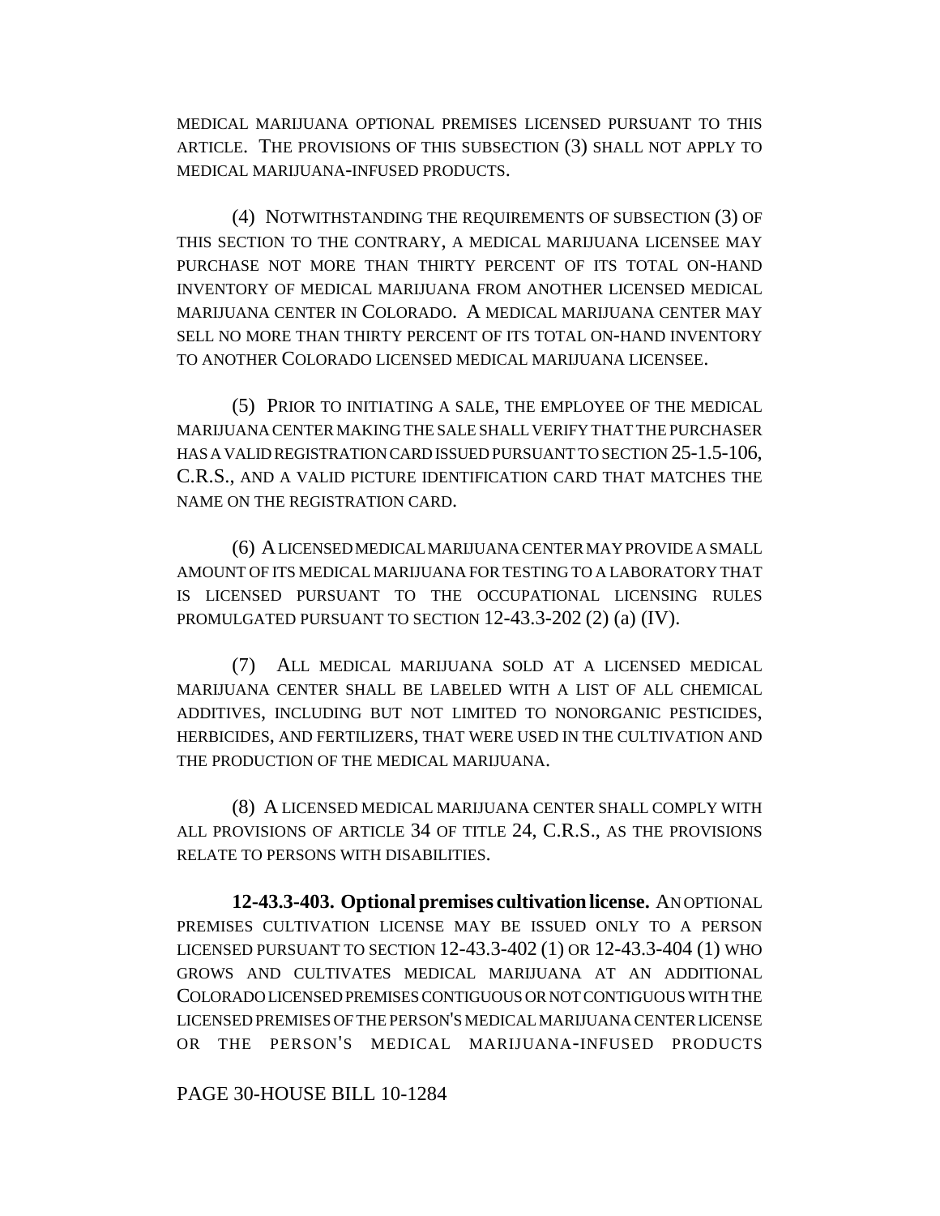MEDICAL MARIJUANA OPTIONAL PREMISES LICENSED PURSUANT TO THIS ARTICLE. THE PROVISIONS OF THIS SUBSECTION (3) SHALL NOT APPLY TO MEDICAL MARIJUANA-INFUSED PRODUCTS.

(4) NOTWITHSTANDING THE REQUIREMENTS OF SUBSECTION (3) OF THIS SECTION TO THE CONTRARY, A MEDICAL MARIJUANA LICENSEE MAY PURCHASE NOT MORE THAN THIRTY PERCENT OF ITS TOTAL ON-HAND INVENTORY OF MEDICAL MARIJUANA FROM ANOTHER LICENSED MEDICAL MARIJUANA CENTER IN COLORADO. A MEDICAL MARIJUANA CENTER MAY SELL NO MORE THAN THIRTY PERCENT OF ITS TOTAL ON-HAND INVENTORY TO ANOTHER COLORADO LICENSED MEDICAL MARIJUANA LICENSEE.

(5) PRIOR TO INITIATING A SALE, THE EMPLOYEE OF THE MEDICAL MARIJUANA CENTER MAKING THE SALE SHALL VERIFY THAT THE PURCHASER HAS A VALID REGISTRATION CARD ISSUED PURSUANT TO SECTION 25-1.5-106, C.R.S., AND A VALID PICTURE IDENTIFICATION CARD THAT MATCHES THE NAME ON THE REGISTRATION CARD.

(6) A LICENSED MEDICAL MARIJUANA CENTER MAY PROVIDE A SMALL AMOUNT OF ITS MEDICAL MARIJUANA FOR TESTING TO A LABORATORY THAT IS LICENSED PURSUANT TO THE OCCUPATIONAL LICENSING RULES PROMULGATED PURSUANT TO SECTION 12-43.3-202 (2) (a) (IV).

(7) ALL MEDICAL MARIJUANA SOLD AT A LICENSED MEDICAL MARIJUANA CENTER SHALL BE LABELED WITH A LIST OF ALL CHEMICAL ADDITIVES, INCLUDING BUT NOT LIMITED TO NONORGANIC PESTICIDES, HERBICIDES, AND FERTILIZERS, THAT WERE USED IN THE CULTIVATION AND THE PRODUCTION OF THE MEDICAL MARIJUANA.

(8) A LICENSED MEDICAL MARIJUANA CENTER SHALL COMPLY WITH ALL PROVISIONS OF ARTICLE 34 OF TITLE 24, C.R.S., AS THE PROVISIONS RELATE TO PERSONS WITH DISABILITIES.

**12-43.3-403. Optional premises cultivation license.** AN OPTIONAL PREMISES CULTIVATION LICENSE MAY BE ISSUED ONLY TO A PERSON LICENSED PURSUANT TO SECTION 12-43.3-402 (1) OR 12-43.3-404 (1) WHO GROWS AND CULTIVATES MEDICAL MARIJUANA AT AN ADDITIONAL COLORADO LICENSED PREMISES CONTIGUOUS OR NOT CONTIGUOUS WITH THE LICENSED PREMISES OF THE PERSON'S MEDICAL MARIJUANA CENTER LICENSE OR THE PERSON'S MEDICAL MARIJUANA-INFUSED PRODUCTS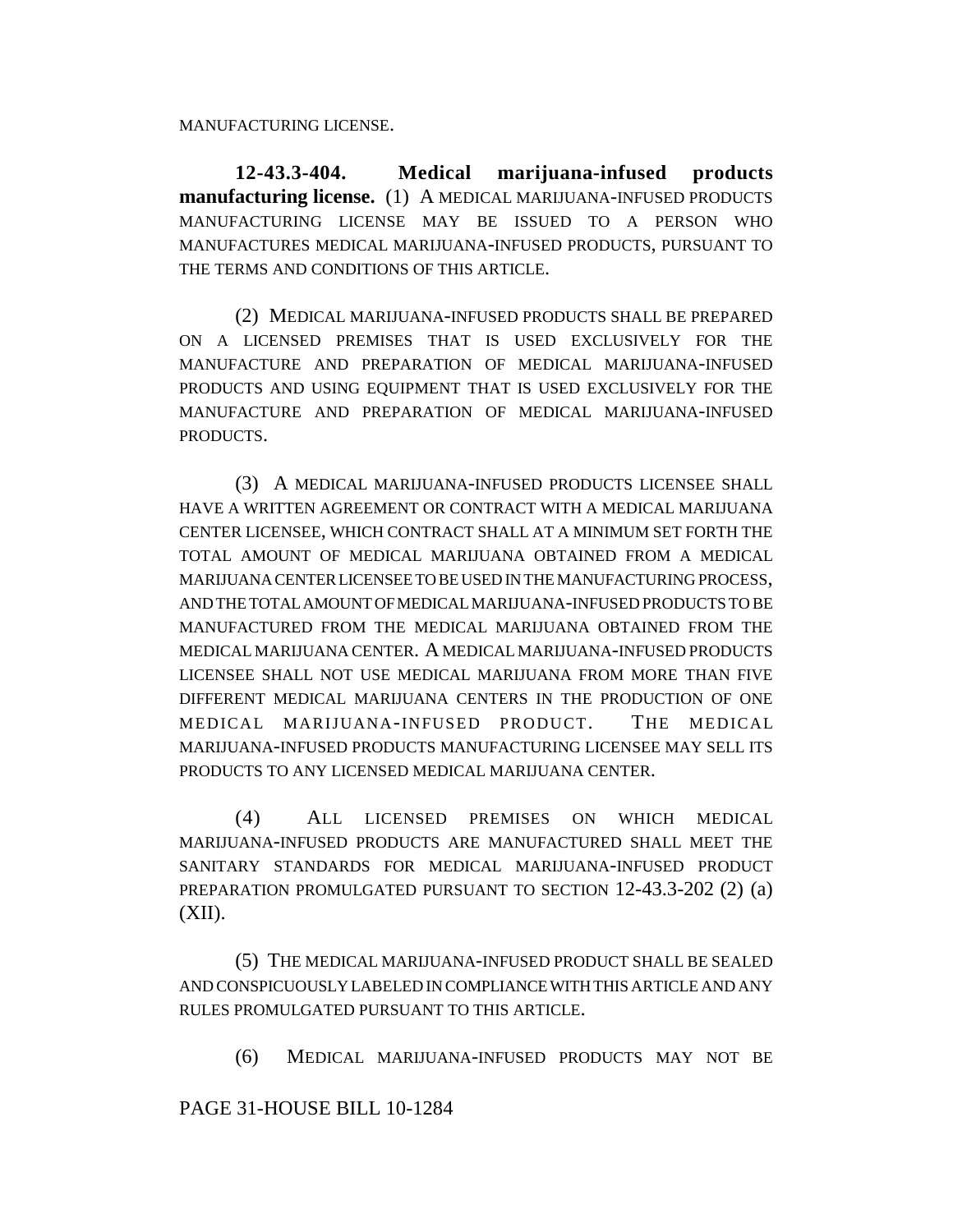MANUFACTURING LICENSE.

**12-43.3-404. Medical marijuana-infused products manufacturing license.** (1) A MEDICAL MARIJUANA-INFUSED PRODUCTS MANUFACTURING LICENSE MAY BE ISSUED TO A PERSON WHO MANUFACTURES MEDICAL MARIJUANA-INFUSED PRODUCTS, PURSUANT TO THE TERMS AND CONDITIONS OF THIS ARTICLE.

(2) MEDICAL MARIJUANA-INFUSED PRODUCTS SHALL BE PREPARED ON A LICENSED PREMISES THAT IS USED EXCLUSIVELY FOR THE MANUFACTURE AND PREPARATION OF MEDICAL MARIJUANA-INFUSED PRODUCTS AND USING EQUIPMENT THAT IS USED EXCLUSIVELY FOR THE MANUFACTURE AND PREPARATION OF MEDICAL MARIJUANA-INFUSED PRODUCTS.

(3) A MEDICAL MARIJUANA-INFUSED PRODUCTS LICENSEE SHALL HAVE A WRITTEN AGREEMENT OR CONTRACT WITH A MEDICAL MARIJUANA CENTER LICENSEE, WHICH CONTRACT SHALL AT A MINIMUM SET FORTH THE TOTAL AMOUNT OF MEDICAL MARIJUANA OBTAINED FROM A MEDICAL MARIJUANA CENTER LICENSEE TO BE USED IN THE MANUFACTURING PROCESS, AND THE TOTAL AMOUNT OF MEDICAL MARIJUANA-INFUSED PRODUCTS TO BE MANUFACTURED FROM THE MEDICAL MARIJUANA OBTAINED FROM THE MEDICAL MARIJUANA CENTER. A MEDICAL MARIJUANA-INFUSED PRODUCTS LICENSEE SHALL NOT USE MEDICAL MARIJUANA FROM MORE THAN FIVE DIFFERENT MEDICAL MARIJUANA CENTERS IN THE PRODUCTION OF ONE MEDICAL MARIJUANA-INFUSED PRODUCT. THE MEDICAL MARIJUANA-INFUSED PRODUCTS MANUFACTURING LICENSEE MAY SELL ITS PRODUCTS TO ANY LICENSED MEDICAL MARIJUANA CENTER.

(4) ALL LICENSED PREMISES ON WHICH MEDICAL MARIJUANA-INFUSED PRODUCTS ARE MANUFACTURED SHALL MEET THE SANITARY STANDARDS FOR MEDICAL MARIJUANA-INFUSED PRODUCT PREPARATION PROMULGATED PURSUANT TO SECTION 12-43.3-202 (2) (a) (XII).

(5) THE MEDICAL MARIJUANA-INFUSED PRODUCT SHALL BE SEALED AND CONSPICUOUSLY LABELED IN COMPLIANCE WITH THIS ARTICLE AND ANY RULES PROMULGATED PURSUANT TO THIS ARTICLE.

(6) MEDICAL MARIJUANA-INFUSED PRODUCTS MAY NOT BE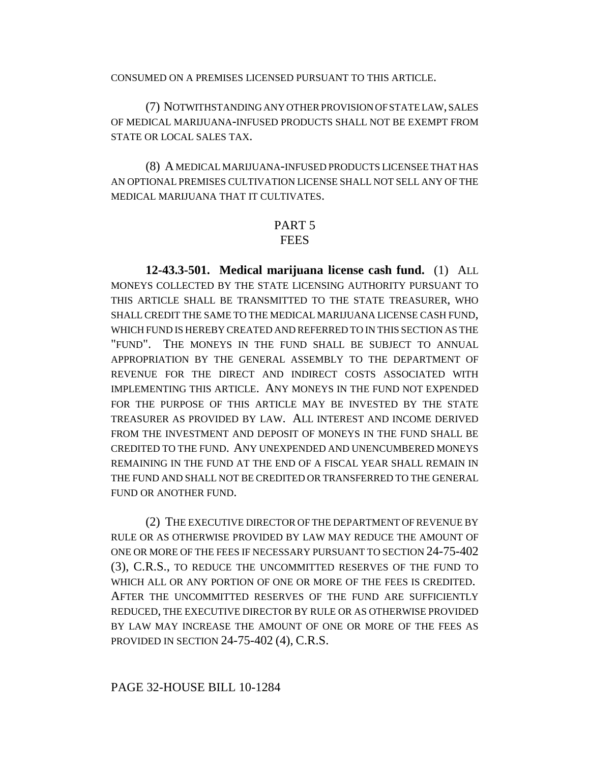CONSUMED ON A PREMISES LICENSED PURSUANT TO THIS ARTICLE.

(7) NOTWITHSTANDING ANY OTHER PROVISION OF STATE LAW, SALES OF MEDICAL MARIJUANA-INFUSED PRODUCTS SHALL NOT BE EXEMPT FROM STATE OR LOCAL SALES TAX.

(8) A MEDICAL MARIJUANA-INFUSED PRODUCTS LICENSEE THAT HAS AN OPTIONAL PREMISES CULTIVATION LICENSE SHALL NOT SELL ANY OF THE MEDICAL MARIJUANA THAT IT CULTIVATES.

## PART 5
## FEES

**12-43.3-501. Medical marijuana license cash fund.** (1) ALL MONEYS COLLECTED BY THE STATE LICENSING AUTHORITY PURSUANT TO THIS ARTICLE SHALL BE TRANSMITTED TO THE STATE TREASURER, WHO SHALL CREDIT THE SAME TO THE MEDICAL MARIJUANA LICENSE CASH FUND, WHICH FUND IS HEREBY CREATED AND REFERRED TO IN THIS SECTION AS THE "FUND". THE MONEYS IN THE FUND SHALL BE SUBJECT TO ANNUAL APPROPRIATION BY THE GENERAL ASSEMBLY TO THE DEPARTMENT OF REVENUE FOR THE DIRECT AND INDIRECT COSTS ASSOCIATED WITH IMPLEMENTING THIS ARTICLE. ANY MONEYS IN THE FUND NOT EXPENDED FOR THE PURPOSE OF THIS ARTICLE MAY BE INVESTED BY THE STATE TREASURER AS PROVIDED BY LAW. ALL INTEREST AND INCOME DERIVED FROM THE INVESTMENT AND DEPOSIT OF MONEYS IN THE FUND SHALL BE CREDITED TO THE FUND. ANY UNEXPENDED AND UNENCUMBERED MONEYS REMAINING IN THE FUND AT THE END OF A FISCAL YEAR SHALL REMAIN IN THE FUND AND SHALL NOT BE CREDITED OR TRANSFERRED TO THE GENERAL FUND OR ANOTHER FUND.

(2) THE EXECUTIVE DIRECTOR OF THE DEPARTMENT OF REVENUE BY RULE OR AS OTHERWISE PROVIDED BY LAW MAY REDUCE THE AMOUNT OF ONE OR MORE OF THE FEES IF NECESSARY PURSUANT TO SECTION 24-75-402 (3), C.R.S., TO REDUCE THE UNCOMMITTED RESERVES OF THE FUND TO WHICH ALL OR ANY PORTION OF ONE OR MORE OF THE FEES IS CREDITED. AFTER THE UNCOMMITTED RESERVES OF THE FUND ARE SUFFICIENTLY REDUCED, THE EXECUTIVE DIRECTOR BY RULE OR AS OTHERWISE PROVIDED BY LAW MAY INCREASE THE AMOUNT OF ONE OR MORE OF THE FEES AS PROVIDED IN SECTION 24-75-402 (4), C.R.S.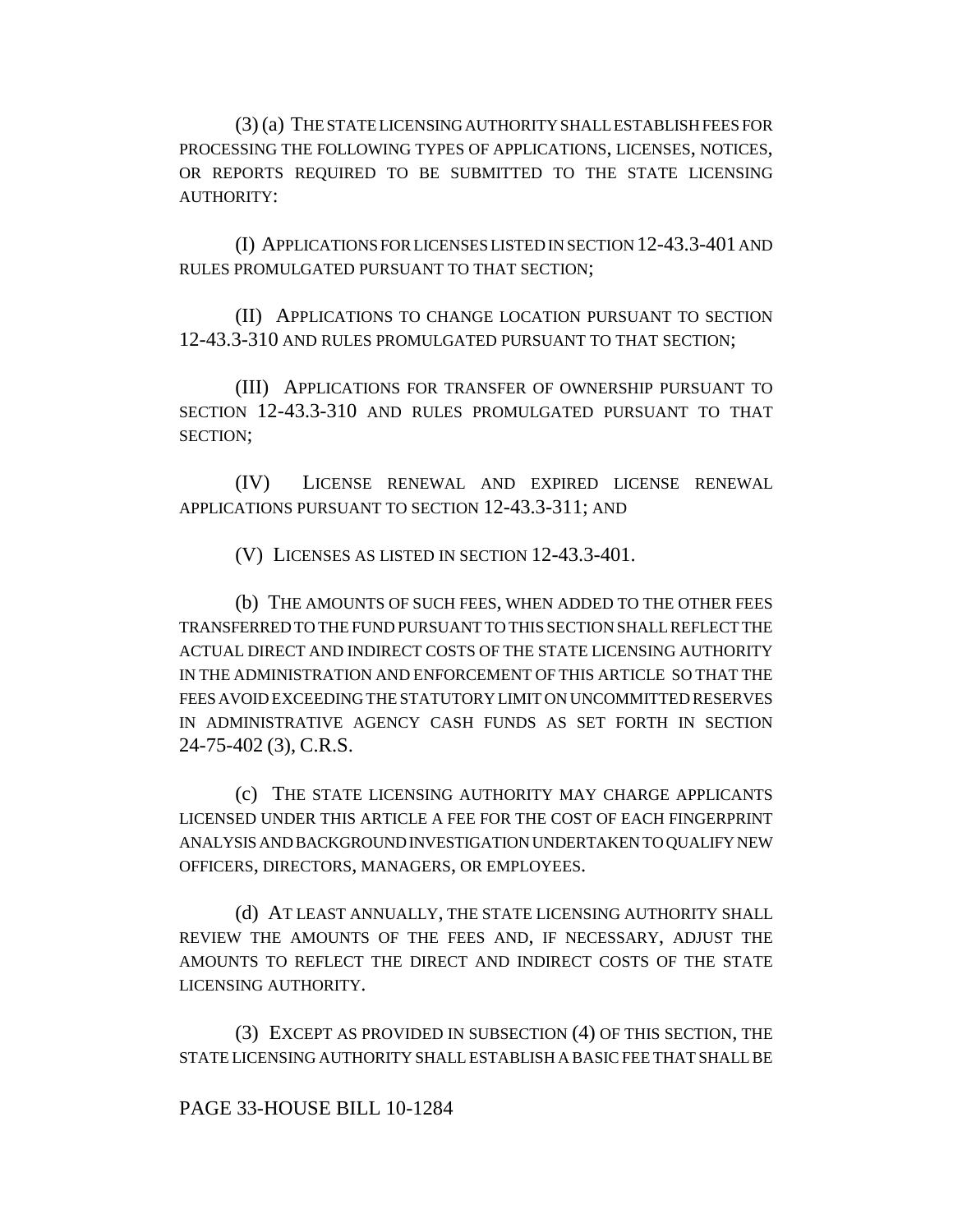(3) (a) THE STATE LICENSING AUTHORITY SHALL ESTABLISH FEES FOR PROCESSING THE FOLLOWING TYPES OF APPLICATIONS, LICENSES, NOTICES, OR REPORTS REQUIRED TO BE SUBMITTED TO THE STATE LICENSING AUTHORITY:

(I) APPLICATIONS FOR LICENSES LISTED IN SECTION 12-43.3-401 AND RULES PROMULGATED PURSUANT TO THAT SECTION;

(II) APPLICATIONS TO CHANGE LOCATION PURSUANT TO SECTION 12-43.3-310 AND RULES PROMULGATED PURSUANT TO THAT SECTION;

(III) APPLICATIONS FOR TRANSFER OF OWNERSHIP PURSUANT TO SECTION 12-43.3-310 AND RULES PROMULGATED PURSUANT TO THAT SECTION;

(IV) LICENSE RENEWAL AND EXPIRED LICENSE RENEWAL APPLICATIONS PURSUANT TO SECTION 12-43.3-311; AND

(V) LICENSES AS LISTED IN SECTION 12-43.3-401.

(b) THE AMOUNTS OF SUCH FEES, WHEN ADDED TO THE OTHER FEES TRANSFERRED TO THE FUND PURSUANT TO THIS SECTION SHALL REFLECT THE ACTUAL DIRECT AND INDIRECT COSTS OF THE STATE LICENSING AUTHORITY IN THE ADMINISTRATION AND ENFORCEMENT OF THIS ARTICLE SO THAT THE FEES AVOID EXCEEDING THE STATUTORY LIMIT ON UNCOMMITTED RESERVES IN ADMINISTRATIVE AGENCY CASH FUNDS AS SET FORTH IN SECTION 24-75-402 (3), C.R.S.

(c) THE STATE LICENSING AUTHORITY MAY CHARGE APPLICANTS LICENSED UNDER THIS ARTICLE A FEE FOR THE COST OF EACH FINGERPRINT ANALYSIS AND BACKGROUND INVESTIGATION UNDERTAKEN TO QUALIFY NEW OFFICERS, DIRECTORS, MANAGERS, OR EMPLOYEES.

(d) AT LEAST ANNUALLY, THE STATE LICENSING AUTHORITY SHALL REVIEW THE AMOUNTS OF THE FEES AND, IF NECESSARY, ADJUST THE AMOUNTS TO REFLECT THE DIRECT AND INDIRECT COSTS OF THE STATE LICENSING AUTHORITY.

(3) EXCEPT AS PROVIDED IN SUBSECTION (4) OF THIS SECTION, THE STATE LICENSING AUTHORITY SHALL ESTABLISH A BASIC FEE THAT SHALL BE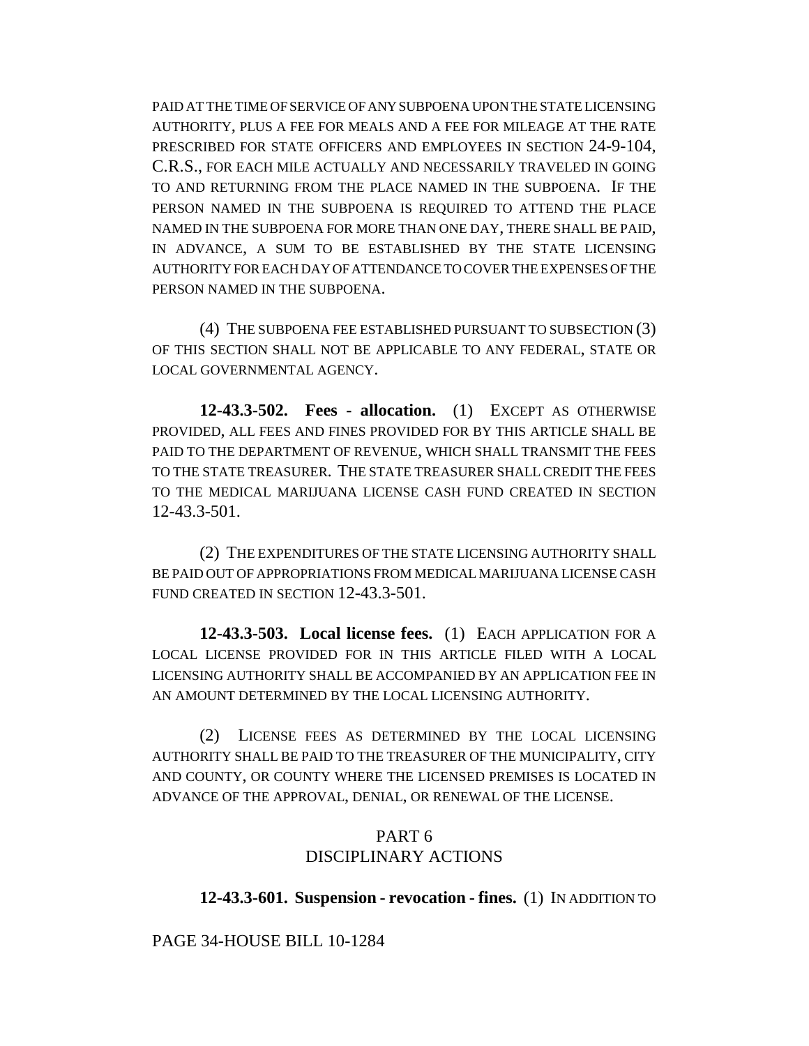PAID AT THE TIME OF SERVICE OF ANY SUBPOENA UPON THE STATE LICENSING AUTHORITY, PLUS A FEE FOR MEALS AND A FEE FOR MILEAGE AT THE RATE PRESCRIBED FOR STATE OFFICERS AND EMPLOYEES IN SECTION 24-9-104, C.R.S., FOR EACH MILE ACTUALLY AND NECESSARILY TRAVELED IN GOING TO AND RETURNING FROM THE PLACE NAMED IN THE SUBPOENA. IF THE PERSON NAMED IN THE SUBPOENA IS REQUIRED TO ATTEND THE PLACE NAMED IN THE SUBPOENA FOR MORE THAN ONE DAY, THERE SHALL BE PAID, IN ADVANCE, A SUM TO BE ESTABLISHED BY THE STATE LICENSING AUTHORITY FOR EACH DAY OF ATTENDANCE TO COVER THE EXPENSES OF THE PERSON NAMED IN THE SUBPOENA.

(4) THE SUBPOENA FEE ESTABLISHED PURSUANT TO SUBSECTION (3) OF THIS SECTION SHALL NOT BE APPLICABLE TO ANY FEDERAL, STATE OR LOCAL GOVERNMENTAL AGENCY.

**12-43.3-502. Fees - allocation.** (1) EXCEPT AS OTHERWISE PROVIDED, ALL FEES AND FINES PROVIDED FOR BY THIS ARTICLE SHALL BE PAID TO THE DEPARTMENT OF REVENUE, WHICH SHALL TRANSMIT THE FEES TO THE STATE TREASURER. THE STATE TREASURER SHALL CREDIT THE FEES TO THE MEDICAL MARIJUANA LICENSE CASH FUND CREATED IN SECTION 12-43.3-501.

(2) THE EXPENDITURES OF THE STATE LICENSING AUTHORITY SHALL BE PAID OUT OF APPROPRIATIONS FROM MEDICAL MARIJUANA LICENSE CASH FUND CREATED IN SECTION 12-43.3-501.

**12-43.3-503. Local license fees.** (1) EACH APPLICATION FOR A LOCAL LICENSE PROVIDED FOR IN THIS ARTICLE FILED WITH A LOCAL LICENSING AUTHORITY SHALL BE ACCOMPANIED BY AN APPLICATION FEE IN AN AMOUNT DETERMINED BY THE LOCAL LICENSING AUTHORITY.

(2) LICENSE FEES AS DETERMINED BY THE LOCAL LICENSING AUTHORITY SHALL BE PAID TO THE TREASURER OF THE MUNICIPALITY, CITY AND COUNTY, OR COUNTY WHERE THE LICENSED PREMISES IS LOCATED IN ADVANCE OF THE APPROVAL, DENIAL, OR RENEWAL OF THE LICENSE.

## PART 6
## DISCIPLINARY ACTIONS

**12-43.3-601. Suspension - revocation - fines.** (1) IN ADDITION TO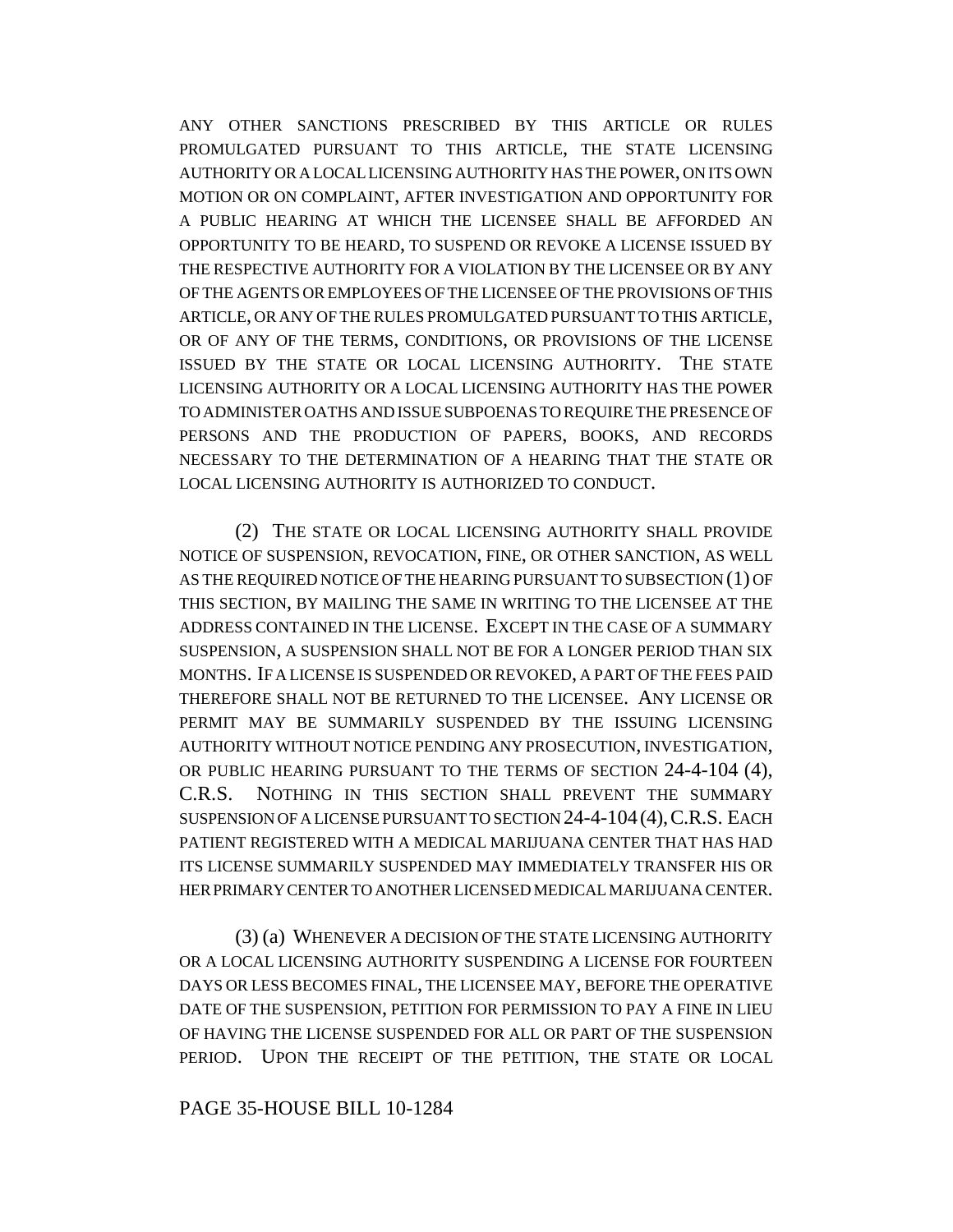ANY OTHER SANCTIONS PRESCRIBED BY THIS ARTICLE OR RULES PROMULGATED PURSUANT TO THIS ARTICLE, THE STATE LICENSING AUTHORITY OR A LOCAL LICENSING AUTHORITY HAS THE POWER, ON ITS OWN MOTION OR ON COMPLAINT, AFTER INVESTIGATION AND OPPORTUNITY FOR A PUBLIC HEARING AT WHICH THE LICENSEE SHALL BE AFFORDED AN OPPORTUNITY TO BE HEARD, TO SUSPEND OR REVOKE A LICENSE ISSUED BY THE RESPECTIVE AUTHORITY FOR A VIOLATION BY THE LICENSEE OR BY ANY OF THE AGENTS OR EMPLOYEES OF THE LICENSEE OF THE PROVISIONS OF THIS ARTICLE, OR ANY OF THE RULES PROMULGATED PURSUANT TO THIS ARTICLE, OR OF ANY OF THE TERMS, CONDITIONS, OR PROVISIONS OF THE LICENSE ISSUED BY THE STATE OR LOCAL LICENSING AUTHORITY. THE STATE LICENSING AUTHORITY OR A LOCAL LICENSING AUTHORITY HAS THE POWER TO ADMINISTER OATHS AND ISSUE SUBPOENAS TO REQUIRE THE PRESENCE OF PERSONS AND THE PRODUCTION OF PAPERS, BOOKS, AND RECORDS NECESSARY TO THE DETERMINATION OF A HEARING THAT THE STATE OR LOCAL LICENSING AUTHORITY IS AUTHORIZED TO CONDUCT.

(2) THE STATE OR LOCAL LICENSING AUTHORITY SHALL PROVIDE NOTICE OF SUSPENSION, REVOCATION, FINE, OR OTHER SANCTION, AS WELL AS THE REQUIRED NOTICE OF THE HEARING PURSUANT TO SUBSECTION (1) OF THIS SECTION, BY MAILING THE SAME IN WRITING TO THE LICENSEE AT THE ADDRESS CONTAINED IN THE LICENSE. EXCEPT IN THE CASE OF A SUMMARY SUSPENSION, A SUSPENSION SHALL NOT BE FOR A LONGER PERIOD THAN SIX MONTHS. IF A LICENSE IS SUSPENDED OR REVOKED, A PART OF THE FEES PAID THEREFORE SHALL NOT BE RETURNED TO THE LICENSEE. ANY LICENSE OR PERMIT MAY BE SUMMARILY SUSPENDED BY THE ISSUING LICENSING AUTHORITY WITHOUT NOTICE PENDING ANY PROSECUTION, INVESTIGATION, OR PUBLIC HEARING PURSUANT TO THE TERMS OF SECTION 24-4-104 (4), C.R.S. NOTHING IN THIS SECTION SHALL PREVENT THE SUMMARY SUSPENSION OF A LICENSE PURSUANT TO SECTION 24-4-104 (4), C.R.S. EACH PATIENT REGISTERED WITH A MEDICAL MARIJUANA CENTER THAT HAS HAD ITS LICENSE SUMMARILY SUSPENDED MAY IMMEDIATELY TRANSFER HIS OR HER PRIMARY CENTER TO ANOTHER LICENSED MEDICAL MARIJUANA CENTER.

(3) (a) WHENEVER A DECISION OF THE STATE LICENSING AUTHORITY OR A LOCAL LICENSING AUTHORITY SUSPENDING A LICENSE FOR FOURTEEN DAYS OR LESS BECOMES FINAL, THE LICENSEE MAY, BEFORE THE OPERATIVE DATE OF THE SUSPENSION, PETITION FOR PERMISSION TO PAY A FINE IN LIEU OF HAVING THE LICENSE SUSPENDED FOR ALL OR PART OF THE SUSPENSION PERIOD. UPON THE RECEIPT OF THE PETITION, THE STATE OR LOCAL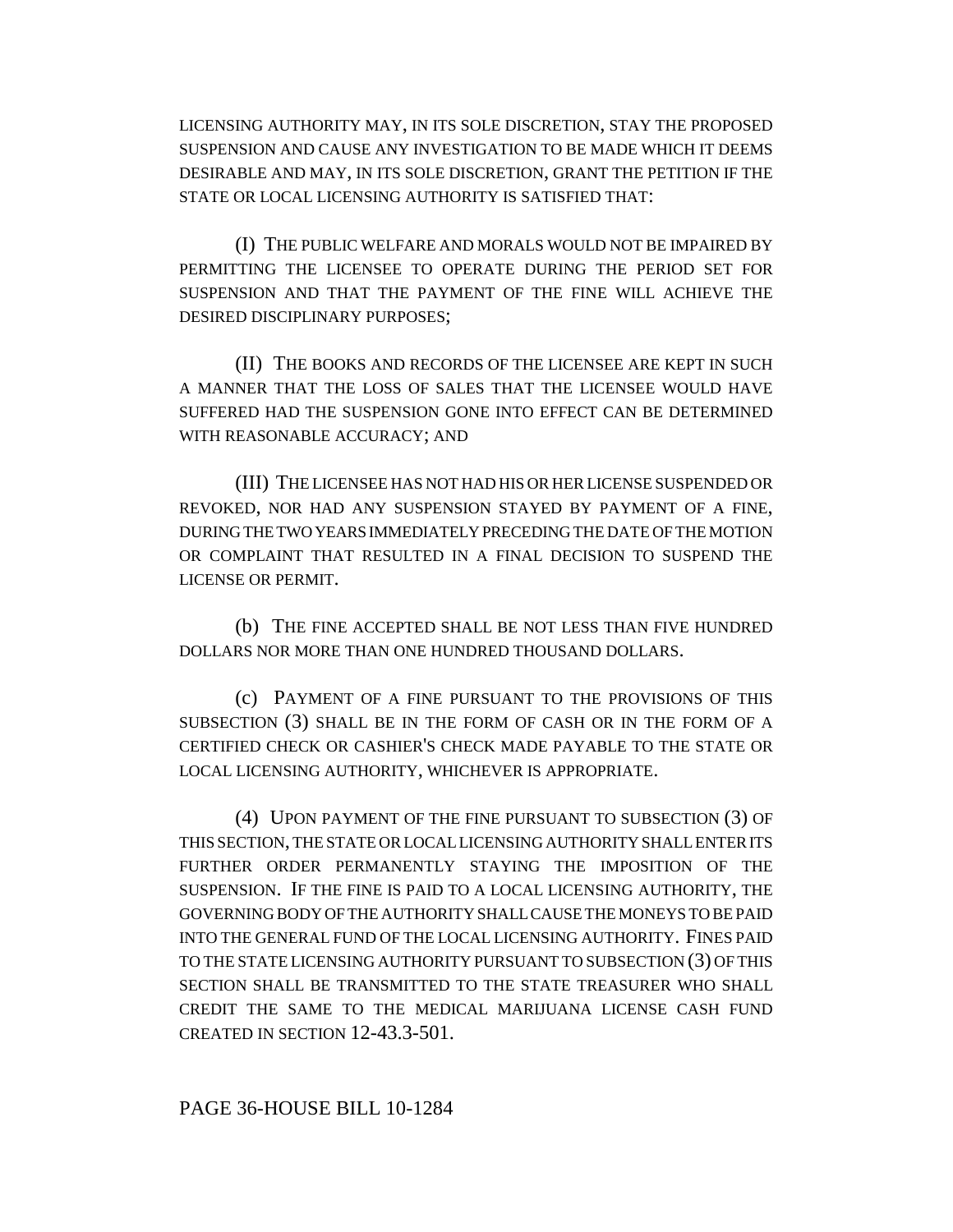LICENSING AUTHORITY MAY, IN ITS SOLE DISCRETION, STAY THE PROPOSED SUSPENSION AND CAUSE ANY INVESTIGATION TO BE MADE WHICH IT DEEMS DESIRABLE AND MAY, IN ITS SOLE DISCRETION, GRANT THE PETITION IF THE STATE OR LOCAL LICENSING AUTHORITY IS SATISFIED THAT:

(I) THE PUBLIC WELFARE AND MORALS WOULD NOT BE IMPAIRED BY PERMITTING THE LICENSEE TO OPERATE DURING THE PERIOD SET FOR SUSPENSION AND THAT THE PAYMENT OF THE FINE WILL ACHIEVE THE DESIRED DISCIPLINARY PURPOSES;

(II) THE BOOKS AND RECORDS OF THE LICENSEE ARE KEPT IN SUCH A MANNER THAT THE LOSS OF SALES THAT THE LICENSEE WOULD HAVE SUFFERED HAD THE SUSPENSION GONE INTO EFFECT CAN BE DETERMINED WITH REASONABLE ACCURACY; AND

(III) THE LICENSEE HAS NOT HAD HIS OR HER LICENSE SUSPENDED OR REVOKED, NOR HAD ANY SUSPENSION STAYED BY PAYMENT OF A FINE, DURING THE TWO YEARS IMMEDIATELY PRECEDING THE DATE OF THE MOTION OR COMPLAINT THAT RESULTED IN A FINAL DECISION TO SUSPEND THE LICENSE OR PERMIT.

(b) THE FINE ACCEPTED SHALL BE NOT LESS THAN FIVE HUNDRED DOLLARS NOR MORE THAN ONE HUNDRED THOUSAND DOLLARS.

(c) PAYMENT OF A FINE PURSUANT TO THE PROVISIONS OF THIS SUBSECTION (3) SHALL BE IN THE FORM OF CASH OR IN THE FORM OF A CERTIFIED CHECK OR CASHIER'S CHECK MADE PAYABLE TO THE STATE OR LOCAL LICENSING AUTHORITY, WHICHEVER IS APPROPRIATE.

(4) UPON PAYMENT OF THE FINE PURSUANT TO SUBSECTION (3) OF THIS SECTION, THE STATE OR LOCAL LICENSING AUTHORITY SHALL ENTER ITS FURTHER ORDER PERMANENTLY STAYING THE IMPOSITION OF THE SUSPENSION. IF THE FINE IS PAID TO A LOCAL LICENSING AUTHORITY, THE GOVERNING BODY OF THE AUTHORITY SHALL CAUSE THE MONEYS TO BE PAID INTO THE GENERAL FUND OF THE LOCAL LICENSING AUTHORITY. FINES PAID TO THE STATE LICENSING AUTHORITY PURSUANT TO SUBSECTION (3) OF THIS SECTION SHALL BE TRANSMITTED TO THE STATE TREASURER WHO SHALL CREDIT THE SAME TO THE MEDICAL MARIJUANA LICENSE CASH FUND CREATED IN SECTION 12-43.3-501.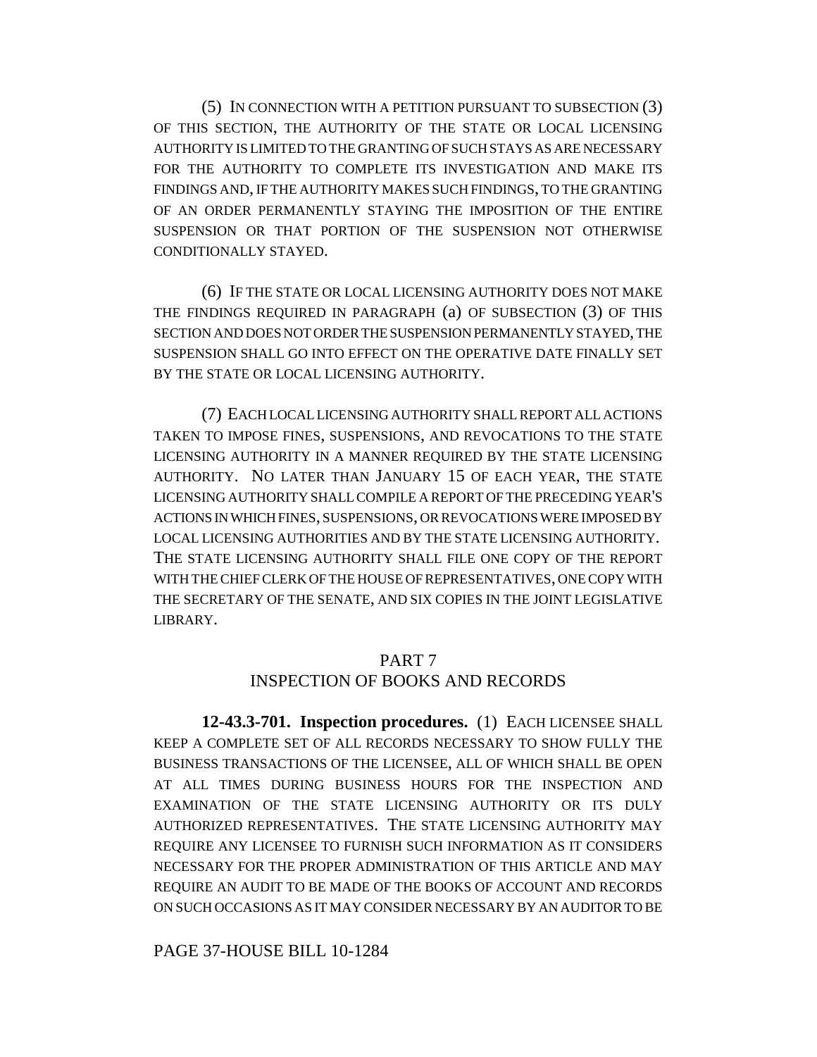(5) IN CONNECTION WITH A PETITION PURSUANT TO SUBSECTION (3) OF THIS SECTION, THE AUTHORITY OF THE STATE OR LOCAL LICENSING AUTHORITY IS LIMITED TO THE GRANTING OF SUCH STAYS AS ARE NECESSARY FOR THE AUTHORITY TO COMPLETE ITS INVESTIGATION AND MAKE ITS FINDINGS AND, IF THE AUTHORITY MAKES SUCH FINDINGS, TO THE GRANTING OF AN ORDER PERMANENTLY STAYING THE IMPOSITION OF THE ENTIRE SUSPENSION OR THAT PORTION OF THE SUSPENSION NOT OTHERWISE CONDITIONALLY STAYED.

(6) IF THE STATE OR LOCAL LICENSING AUTHORITY DOES NOT MAKE THE FINDINGS REQUIRED IN PARAGRAPH (a) OF SUBSECTION (3) OF THIS SECTION AND DOES NOT ORDER THE SUSPENSION PERMANENTLY STAYED, THE SUSPENSION SHALL GO INTO EFFECT ON THE OPERATIVE DATE FINALLY SET BY THE STATE OR LOCAL LICENSING AUTHORITY.

(7) EACH LOCAL LICENSING AUTHORITY SHALL REPORT ALL ACTIONS TAKEN TO IMPOSE FINES, SUSPENSIONS, AND REVOCATIONS TO THE STATE LICENSING AUTHORITY IN A MANNER REQUIRED BY THE STATE LICENSING AUTHORITY. NO LATER THAN JANUARY 15 OF EACH YEAR, THE STATE LICENSING AUTHORITY SHALL COMPILE A REPORT OF THE PRECEDING YEAR'S ACTIONS IN WHICH FINES, SUSPENSIONS, OR REVOCATIONS WERE IMPOSED BY LOCAL LICENSING AUTHORITIES AND BY THE STATE LICENSING AUTHORITY. THE STATE LICENSING AUTHORITY SHALL FILE ONE COPY OF THE REPORT WITH THE CHIEF CLERK OF THE HOUSE OF REPRESENTATIVES, ONE COPY WITH THE SECRETARY OF THE SENATE, AND SIX COPIES IN THE JOINT LEGISLATIVE LIBRARY.

## PART 7
## INSPECTION OF BOOKS AND RECORDS

**12-43.3-701. Inspection procedures.** (1) EACH LICENSEE SHALL KEEP A COMPLETE SET OF ALL RECORDS NECESSARY TO SHOW FULLY THE BUSINESS TRANSACTIONS OF THE LICENSEE, ALL OF WHICH SHALL BE OPEN AT ALL TIMES DURING BUSINESS HOURS FOR THE INSPECTION AND EXAMINATION OF THE STATE LICENSING AUTHORITY OR ITS DULY AUTHORIZED REPRESENTATIVES. THE STATE LICENSING AUTHORITY MAY REQUIRE ANY LICENSEE TO FURNISH SUCH INFORMATION AS IT CONSIDERS NECESSARY FOR THE PROPER ADMINISTRATION OF THIS ARTICLE AND MAY REQUIRE AN AUDIT TO BE MADE OF THE BOOKS OF ACCOUNT AND RECORDS ON SUCH OCCASIONS AS IT MAY CONSIDER NECESSARY BY AN AUDITOR TO BE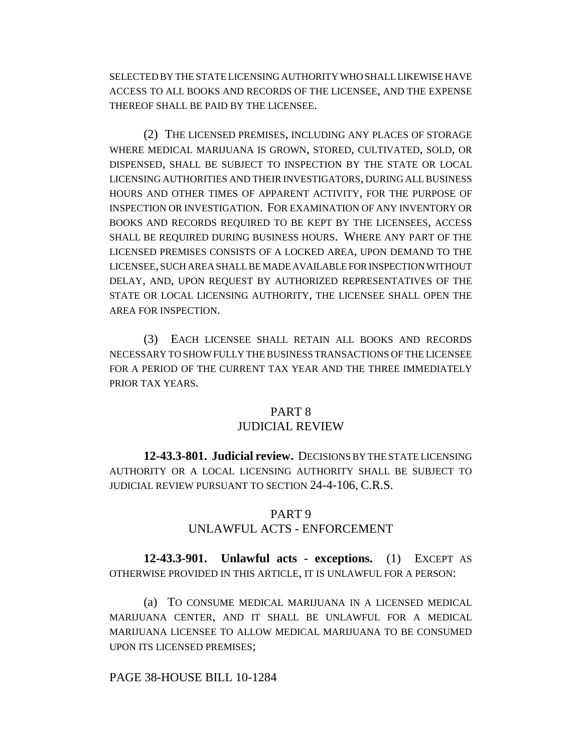SELECTED BY THE STATE LICENSING AUTHORITY WHO SHALL LIKEWISE HAVE ACCESS TO ALL BOOKS AND RECORDS OF THE LICENSEE, AND THE EXPENSE THEREOF SHALL BE PAID BY THE LICENSEE.

(2) THE LICENSED PREMISES, INCLUDING ANY PLACES OF STORAGE WHERE MEDICAL MARIJUANA IS GROWN, STORED, CULTIVATED, SOLD, OR DISPENSED, SHALL BE SUBJECT TO INSPECTION BY THE STATE OR LOCAL LICENSING AUTHORITIES AND THEIR INVESTIGATORS, DURING ALL BUSINESS HOURS AND OTHER TIMES OF APPARENT ACTIVITY, FOR THE PURPOSE OF INSPECTION OR INVESTIGATION. FOR EXAMINATION OF ANY INVENTORY OR BOOKS AND RECORDS REQUIRED TO BE KEPT BY THE LICENSEES, ACCESS SHALL BE REQUIRED DURING BUSINESS HOURS. WHERE ANY PART OF THE LICENSED PREMISES CONSISTS OF A LOCKED AREA, UPON DEMAND TO THE LICENSEE, SUCH AREA SHALL BE MADE AVAILABLE FOR INSPECTION WITHOUT DELAY, AND, UPON REQUEST BY AUTHORIZED REPRESENTATIVES OF THE STATE OR LOCAL LICENSING AUTHORITY, THE LICENSEE SHALL OPEN THE AREA FOR INSPECTION.

(3) EACH LICENSEE SHALL RETAIN ALL BOOKS AND RECORDS NECESSARY TO SHOW FULLY THE BUSINESS TRANSACTIONS OF THE LICENSEE FOR A PERIOD OF THE CURRENT TAX YEAR AND THE THREE IMMEDIATELY PRIOR TAX YEARS.

## PART 8
## JUDICIAL REVIEW

**12-43.3-801. Judicial review.** DECISIONS BY THE STATE LICENSING AUTHORITY OR A LOCAL LICENSING AUTHORITY SHALL BE SUBJECT TO JUDICIAL REVIEW PURSUANT TO SECTION 24-4-106, C.R.S.

## PART 9
## UNLAWFUL ACTS - ENFORCEMENT

**12-43.3-901. Unlawful acts - exceptions.** (1) EXCEPT AS OTHERWISE PROVIDED IN THIS ARTICLE, IT IS UNLAWFUL FOR A PERSON:

(a) TO CONSUME MEDICAL MARIJUANA IN A LICENSED MEDICAL MARIJUANA CENTER, AND IT SHALL BE UNLAWFUL FOR A MEDICAL MARIJUANA LICENSEE TO ALLOW MEDICAL MARIJUANA TO BE CONSUMED UPON ITS LICENSED PREMISES;

PAGE 38-HOUSE BILL 10-1284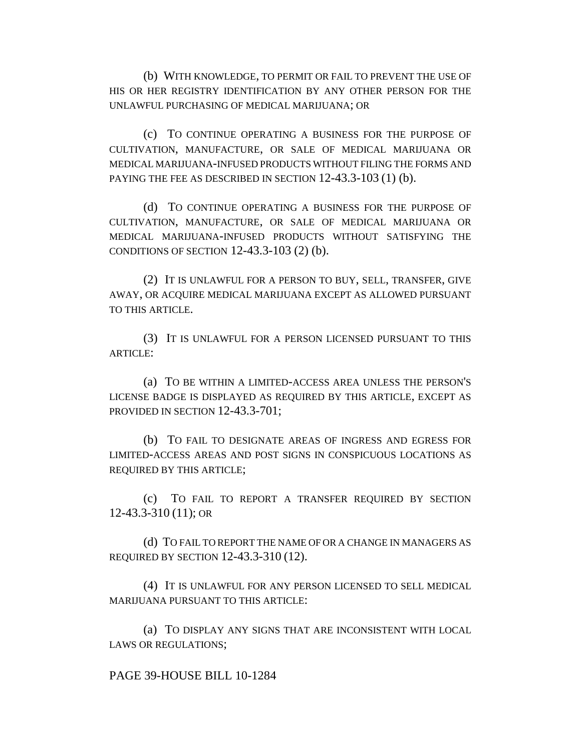(b) WITH KNOWLEDGE, TO PERMIT OR FAIL TO PREVENT THE USE OF HIS OR HER REGISTRY IDENTIFICATION BY ANY OTHER PERSON FOR THE UNLAWFUL PURCHASING OF MEDICAL MARIJUANA; OR

(c) TO CONTINUE OPERATING A BUSINESS FOR THE PURPOSE OF CULTIVATION, MANUFACTURE, OR SALE OF MEDICAL MARIJUANA OR MEDICAL MARIJUANA-INFUSED PRODUCTS WITHOUT FILING THE FORMS AND PAYING THE FEE AS DESCRIBED IN SECTION 12-43.3-103 (1) (b).

(d) TO CONTINUE OPERATING A BUSINESS FOR THE PURPOSE OF CULTIVATION, MANUFACTURE, OR SALE OF MEDICAL MARIJUANA OR MEDICAL MARIJUANA-INFUSED PRODUCTS WITHOUT SATISFYING THE CONDITIONS OF SECTION 12-43.3-103 (2) (b).

(2) IT IS UNLAWFUL FOR A PERSON TO BUY, SELL, TRANSFER, GIVE AWAY, OR ACQUIRE MEDICAL MARIJUANA EXCEPT AS ALLOWED PURSUANT TO THIS ARTICLE.

(3) IT IS UNLAWFUL FOR A PERSON LICENSED PURSUANT TO THIS ARTICLE:

(a) TO BE WITHIN A LIMITED-ACCESS AREA UNLESS THE PERSON'S LICENSE BADGE IS DISPLAYED AS REQUIRED BY THIS ARTICLE, EXCEPT AS PROVIDED IN SECTION 12-43.3-701;

(b) TO FAIL TO DESIGNATE AREAS OF INGRESS AND EGRESS FOR LIMITED-ACCESS AREAS AND POST SIGNS IN CONSPICUOUS LOCATIONS AS REQUIRED BY THIS ARTICLE;

(c) TO FAIL TO REPORT A TRANSFER REQUIRED BY SECTION 12-43.3-310 (11); OR

(d) TO FAIL TO REPORT THE NAME OF OR A CHANGE IN MANAGERS AS REQUIRED BY SECTION 12-43.3-310 (12).

(4) IT IS UNLAWFUL FOR ANY PERSON LICENSED TO SELL MEDICAL MARIJUANA PURSUANT TO THIS ARTICLE:

(a) TO DISPLAY ANY SIGNS THAT ARE INCONSISTENT WITH LOCAL LAWS OR REGULATIONS;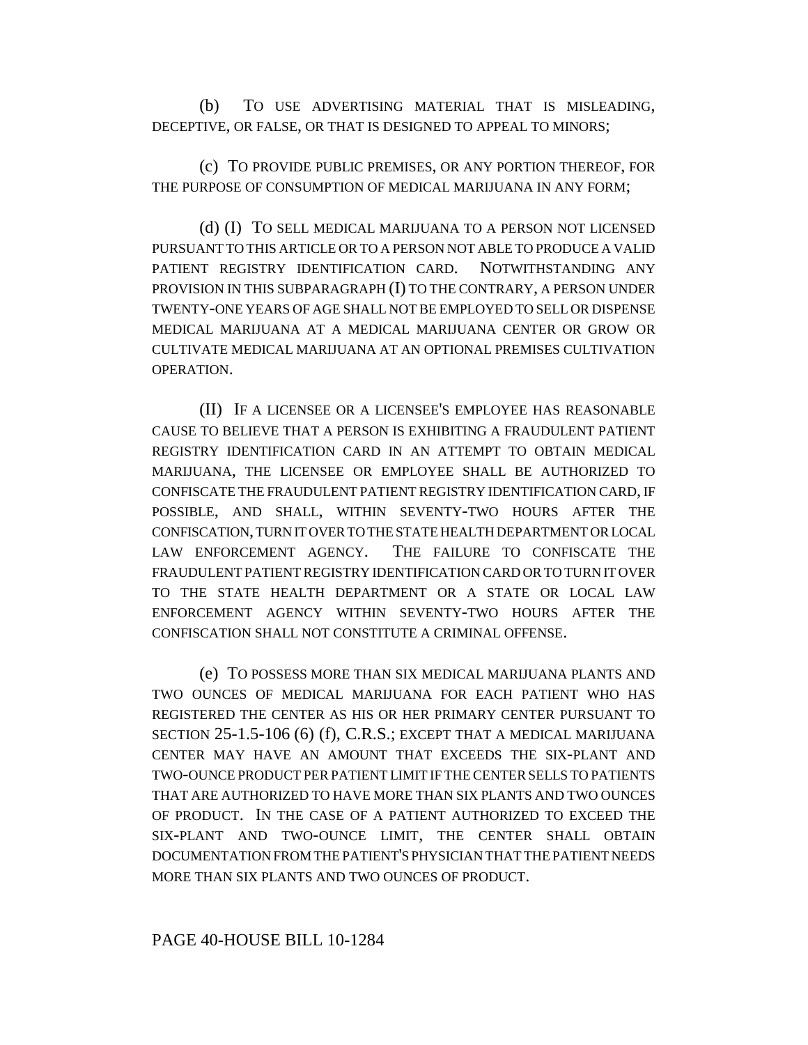(b) TO USE ADVERTISING MATERIAL THAT IS MISLEADING, DECEPTIVE, OR FALSE, OR THAT IS DESIGNED TO APPEAL TO MINORS;

(c) TO PROVIDE PUBLIC PREMISES, OR ANY PORTION THEREOF, FOR THE PURPOSE OF CONSUMPTION OF MEDICAL MARIJUANA IN ANY FORM;

(d) (I) TO SELL MEDICAL MARIJUANA TO A PERSON NOT LICENSED PURSUANT TO THIS ARTICLE OR TO A PERSON NOT ABLE TO PRODUCE A VALID PATIENT REGISTRY IDENTIFICATION CARD. NOTWITHSTANDING ANY PROVISION IN THIS SUBPARAGRAPH (I) TO THE CONTRARY, A PERSON UNDER TWENTY-ONE YEARS OF AGE SHALL NOT BE EMPLOYED TO SELL OR DISPENSE MEDICAL MARIJUANA AT A MEDICAL MARIJUANA CENTER OR GROW OR CULTIVATE MEDICAL MARIJUANA AT AN OPTIONAL PREMISES CULTIVATION OPERATION.

(II) IF A LICENSEE OR A LICENSEE'S EMPLOYEE HAS REASONABLE CAUSE TO BELIEVE THAT A PERSON IS EXHIBITING A FRAUDULENT PATIENT REGISTRY IDENTIFICATION CARD IN AN ATTEMPT TO OBTAIN MEDICAL MARIJUANA, THE LICENSEE OR EMPLOYEE SHALL BE AUTHORIZED TO CONFISCATE THE FRAUDULENT PATIENT REGISTRY IDENTIFICATION CARD, IF POSSIBLE, AND SHALL, WITHIN SEVENTY-TWO HOURS AFTER THE CONFISCATION, TURN IT OVER TO THE STATE HEALTH DEPARTMENT OR LOCAL LAW ENFORCEMENT AGENCY. THE FAILURE TO CONFISCATE THE FRAUDULENT PATIENT REGISTRY IDENTIFICATION CARD OR TO TURN IT OVER TO THE STATE HEALTH DEPARTMENT OR A STATE OR LOCAL LAW ENFORCEMENT AGENCY WITHIN SEVENTY-TWO HOURS AFTER THE CONFISCATION SHALL NOT CONSTITUTE A CRIMINAL OFFENSE.

(e) TO POSSESS MORE THAN SIX MEDICAL MARIJUANA PLANTS AND TWO OUNCES OF MEDICAL MARIJUANA FOR EACH PATIENT WHO HAS REGISTERED THE CENTER AS HIS OR HER PRIMARY CENTER PURSUANT TO SECTION 25-1.5-106 (6) (f), C.R.S.; EXCEPT THAT A MEDICAL MARIJUANA CENTER MAY HAVE AN AMOUNT THAT EXCEEDS THE SIX-PLANT AND TWO-OUNCE PRODUCT PER PATIENT LIMIT IF THE CENTER SELLS TO PATIENTS THAT ARE AUTHORIZED TO HAVE MORE THAN SIX PLANTS AND TWO OUNCES OF PRODUCT. IN THE CASE OF A PATIENT AUTHORIZED TO EXCEED THE SIX-PLANT AND TWO-OUNCE LIMIT, THE CENTER SHALL OBTAIN DOCUMENTATION FROM THE PATIENT'S PHYSICIAN THAT THE PATIENT NEEDS MORE THAN SIX PLANTS AND TWO OUNCES OF PRODUCT.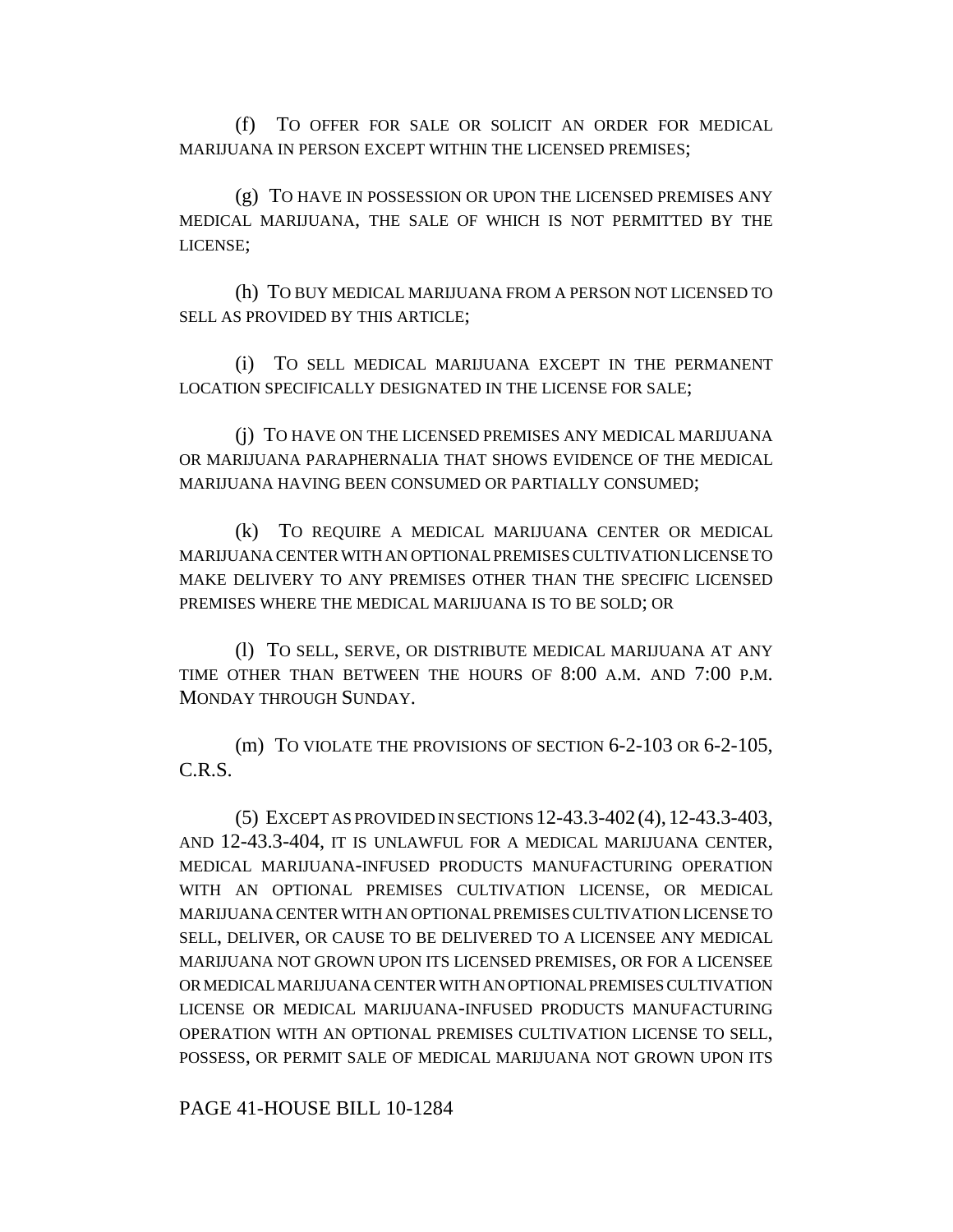(f) TO OFFER FOR SALE OR SOLICIT AN ORDER FOR MEDICAL MARIJUANA IN PERSON EXCEPT WITHIN THE LICENSED PREMISES;

(g) TO HAVE IN POSSESSION OR UPON THE LICENSED PREMISES ANY MEDICAL MARIJUANA, THE SALE OF WHICH IS NOT PERMITTED BY THE LICENSE;

(h) TO BUY MEDICAL MARIJUANA FROM A PERSON NOT LICENSED TO SELL AS PROVIDED BY THIS ARTICLE;

(i) TO SELL MEDICAL MARIJUANA EXCEPT IN THE PERMANENT LOCATION SPECIFICALLY DESIGNATED IN THE LICENSE FOR SALE;

(j) TO HAVE ON THE LICENSED PREMISES ANY MEDICAL MARIJUANA OR MARIJUANA PARAPHERNALIA THAT SHOWS EVIDENCE OF THE MEDICAL MARIJUANA HAVING BEEN CONSUMED OR PARTIALLY CONSUMED;

(k) TO REQUIRE A MEDICAL MARIJUANA CENTER OR MEDICAL MARIJUANA CENTER WITH AN OPTIONAL PREMISES CULTIVATION LICENSE TO MAKE DELIVERY TO ANY PREMISES OTHER THAN THE SPECIFIC LICENSED PREMISES WHERE THE MEDICAL MARIJUANA IS TO BE SOLD; OR

(l) TO SELL, SERVE, OR DISTRIBUTE MEDICAL MARIJUANA AT ANY TIME OTHER THAN BETWEEN THE HOURS OF 8:00 A.M. AND 7:00 P.M. MONDAY THROUGH SUNDAY.

(m) TO VIOLATE THE PROVISIONS OF SECTION 6-2-103 OR 6-2-105, C.R.S.

(5) EXCEPT AS PROVIDED IN SECTIONS 12-43.3-402 (4), 12-43.3-403, AND 12-43.3-404, IT IS UNLAWFUL FOR A MEDICAL MARIJUANA CENTER, MEDICAL MARIJUANA-INFUSED PRODUCTS MANUFACTURING OPERATION WITH AN OPTIONAL PREMISES CULTIVATION LICENSE, OR MEDICAL MARIJUANA CENTER WITH AN OPTIONAL PREMISES CULTIVATION LICENSE TO SELL, DELIVER, OR CAUSE TO BE DELIVERED TO A LICENSEE ANY MEDICAL MARIJUANA NOT GROWN UPON ITS LICENSED PREMISES, OR FOR A LICENSEE OR MEDICAL MARIJUANA CENTER WITH AN OPTIONAL PREMISES CULTIVATION LICENSE OR MEDICAL MARIJUANA-INFUSED PRODUCTS MANUFACTURING OPERATION WITH AN OPTIONAL PREMISES CULTIVATION LICENSE TO SELL, POSSESS, OR PERMIT SALE OF MEDICAL MARIJUANA NOT GROWN UPON ITS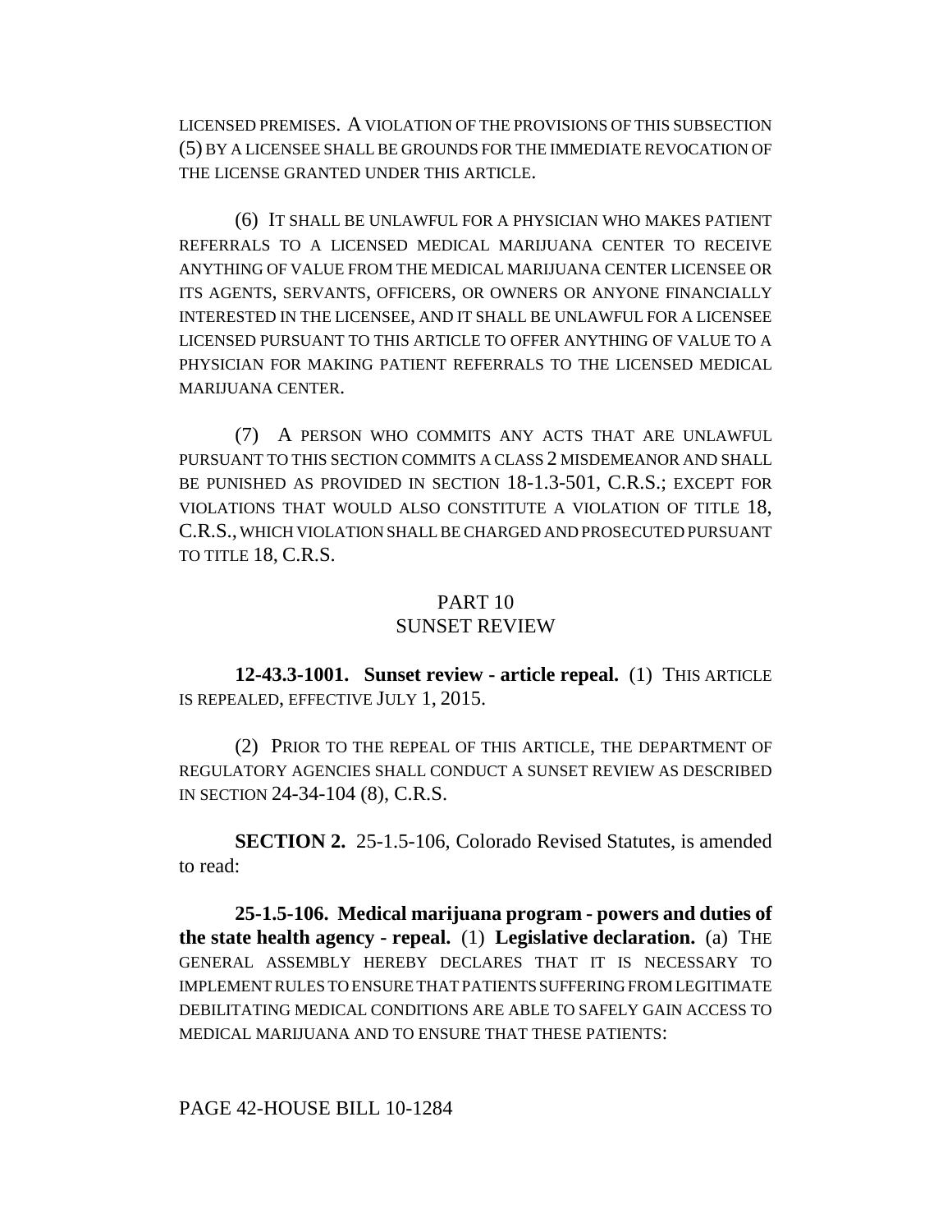LICENSED PREMISES. A VIOLATION OF THE PROVISIONS OF THIS SUBSECTION (5) BY A LICENSEE SHALL BE GROUNDS FOR THE IMMEDIATE REVOCATION OF THE LICENSE GRANTED UNDER THIS ARTICLE.

(6) IT SHALL BE UNLAWFUL FOR A PHYSICIAN WHO MAKES PATIENT REFERRALS TO A LICENSED MEDICAL MARIJUANA CENTER TO RECEIVE ANYTHING OF VALUE FROM THE MEDICAL MARIJUANA CENTER LICENSEE OR ITS AGENTS, SERVANTS, OFFICERS, OR OWNERS OR ANYONE FINANCIALLY INTERESTED IN THE LICENSEE, AND IT SHALL BE UNLAWFUL FOR A LICENSEE LICENSED PURSUANT TO THIS ARTICLE TO OFFER ANYTHING OF VALUE TO A PHYSICIAN FOR MAKING PATIENT REFERRALS TO THE LICENSED MEDICAL MARIJUANA CENTER.

(7) A PERSON WHO COMMITS ANY ACTS THAT ARE UNLAWFUL PURSUANT TO THIS SECTION COMMITS A CLASS 2 MISDEMEANOR AND SHALL BE PUNISHED AS PROVIDED IN SECTION 18-1.3-501, C.R.S.; EXCEPT FOR VIOLATIONS THAT WOULD ALSO CONSTITUTE A VIOLATION OF TITLE 18, C.R.S., WHICH VIOLATION SHALL BE CHARGED AND PROSECUTED PURSUANT TO TITLE 18, C.R.S.

PART 10
SUNSET REVIEW

**12-43.3-1001. Sunset review - article repeal.** (1) THIS ARTICLE IS REPEALED, EFFECTIVE JULY 1, 2015.

(2) PRIOR TO THE REPEAL OF THIS ARTICLE, THE DEPARTMENT OF REGULATORY AGENCIES SHALL CONDUCT A SUNSET REVIEW AS DESCRIBED IN SECTION 24-34-104 (8), C.R.S.

**SECTION 2.** 25-1.5-106, Colorado Revised Statutes, is amended to read:

**25-1.5-106. Medical marijuana program - powers and duties of the state health agency - repeal.** (1) **Legislative declaration.** (a) THE GENERAL ASSEMBLY HEREBY DECLARES THAT IT IS NECESSARY TO IMPLEMENT RULES TO ENSURE THAT PATIENTS SUFFERING FROM LEGITIMATE DEBILITATING MEDICAL CONDITIONS ARE ABLE TO SAFELY GAIN ACCESS TO MEDICAL MARIJUANA AND TO ENSURE THAT THESE PATIENTS: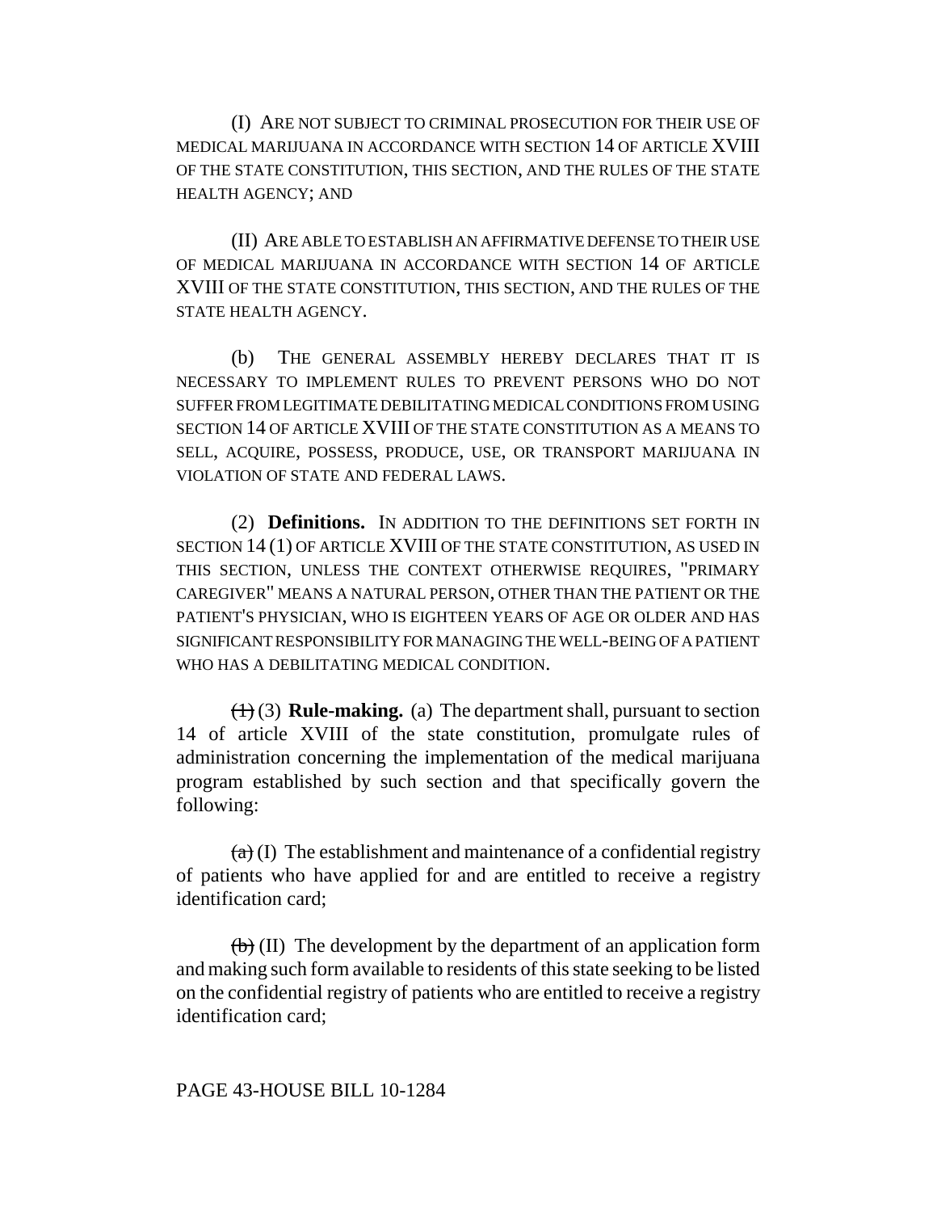(I) ARE NOT SUBJECT TO CRIMINAL PROSECUTION FOR THEIR USE OF MEDICAL MARIJUANA IN ACCORDANCE WITH SECTION 14 OF ARTICLE XVIII OF THE STATE CONSTITUTION, THIS SECTION, AND THE RULES OF THE STATE HEALTH AGENCY; AND

(II) ARE ABLE TO ESTABLISH AN AFFIRMATIVE DEFENSE TO THEIR USE OF MEDICAL MARIJUANA IN ACCORDANCE WITH SECTION 14 OF ARTICLE XVIII OF THE STATE CONSTITUTION, THIS SECTION, AND THE RULES OF THE STATE HEALTH AGENCY.

(b) THE GENERAL ASSEMBLY HEREBY DECLARES THAT IT IS NECESSARY TO IMPLEMENT RULES TO PREVENT PERSONS WHO DO NOT SUFFER FROM LEGITIMATE DEBILITATING MEDICAL CONDITIONS FROM USING SECTION 14 OF ARTICLE XVIII OF THE STATE CONSTITUTION AS A MEANS TO SELL, ACQUIRE, POSSESS, PRODUCE, USE, OR TRANSPORT MARIJUANA IN VIOLATION OF STATE AND FEDERAL LAWS.

(2) **Definitions.** IN ADDITION TO THE DEFINITIONS SET FORTH IN SECTION 14 (1) OF ARTICLE XVIII OF THE STATE CONSTITUTION, AS USED IN THIS SECTION, UNLESS THE CONTEXT OTHERWISE REQUIRES, "PRIMARY CAREGIVER" MEANS A NATURAL PERSON, OTHER THAN THE PATIENT OR THE PATIENT'S PHYSICIAN, WHO IS EIGHTEEN YEARS OF AGE OR OLDER AND HAS SIGNIFICANT RESPONSIBILITY FOR MANAGING THE WELL-BEING OF A PATIENT WHO HAS A DEBILITATING MEDICAL CONDITION.

~~(1)~~ (3) **Rule-making.** (a) The department shall, pursuant to section 14 of article XVIII of the state constitution, promulgate rules of administration concerning the implementation of the medical marijuana program established by such section and that specifically govern the following:

~~(a)~~ (I) The establishment and maintenance of a confidential registry of patients who have applied for and are entitled to receive a registry identification card;

~~(b)~~ (II) The development by the department of an application form and making such form available to residents of this state seeking to be listed on the confidential registry of patients who are entitled to receive a registry identification card;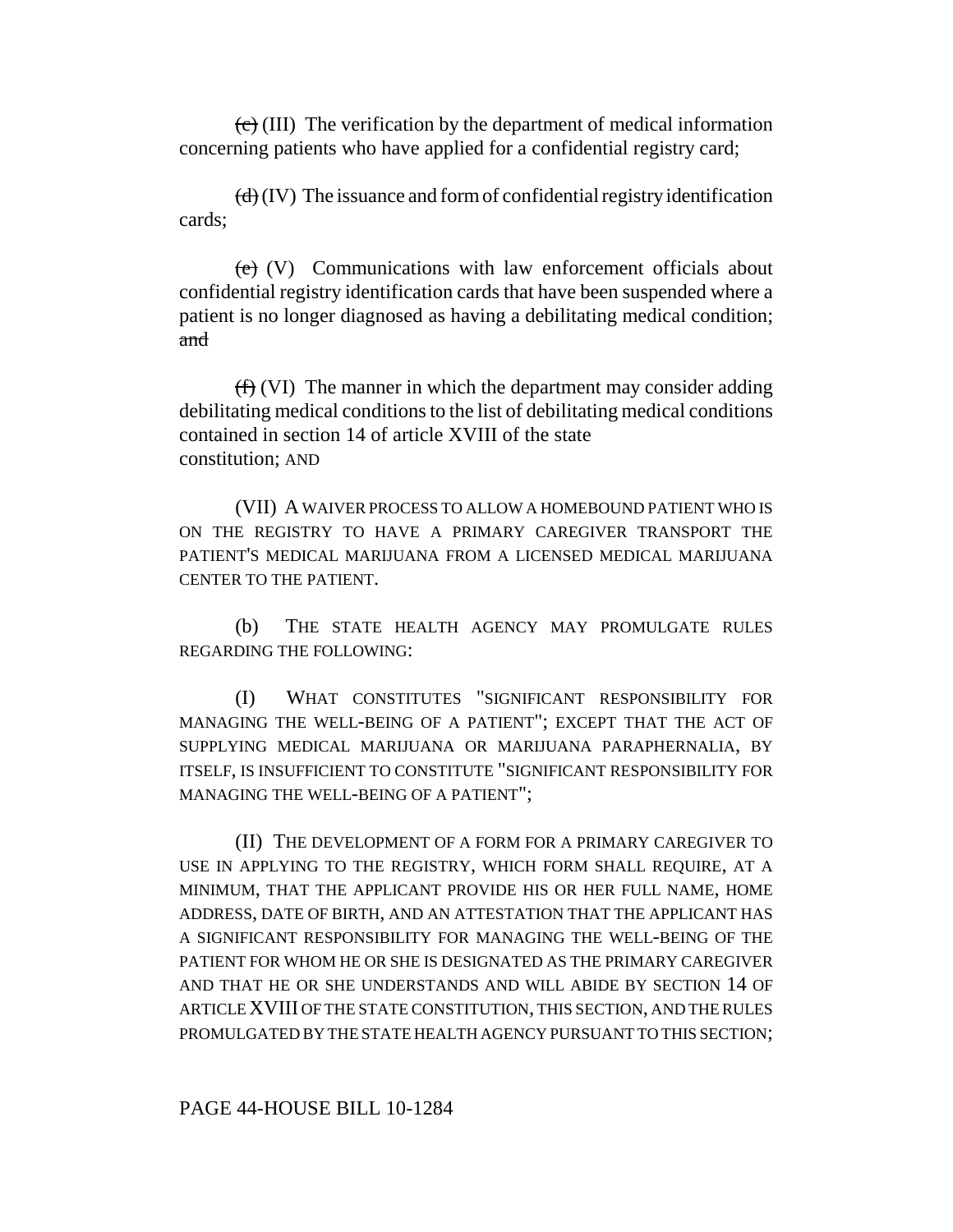~~(c)~~ (III) The verification by the department of medical information concerning patients who have applied for a confidential registry card;

~~(d)~~ (IV) The issuance and form of confidential registry identification cards;

~~(e)~~ (V) Communications with law enforcement officials about confidential registry identification cards that have been suspended where a patient is no longer diagnosed as having a debilitating medical condition; ~~and~~

~~(f)~~ (VI) The manner in which the department may consider adding debilitating medical conditions to the list of debilitating medical conditions contained in section 14 of article XVIII of the state constitution; AND

(VII) A WAIVER PROCESS TO ALLOW A HOMEBOUND PATIENT WHO IS ON THE REGISTRY TO HAVE A PRIMARY CAREGIVER TRANSPORT THE PATIENT'S MEDICAL MARIJUANA FROM A LICENSED MEDICAL MARIJUANA CENTER TO THE PATIENT.

(b) THE STATE HEALTH AGENCY MAY PROMULGATE RULES REGARDING THE FOLLOWING:

(I) WHAT CONSTITUTES "SIGNIFICANT RESPONSIBILITY FOR MANAGING THE WELL-BEING OF A PATIENT"; EXCEPT THAT THE ACT OF SUPPLYING MEDICAL MARIJUANA OR MARIJUANA PARAPHERNALIA, BY ITSELF, IS INSUFFICIENT TO CONSTITUTE "SIGNIFICANT RESPONSIBILITY FOR MANAGING THE WELL-BEING OF A PATIENT";

(II) THE DEVELOPMENT OF A FORM FOR A PRIMARY CAREGIVER TO USE IN APPLYING TO THE REGISTRY, WHICH FORM SHALL REQUIRE, AT A MINIMUM, THAT THE APPLICANT PROVIDE HIS OR HER FULL NAME, HOME ADDRESS, DATE OF BIRTH, AND AN ATTESTATION THAT THE APPLICANT HAS A SIGNIFICANT RESPONSIBILITY FOR MANAGING THE WELL-BEING OF THE PATIENT FOR WHOM HE OR SHE IS DESIGNATED AS THE PRIMARY CAREGIVER AND THAT HE OR SHE UNDERSTANDS AND WILL ABIDE BY SECTION 14 OF ARTICLE XVIII OF THE STATE CONSTITUTION, THIS SECTION, AND THE RULES PROMULGATED BY THE STATE HEALTH AGENCY PURSUANT TO THIS SECTION;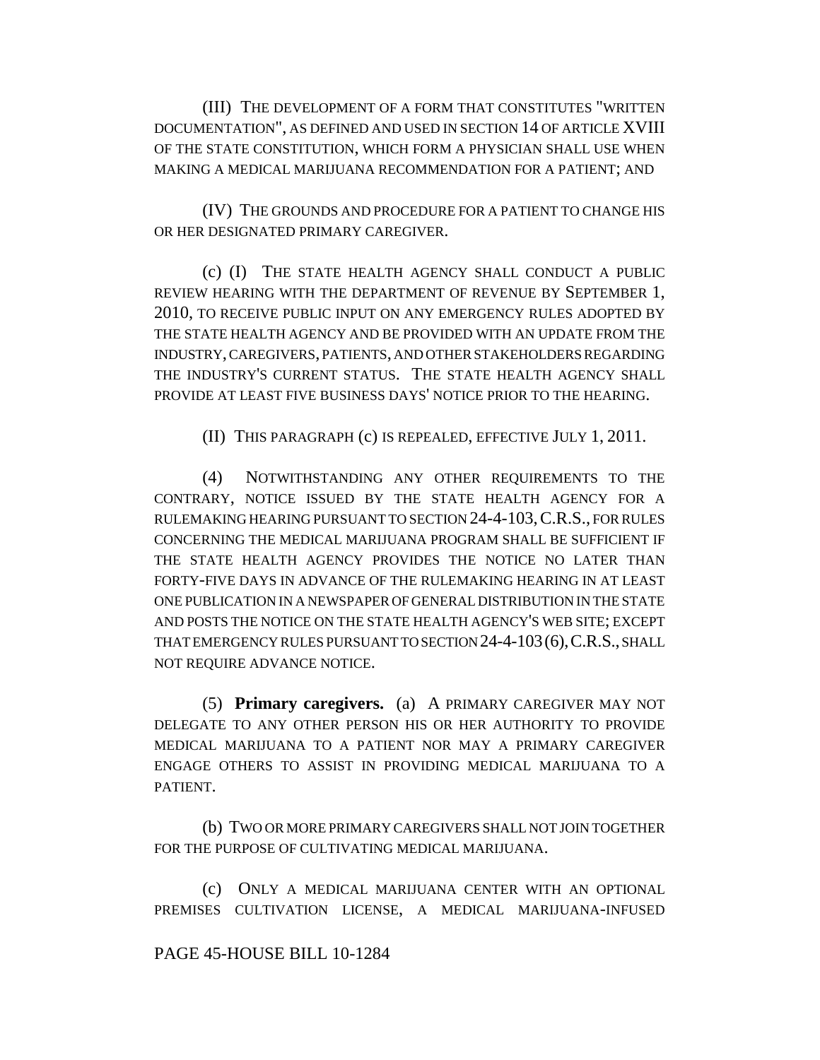(III) THE DEVELOPMENT OF A FORM THAT CONSTITUTES "WRITTEN DOCUMENTATION", AS DEFINED AND USED IN SECTION 14 OF ARTICLE XVIII OF THE STATE CONSTITUTION, WHICH FORM A PHYSICIAN SHALL USE WHEN MAKING A MEDICAL MARIJUANA RECOMMENDATION FOR A PATIENT; AND

(IV) THE GROUNDS AND PROCEDURE FOR A PATIENT TO CHANGE HIS OR HER DESIGNATED PRIMARY CAREGIVER.

(c) (I) THE STATE HEALTH AGENCY SHALL CONDUCT A PUBLIC REVIEW HEARING WITH THE DEPARTMENT OF REVENUE BY SEPTEMBER 1, 2010, TO RECEIVE PUBLIC INPUT ON ANY EMERGENCY RULES ADOPTED BY THE STATE HEALTH AGENCY AND BE PROVIDED WITH AN UPDATE FROM THE INDUSTRY, CAREGIVERS, PATIENTS, AND OTHER STAKEHOLDERS REGARDING THE INDUSTRY'S CURRENT STATUS. THE STATE HEALTH AGENCY SHALL PROVIDE AT LEAST FIVE BUSINESS DAYS' NOTICE PRIOR TO THE HEARING.

(II) THIS PARAGRAPH (c) IS REPEALED, EFFECTIVE JULY 1, 2011.

(4) NOTWITHSTANDING ANY OTHER REQUIREMENTS TO THE CONTRARY, NOTICE ISSUED BY THE STATE HEALTH AGENCY FOR A RULEMAKING HEARING PURSUANT TO SECTION 24-4-103, C.R.S., FOR RULES CONCERNING THE MEDICAL MARIJUANA PROGRAM SHALL BE SUFFICIENT IF THE STATE HEALTH AGENCY PROVIDES THE NOTICE NO LATER THAN FORTY-FIVE DAYS IN ADVANCE OF THE RULEMAKING HEARING IN AT LEAST ONE PUBLICATION IN A NEWSPAPER OF GENERAL DISTRIBUTION IN THE STATE AND POSTS THE NOTICE ON THE STATE HEALTH AGENCY'S WEB SITE; EXCEPT THAT EMERGENCY RULES PURSUANT TO SECTION 24-4-103 (6), C.R.S., SHALL NOT REQUIRE ADVANCE NOTICE.

(5) **Primary caregivers.** (a) A PRIMARY CAREGIVER MAY NOT DELEGATE TO ANY OTHER PERSON HIS OR HER AUTHORITY TO PROVIDE MEDICAL MARIJUANA TO A PATIENT NOR MAY A PRIMARY CAREGIVER ENGAGE OTHERS TO ASSIST IN PROVIDING MEDICAL MARIJUANA TO A PATIENT.

(b) TWO OR MORE PRIMARY CAREGIVERS SHALL NOT JOIN TOGETHER FOR THE PURPOSE OF CULTIVATING MEDICAL MARIJUANA.

(c) ONLY A MEDICAL MARIJUANA CENTER WITH AN OPTIONAL PREMISES CULTIVATION LICENSE, A MEDICAL MARIJUANA-INFUSED

PAGE 45-HOUSE BILL 10-1284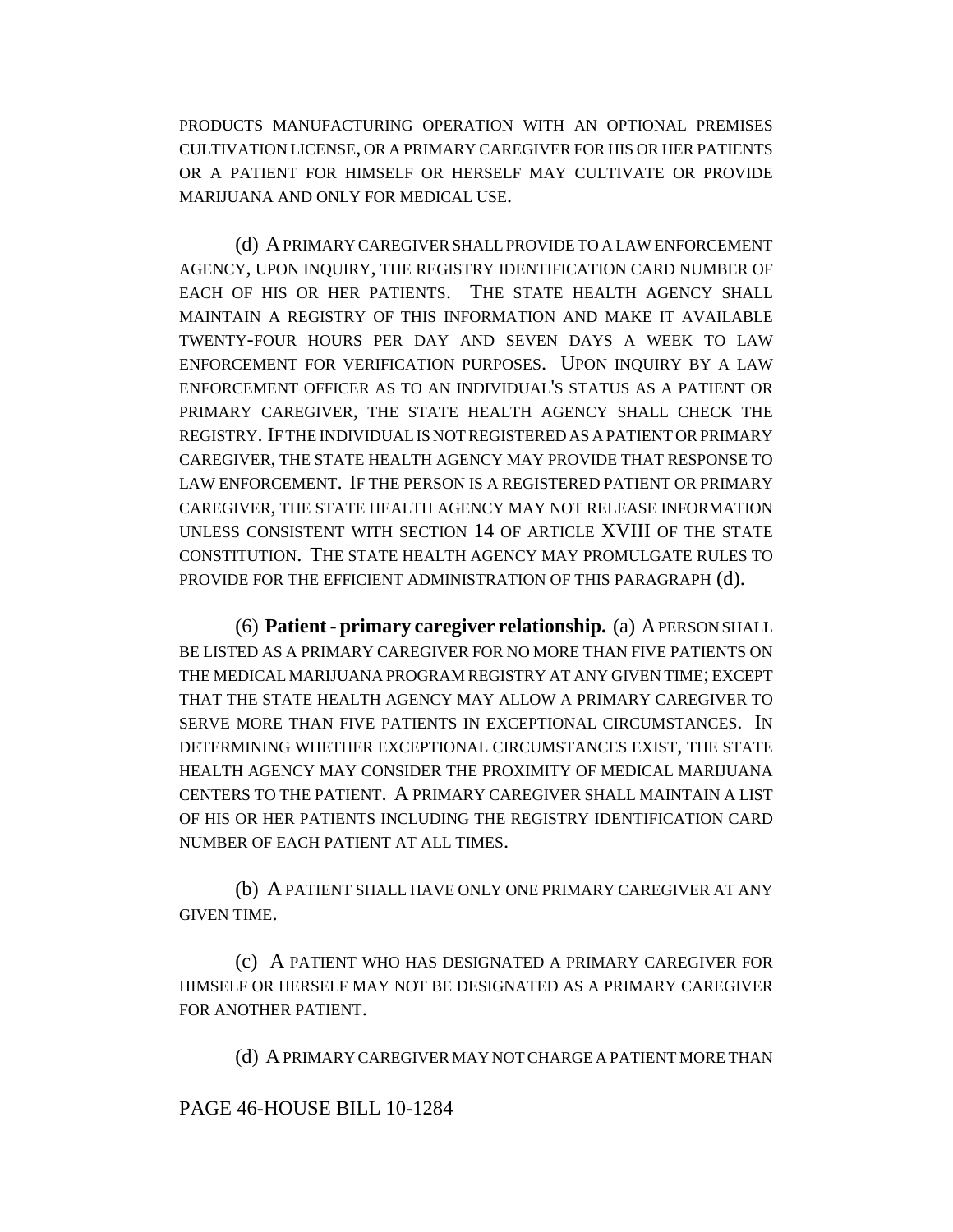PRODUCTS MANUFACTURING OPERATION WITH AN OPTIONAL PREMISES CULTIVATION LICENSE, OR A PRIMARY CAREGIVER FOR HIS OR HER PATIENTS OR A PATIENT FOR HIMSELF OR HERSELF MAY CULTIVATE OR PROVIDE MARIJUANA AND ONLY FOR MEDICAL USE.

(d) A PRIMARY CAREGIVER SHALL PROVIDE TO A LAW ENFORCEMENT AGENCY, UPON INQUIRY, THE REGISTRY IDENTIFICATION CARD NUMBER OF EACH OF HIS OR HER PATIENTS. THE STATE HEALTH AGENCY SHALL MAINTAIN A REGISTRY OF THIS INFORMATION AND MAKE IT AVAILABLE TWENTY-FOUR HOURS PER DAY AND SEVEN DAYS A WEEK TO LAW ENFORCEMENT FOR VERIFICATION PURPOSES. UPON INQUIRY BY A LAW ENFORCEMENT OFFICER AS TO AN INDIVIDUAL'S STATUS AS A PATIENT OR PRIMARY CAREGIVER, THE STATE HEALTH AGENCY SHALL CHECK THE REGISTRY. IF THE INDIVIDUAL IS NOT REGISTERED AS A PATIENT OR PRIMARY CAREGIVER, THE STATE HEALTH AGENCY MAY PROVIDE THAT RESPONSE TO LAW ENFORCEMENT. IF THE PERSON IS A REGISTERED PATIENT OR PRIMARY CAREGIVER, THE STATE HEALTH AGENCY MAY NOT RELEASE INFORMATION UNLESS CONSISTENT WITH SECTION 14 OF ARTICLE XVIII OF THE STATE CONSTITUTION. THE STATE HEALTH AGENCY MAY PROMULGATE RULES TO PROVIDE FOR THE EFFICIENT ADMINISTRATION OF THIS PARAGRAPH (d).

(6) **Patient - primary caregiver relationship.** (a) A PERSON SHALL BE LISTED AS A PRIMARY CAREGIVER FOR NO MORE THAN FIVE PATIENTS ON THE MEDICAL MARIJUANA PROGRAM REGISTRY AT ANY GIVEN TIME; EXCEPT THAT THE STATE HEALTH AGENCY MAY ALLOW A PRIMARY CAREGIVER TO SERVE MORE THAN FIVE PATIENTS IN EXCEPTIONAL CIRCUMSTANCES. IN DETERMINING WHETHER EXCEPTIONAL CIRCUMSTANCES EXIST, THE STATE HEALTH AGENCY MAY CONSIDER THE PROXIMITY OF MEDICAL MARIJUANA CENTERS TO THE PATIENT. A PRIMARY CAREGIVER SHALL MAINTAIN A LIST OF HIS OR HER PATIENTS INCLUDING THE REGISTRY IDENTIFICATION CARD NUMBER OF EACH PATIENT AT ALL TIMES.

(b) A PATIENT SHALL HAVE ONLY ONE PRIMARY CAREGIVER AT ANY GIVEN TIME.

(c) A PATIENT WHO HAS DESIGNATED A PRIMARY CAREGIVER FOR HIMSELF OR HERSELF MAY NOT BE DESIGNATED AS A PRIMARY CAREGIVER FOR ANOTHER PATIENT.

(d) A PRIMARY CAREGIVER MAY NOT CHARGE A PATIENT MORE THAN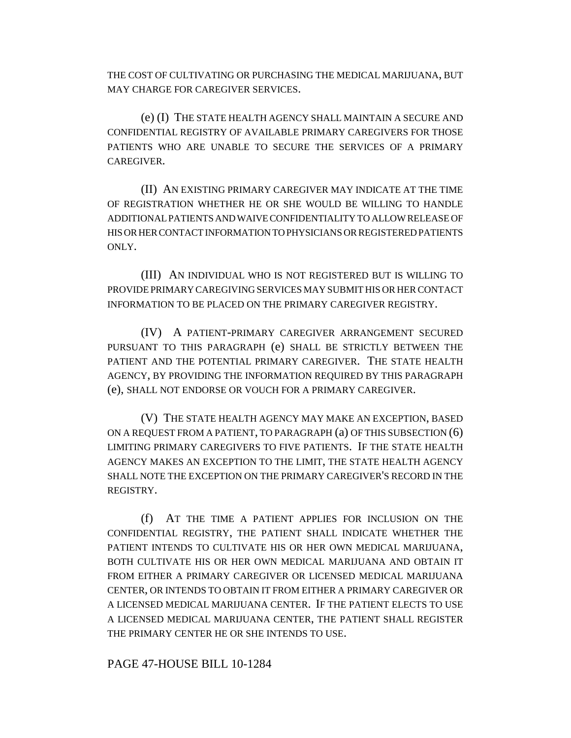THE COST OF CULTIVATING OR PURCHASING THE MEDICAL MARIJUANA, BUT MAY CHARGE FOR CAREGIVER SERVICES.

(e) (I) THE STATE HEALTH AGENCY SHALL MAINTAIN A SECURE AND CONFIDENTIAL REGISTRY OF AVAILABLE PRIMARY CAREGIVERS FOR THOSE PATIENTS WHO ARE UNABLE TO SECURE THE SERVICES OF A PRIMARY CAREGIVER.

(II) AN EXISTING PRIMARY CAREGIVER MAY INDICATE AT THE TIME OF REGISTRATION WHETHER HE OR SHE WOULD BE WILLING TO HANDLE ADDITIONAL PATIENTS AND WAIVE CONFIDENTIALITY TO ALLOW RELEASE OF HIS OR HER CONTACT INFORMATION TO PHYSICIANS OR REGISTERED PATIENTS ONLY.

(III) AN INDIVIDUAL WHO IS NOT REGISTERED BUT IS WILLING TO PROVIDE PRIMARY CAREGIVING SERVICES MAY SUBMIT HIS OR HER CONTACT INFORMATION TO BE PLACED ON THE PRIMARY CAREGIVER REGISTRY.

(IV) A PATIENT-PRIMARY CAREGIVER ARRANGEMENT SECURED PURSUANT TO THIS PARAGRAPH (e) SHALL BE STRICTLY BETWEEN THE PATIENT AND THE POTENTIAL PRIMARY CAREGIVER. THE STATE HEALTH AGENCY, BY PROVIDING THE INFORMATION REQUIRED BY THIS PARAGRAPH (e), SHALL NOT ENDORSE OR VOUCH FOR A PRIMARY CAREGIVER.

(V) THE STATE HEALTH AGENCY MAY MAKE AN EXCEPTION, BASED ON A REQUEST FROM A PATIENT, TO PARAGRAPH (a) OF THIS SUBSECTION (6) LIMITING PRIMARY CAREGIVERS TO FIVE PATIENTS. IF THE STATE HEALTH AGENCY MAKES AN EXCEPTION TO THE LIMIT, THE STATE HEALTH AGENCY SHALL NOTE THE EXCEPTION ON THE PRIMARY CAREGIVER'S RECORD IN THE REGISTRY.

(f) AT THE TIME A PATIENT APPLIES FOR INCLUSION ON THE CONFIDENTIAL REGISTRY, THE PATIENT SHALL INDICATE WHETHER THE PATIENT INTENDS TO CULTIVATE HIS OR HER OWN MEDICAL MARIJUANA, BOTH CULTIVATE HIS OR HER OWN MEDICAL MARIJUANA AND OBTAIN IT FROM EITHER A PRIMARY CAREGIVER OR LICENSED MEDICAL MARIJUANA CENTER, OR INTENDS TO OBTAIN IT FROM EITHER A PRIMARY CAREGIVER OR A LICENSED MEDICAL MARIJUANA CENTER. IF THE PATIENT ELECTS TO USE A LICENSED MEDICAL MARIJUANA CENTER, THE PATIENT SHALL REGISTER THE PRIMARY CENTER HE OR SHE INTENDS TO USE.

PAGE 47-HOUSE BILL 10-1284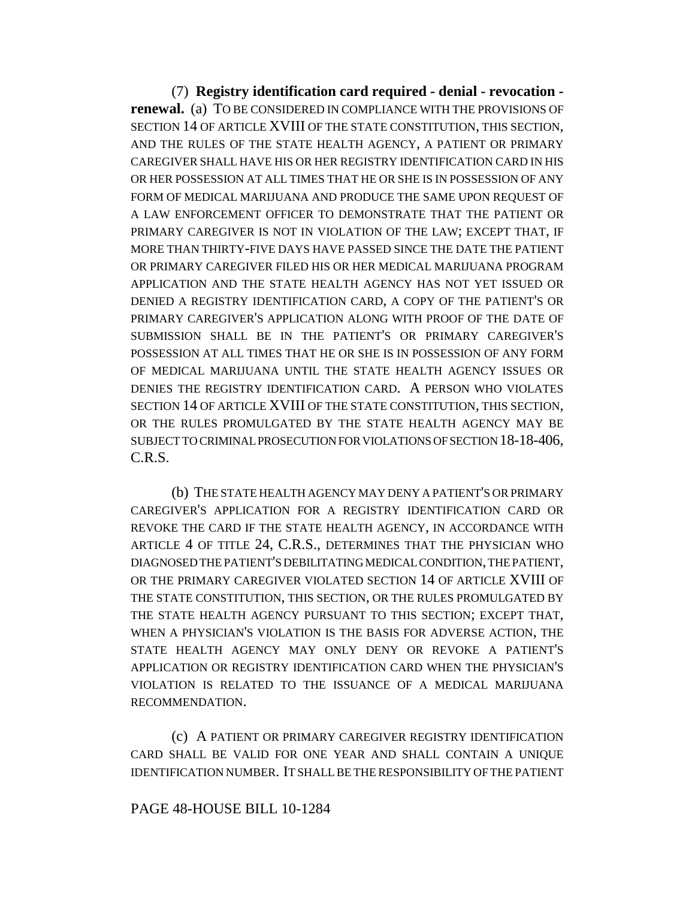(7) **Registry identification card required - denial - revocation - renewal.** (a) TO BE CONSIDERED IN COMPLIANCE WITH THE PROVISIONS OF SECTION 14 OF ARTICLE XVIII OF THE STATE CONSTITUTION, THIS SECTION, AND THE RULES OF THE STATE HEALTH AGENCY, A PATIENT OR PRIMARY CAREGIVER SHALL HAVE HIS OR HER REGISTRY IDENTIFICATION CARD IN HIS OR HER POSSESSION AT ALL TIMES THAT HE OR SHE IS IN POSSESSION OF ANY FORM OF MEDICAL MARIJUANA AND PRODUCE THE SAME UPON REQUEST OF A LAW ENFORCEMENT OFFICER TO DEMONSTRATE THAT THE PATIENT OR PRIMARY CAREGIVER IS NOT IN VIOLATION OF THE LAW; EXCEPT THAT, IF MORE THAN THIRTY-FIVE DAYS HAVE PASSED SINCE THE DATE THE PATIENT OR PRIMARY CAREGIVER FILED HIS OR HER MEDICAL MARIJUANA PROGRAM APPLICATION AND THE STATE HEALTH AGENCY HAS NOT YET ISSUED OR DENIED A REGISTRY IDENTIFICATION CARD, A COPY OF THE PATIENT'S OR PRIMARY CAREGIVER'S APPLICATION ALONG WITH PROOF OF THE DATE OF SUBMISSION SHALL BE IN THE PATIENT'S OR PRIMARY CAREGIVER'S POSSESSION AT ALL TIMES THAT HE OR SHE IS IN POSSESSION OF ANY FORM OF MEDICAL MARIJUANA UNTIL THE STATE HEALTH AGENCY ISSUES OR DENIES THE REGISTRY IDENTIFICATION CARD. A PERSON WHO VIOLATES SECTION 14 OF ARTICLE XVIII OF THE STATE CONSTITUTION, THIS SECTION, OR THE RULES PROMULGATED BY THE STATE HEALTH AGENCY MAY BE SUBJECT TO CRIMINAL PROSECUTION FOR VIOLATIONS OF SECTION 18-18-406, C.R.S.

(b) THE STATE HEALTH AGENCY MAY DENY A PATIENT'S OR PRIMARY CAREGIVER'S APPLICATION FOR A REGISTRY IDENTIFICATION CARD OR REVOKE THE CARD IF THE STATE HEALTH AGENCY, IN ACCORDANCE WITH ARTICLE 4 OF TITLE 24, C.R.S., DETERMINES THAT THE PHYSICIAN WHO DIAGNOSED THE PATIENT'S DEBILITATING MEDICAL CONDITION, THE PATIENT, OR THE PRIMARY CAREGIVER VIOLATED SECTION 14 OF ARTICLE XVIII OF THE STATE CONSTITUTION, THIS SECTION, OR THE RULES PROMULGATED BY THE STATE HEALTH AGENCY PURSUANT TO THIS SECTION; EXCEPT THAT, WHEN A PHYSICIAN'S VIOLATION IS THE BASIS FOR ADVERSE ACTION, THE STATE HEALTH AGENCY MAY ONLY DENY OR REVOKE A PATIENT'S APPLICATION OR REGISTRY IDENTIFICATION CARD WHEN THE PHYSICIAN'S VIOLATION IS RELATED TO THE ISSUANCE OF A MEDICAL MARIJUANA RECOMMENDATION.

(c) A PATIENT OR PRIMARY CAREGIVER REGISTRY IDENTIFICATION CARD SHALL BE VALID FOR ONE YEAR AND SHALL CONTAIN A UNIQUE IDENTIFICATION NUMBER. IT SHALL BE THE RESPONSIBILITY OF THE PATIENT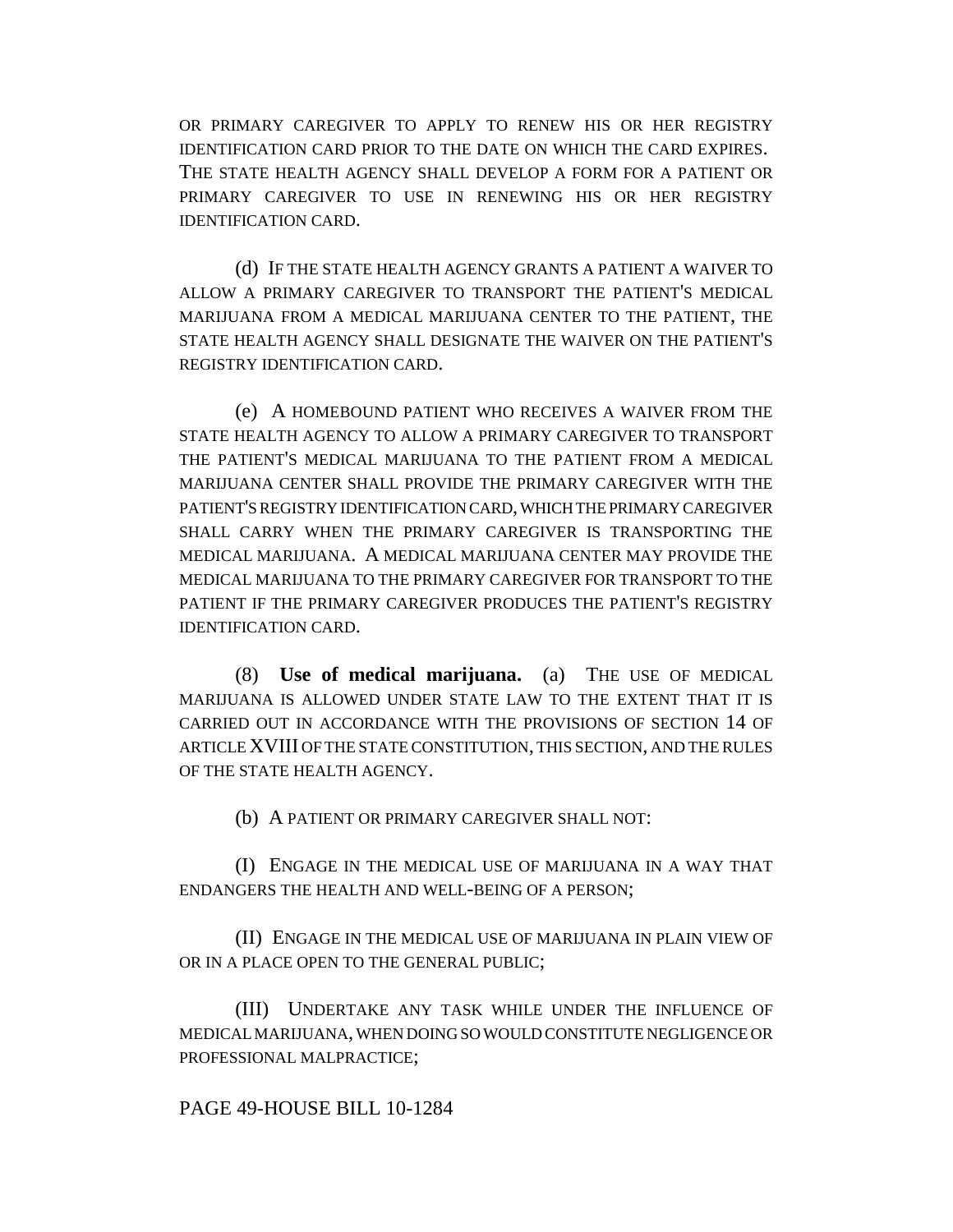OR PRIMARY CAREGIVER TO APPLY TO RENEW HIS OR HER REGISTRY IDENTIFICATION CARD PRIOR TO THE DATE ON WHICH THE CARD EXPIRES. THE STATE HEALTH AGENCY SHALL DEVELOP A FORM FOR A PATIENT OR PRIMARY CAREGIVER TO USE IN RENEWING HIS OR HER REGISTRY IDENTIFICATION CARD.

(d) IF THE STATE HEALTH AGENCY GRANTS A PATIENT A WAIVER TO ALLOW A PRIMARY CAREGIVER TO TRANSPORT THE PATIENT'S MEDICAL MARIJUANA FROM A MEDICAL MARIJUANA CENTER TO THE PATIENT, THE STATE HEALTH AGENCY SHALL DESIGNATE THE WAIVER ON THE PATIENT'S REGISTRY IDENTIFICATION CARD.

(e) A HOMEBOUND PATIENT WHO RECEIVES A WAIVER FROM THE STATE HEALTH AGENCY TO ALLOW A PRIMARY CAREGIVER TO TRANSPORT THE PATIENT'S MEDICAL MARIJUANA TO THE PATIENT FROM A MEDICAL MARIJUANA CENTER SHALL PROVIDE THE PRIMARY CAREGIVER WITH THE PATIENT'S REGISTRY IDENTIFICATION CARD, WHICH THE PRIMARY CAREGIVER SHALL CARRY WHEN THE PRIMARY CAREGIVER IS TRANSPORTING THE MEDICAL MARIJUANA. A MEDICAL MARIJUANA CENTER MAY PROVIDE THE MEDICAL MARIJUANA TO THE PRIMARY CAREGIVER FOR TRANSPORT TO THE PATIENT IF THE PRIMARY CAREGIVER PRODUCES THE PATIENT'S REGISTRY IDENTIFICATION CARD.

(8) **Use of medical marijuana.** (a) THE USE OF MEDICAL MARIJUANA IS ALLOWED UNDER STATE LAW TO THE EXTENT THAT IT IS CARRIED OUT IN ACCORDANCE WITH THE PROVISIONS OF SECTION 14 OF ARTICLE XVIII OF THE STATE CONSTITUTION, THIS SECTION, AND THE RULES OF THE STATE HEALTH AGENCY.

(b) A PATIENT OR PRIMARY CAREGIVER SHALL NOT:

(I) ENGAGE IN THE MEDICAL USE OF MARIJUANA IN A WAY THAT ENDANGERS THE HEALTH AND WELL-BEING OF A PERSON;

(II) ENGAGE IN THE MEDICAL USE OF MARIJUANA IN PLAIN VIEW OF OR IN A PLACE OPEN TO THE GENERAL PUBLIC;

(III) UNDERTAKE ANY TASK WHILE UNDER THE INFLUENCE OF MEDICAL MARIJUANA, WHEN DOING SO WOULD CONSTITUTE NEGLIGENCE OR PROFESSIONAL MALPRACTICE;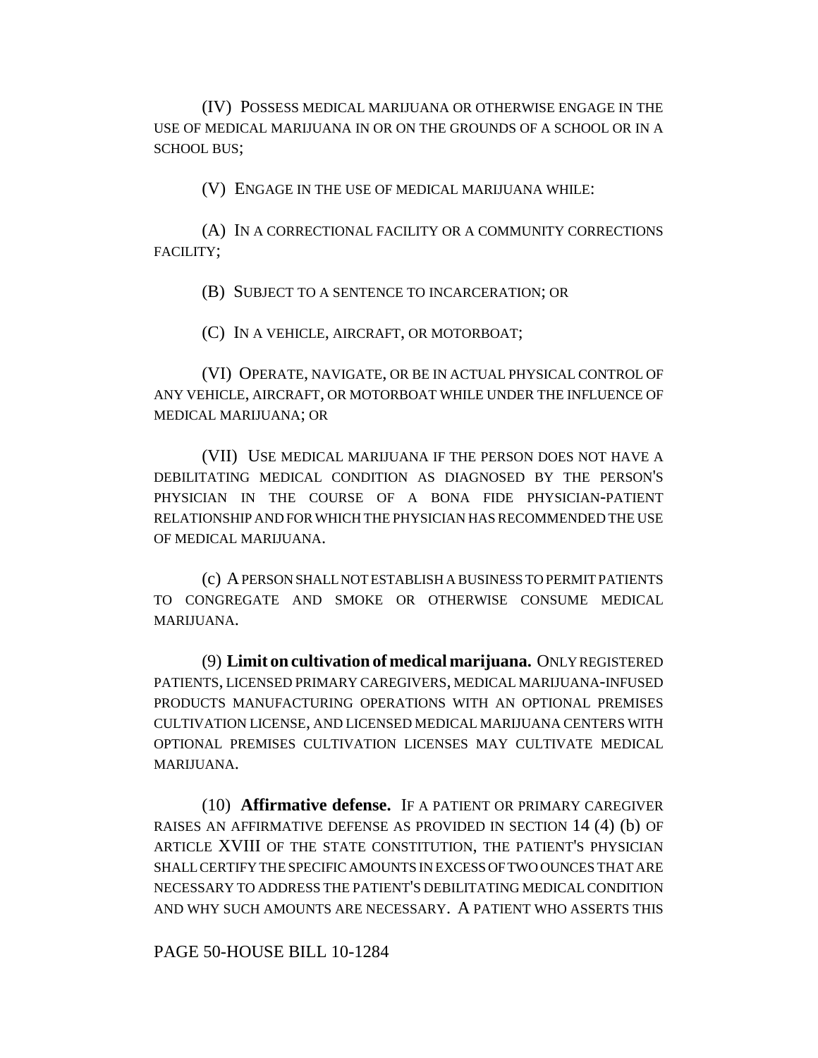(IV) POSSESS MEDICAL MARIJUANA OR OTHERWISE ENGAGE IN THE USE OF MEDICAL MARIJUANA IN OR ON THE GROUNDS OF A SCHOOL OR IN A SCHOOL BUS;

(V) ENGAGE IN THE USE OF MEDICAL MARIJUANA WHILE:

(A) IN A CORRECTIONAL FACILITY OR A COMMUNITY CORRECTIONS FACILITY;

(B) SUBJECT TO A SENTENCE TO INCARCERATION; OR

(C) IN A VEHICLE, AIRCRAFT, OR MOTORBOAT;

(VI) OPERATE, NAVIGATE, OR BE IN ACTUAL PHYSICAL CONTROL OF ANY VEHICLE, AIRCRAFT, OR MOTORBOAT WHILE UNDER THE INFLUENCE OF MEDICAL MARIJUANA; OR

(VII) USE MEDICAL MARIJUANA IF THE PERSON DOES NOT HAVE A DEBILITATING MEDICAL CONDITION AS DIAGNOSED BY THE PERSON'S PHYSICIAN IN THE COURSE OF A BONA FIDE PHYSICIAN-PATIENT RELATIONSHIP AND FOR WHICH THE PHYSICIAN HAS RECOMMENDED THE USE OF MEDICAL MARIJUANA.

(c) A PERSON SHALL NOT ESTABLISH A BUSINESS TO PERMIT PATIENTS TO CONGREGATE AND SMOKE OR OTHERWISE CONSUME MEDICAL MARIJUANA.

(9) **Limit on cultivation of medical marijuana.** ONLY REGISTERED PATIENTS, LICENSED PRIMARY CAREGIVERS, MEDICAL MARIJUANA-INFUSED PRODUCTS MANUFACTURING OPERATIONS WITH AN OPTIONAL PREMISES CULTIVATION LICENSE, AND LICENSED MEDICAL MARIJUANA CENTERS WITH OPTIONAL PREMISES CULTIVATION LICENSES MAY CULTIVATE MEDICAL MARIJUANA.

(10) **Affirmative defense.** IF A PATIENT OR PRIMARY CAREGIVER RAISES AN AFFIRMATIVE DEFENSE AS PROVIDED IN SECTION 14 (4) (b) OF ARTICLE XVIII OF THE STATE CONSTITUTION, THE PATIENT'S PHYSICIAN SHALL CERTIFY THE SPECIFIC AMOUNTS IN EXCESS OF TWO OUNCES THAT ARE NECESSARY TO ADDRESS THE PATIENT'S DEBILITATING MEDICAL CONDITION AND WHY SUCH AMOUNTS ARE NECESSARY. A PATIENT WHO ASSERTS THIS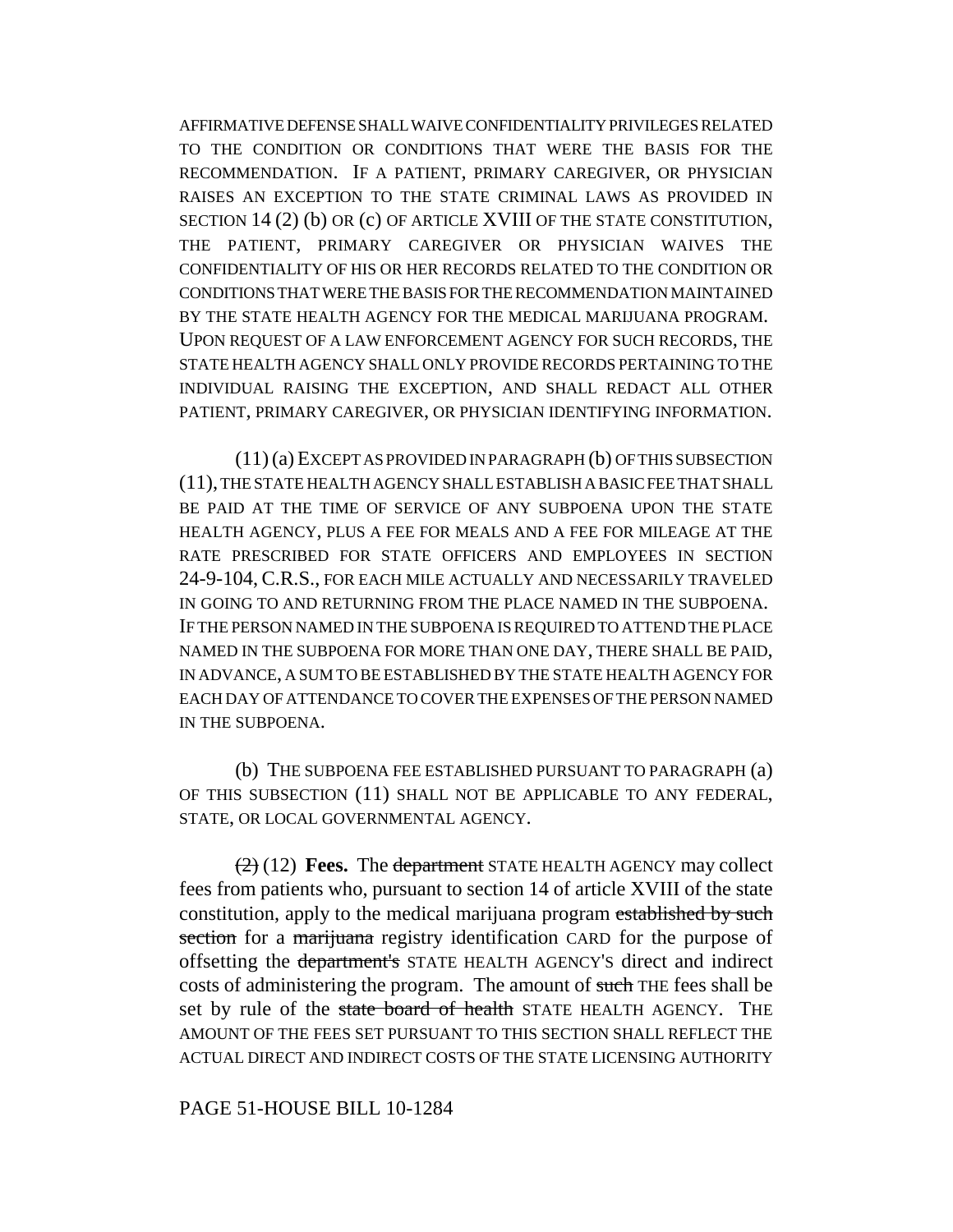AFFIRMATIVE DEFENSE SHALL WAIVE CONFIDENTIALITY PRIVILEGES RELATED TO THE CONDITION OR CONDITIONS THAT WERE THE BASIS FOR THE RECOMMENDATION. IF A PATIENT, PRIMARY CAREGIVER, OR PHYSICIAN RAISES AN EXCEPTION TO THE STATE CRIMINAL LAWS AS PROVIDED IN SECTION 14 (2) (b) OR (c) OF ARTICLE XVIII OF THE STATE CONSTITUTION, THE PATIENT, PRIMARY CAREGIVER OR PHYSICIAN WAIVES THE CONFIDENTIALITY OF HIS OR HER RECORDS RELATED TO THE CONDITION OR CONDITIONS THAT WERE THE BASIS FOR THE RECOMMENDATION MAINTAINED BY THE STATE HEALTH AGENCY FOR THE MEDICAL MARIJUANA PROGRAM. UPON REQUEST OF A LAW ENFORCEMENT AGENCY FOR SUCH RECORDS, THE STATE HEALTH AGENCY SHALL ONLY PROVIDE RECORDS PERTAINING TO THE INDIVIDUAL RAISING THE EXCEPTION, AND SHALL REDACT ALL OTHER PATIENT, PRIMARY CAREGIVER, OR PHYSICIAN IDENTIFYING INFORMATION.

(11) (a) EXCEPT AS PROVIDED IN PARAGRAPH (b) OF THIS SUBSECTION (11), THE STATE HEALTH AGENCY SHALL ESTABLISH A BASIC FEE THAT SHALL BE PAID AT THE TIME OF SERVICE OF ANY SUBPOENA UPON THE STATE HEALTH AGENCY, PLUS A FEE FOR MEALS AND A FEE FOR MILEAGE AT THE RATE PRESCRIBED FOR STATE OFFICERS AND EMPLOYEES IN SECTION 24-9-104, C.R.S., FOR EACH MILE ACTUALLY AND NECESSARILY TRAVELED IN GOING TO AND RETURNING FROM THE PLACE NAMED IN THE SUBPOENA. IF THE PERSON NAMED IN THE SUBPOENA IS REQUIRED TO ATTEND THE PLACE NAMED IN THE SUBPOENA FOR MORE THAN ONE DAY, THERE SHALL BE PAID, IN ADVANCE, A SUM TO BE ESTABLISHED BY THE STATE HEALTH AGENCY FOR EACH DAY OF ATTENDANCE TO COVER THE EXPENSES OF THE PERSON NAMED IN THE SUBPOENA.

(b) THE SUBPOENA FEE ESTABLISHED PURSUANT TO PARAGRAPH (a) OF THIS SUBSECTION (11) SHALL NOT BE APPLICABLE TO ANY FEDERAL, STATE, OR LOCAL GOVERNMENTAL AGENCY.

~~(2)~~ (12) **Fees.** The ~~department~~ STATE HEALTH AGENCY may collect fees from patients who, pursuant to section 14 of article XVIII of the state constitution, apply to the medical marijuana program ~~established by such section~~ for a ~~marijuana~~ registry identification CARD for the purpose of offsetting the ~~department's~~ STATE HEALTH AGENCY'S direct and indirect costs of administering the program. The amount of ~~such~~ THE fees shall be set by rule of the ~~state board of health~~ STATE HEALTH AGENCY. THE AMOUNT OF THE FEES SET PURSUANT TO THIS SECTION SHALL REFLECT THE ACTUAL DIRECT AND INDIRECT COSTS OF THE STATE LICENSING AUTHORITY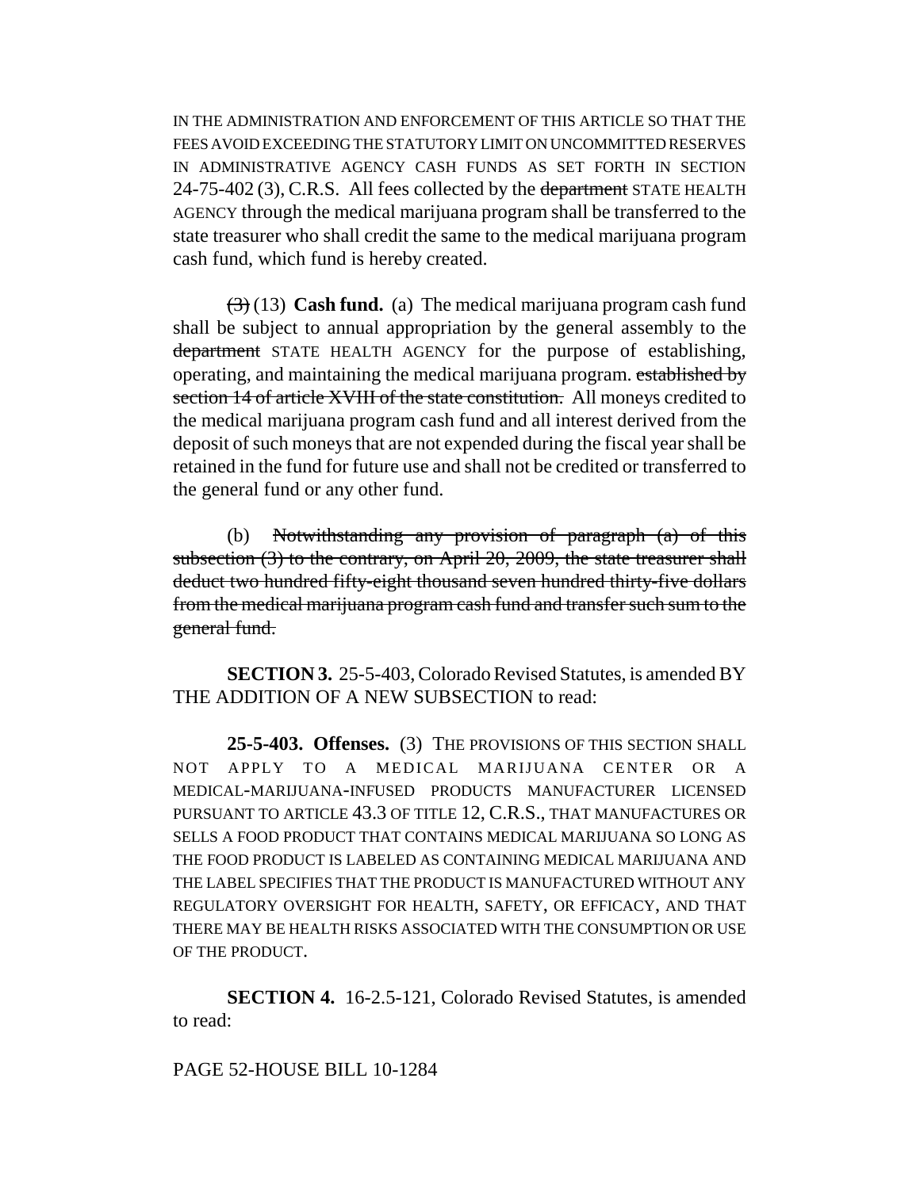IN THE ADMINISTRATION AND ENFORCEMENT OF THIS ARTICLE SO THAT THE FEES AVOID EXCEEDING THE STATUTORY LIMIT ON UNCOMMITTED RESERVES IN ADMINISTRATIVE AGENCY CASH FUNDS AS SET FORTH IN SECTION 24-75-402 (3), C.R.S. All fees collected by the ~~department~~ STATE HEALTH AGENCY through the medical marijuana program shall be transferred to the state treasurer who shall credit the same to the medical marijuana program cash fund, which fund is hereby created.

~~(3)~~ (13) **Cash fund.** (a) The medical marijuana program cash fund shall be subject to annual appropriation by the general assembly to the ~~department~~ STATE HEALTH AGENCY for the purpose of establishing, operating, and maintaining the medical marijuana program. ~~established by section 14 of article XVIII of the state constitution.~~ All moneys credited to the medical marijuana program cash fund and all interest derived from the deposit of such moneys that are not expended during the fiscal year shall be retained in the fund for future use and shall not be credited or transferred to the general fund or any other fund.

(b) ~~Notwithstanding any provision of paragraph (a) of this subsection (3) to the contrary, on April 20, 2009, the state treasurer shall deduct two hundred fifty-eight thousand seven hundred thirty-five dollars from the medical marijuana program cash fund and transfer such sum to the general fund.~~

**SECTION 3.** 25-5-403, Colorado Revised Statutes, is amended BY THE ADDITION OF A NEW SUBSECTION to read:

**25-5-403. Offenses.** (3) THE PROVISIONS OF THIS SECTION SHALL NOT APPLY TO A MEDICAL MARIJUANA CENTER OR A MEDICAL-MARIJUANA-INFUSED PRODUCTS MANUFACTURER LICENSED PURSUANT TO ARTICLE 43.3 OF TITLE 12, C.R.S., THAT MANUFACTURES OR SELLS A FOOD PRODUCT THAT CONTAINS MEDICAL MARIJUANA SO LONG AS THE FOOD PRODUCT IS LABELED AS CONTAINING MEDICAL MARIJUANA AND THE LABEL SPECIFIES THAT THE PRODUCT IS MANUFACTURED WITHOUT ANY REGULATORY OVERSIGHT FOR HEALTH, SAFETY, OR EFFICACY, AND THAT THERE MAY BE HEALTH RISKS ASSOCIATED WITH THE CONSUMPTION OR USE OF THE PRODUCT.

**SECTION 4.** 16-2.5-121, Colorado Revised Statutes, is amended to read:

PAGE 52-HOUSE BILL 10-1284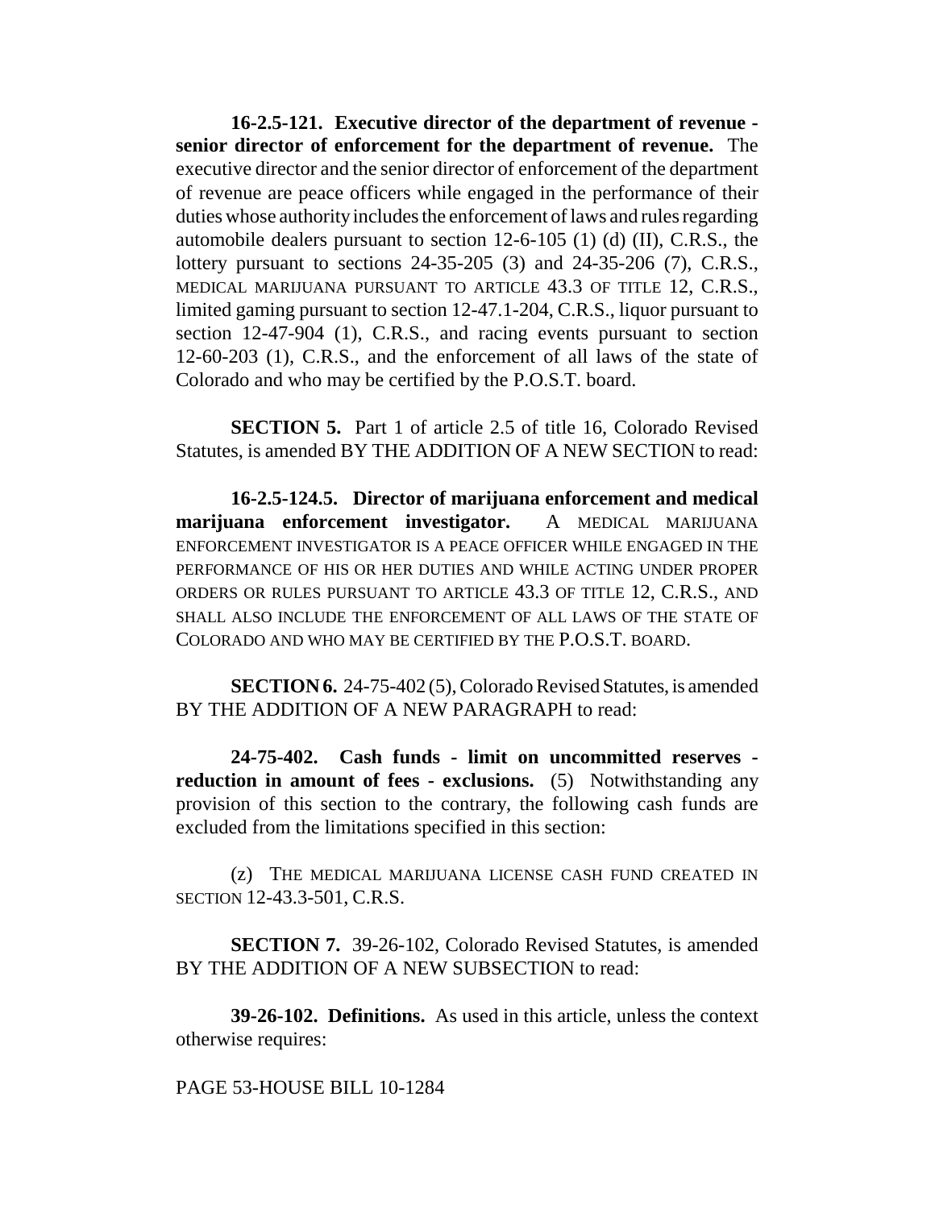**16-2.5-121. Executive director of the department of revenue - senior director of enforcement for the department of revenue.** The executive director and the senior director of enforcement of the department of revenue are peace officers while engaged in the performance of their duties whose authority includes the enforcement of laws and rules regarding automobile dealers pursuant to section 12-6-105 (1) (d) (II), C.R.S., the lottery pursuant to sections 24-35-205 (3) and 24-35-206 (7), C.R.S., MEDICAL MARIJUANA PURSUANT TO ARTICLE 43.3 OF TITLE 12, C.R.S., limited gaming pursuant to section 12-47.1-204, C.R.S., liquor pursuant to section 12-47-904 (1), C.R.S., and racing events pursuant to section 12-60-203 (1), C.R.S., and the enforcement of all laws of the state of Colorado and who may be certified by the P.O.S.T. board.

**SECTION 5.** Part 1 of article 2.5 of title 16, Colorado Revised Statutes, is amended BY THE ADDITION OF A NEW SECTION to read:

**16-2.5-124.5. Director of marijuana enforcement and medical marijuana enforcement investigator.** A MEDICAL MARIJUANA ENFORCEMENT INVESTIGATOR IS A PEACE OFFICER WHILE ENGAGED IN THE PERFORMANCE OF HIS OR HER DUTIES AND WHILE ACTING UNDER PROPER ORDERS OR RULES PURSUANT TO ARTICLE 43.3 OF TITLE 12, C.R.S., AND SHALL ALSO INCLUDE THE ENFORCEMENT OF ALL LAWS OF THE STATE OF COLORADO AND WHO MAY BE CERTIFIED BY THE P.O.S.T. BOARD.

**SECTION 6.** 24-75-402 (5), Colorado Revised Statutes, is amended BY THE ADDITION OF A NEW PARAGRAPH to read:

**24-75-402. Cash funds - limit on uncommitted reserves - reduction in amount of fees - exclusions.** (5) Notwithstanding any provision of this section to the contrary, the following cash funds are excluded from the limitations specified in this section:

(z) THE MEDICAL MARIJUANA LICENSE CASH FUND CREATED IN SECTION 12-43.3-501, C.R.S.

**SECTION 7.** 39-26-102, Colorado Revised Statutes, is amended BY THE ADDITION OF A NEW SUBSECTION to read:

**39-26-102. Definitions.** As used in this article, unless the context otherwise requires: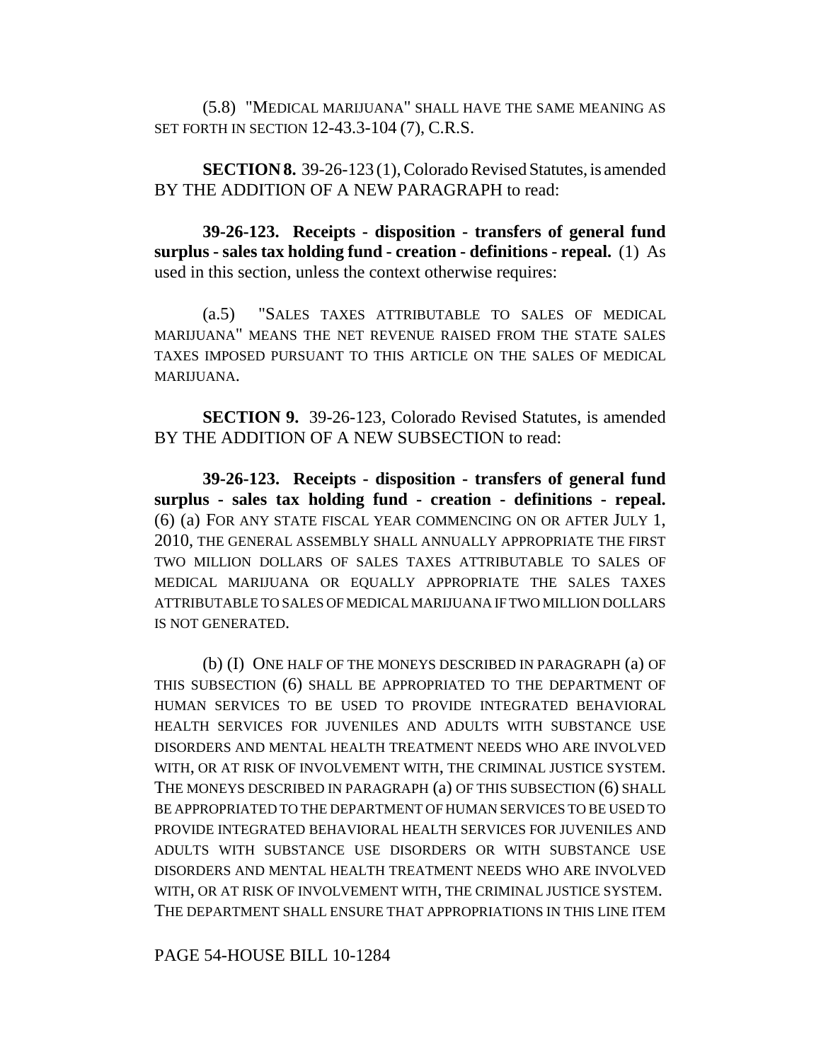(5.8) "MEDICAL MARIJUANA" SHALL HAVE THE SAME MEANING AS SET FORTH IN SECTION 12-43.3-104 (7), C.R.S.

**SECTION 8.** 39-26-123 (1), Colorado Revised Statutes, is amended BY THE ADDITION OF A NEW PARAGRAPH to read:

**39-26-123. Receipts - disposition - transfers of general fund surplus - sales tax holding fund - creation - definitions - repeal.** (1) As used in this section, unless the context otherwise requires:

(a.5) "SALES TAXES ATTRIBUTABLE TO SALES OF MEDICAL MARIJUANA" MEANS THE NET REVENUE RAISED FROM THE STATE SALES TAXES IMPOSED PURSUANT TO THIS ARTICLE ON THE SALES OF MEDICAL MARIJUANA.

**SECTION 9.** 39-26-123, Colorado Revised Statutes, is amended BY THE ADDITION OF A NEW SUBSECTION to read:

**39-26-123. Receipts - disposition - transfers of general fund surplus - sales tax holding fund - creation - definitions - repeal.** (6) (a) FOR ANY STATE FISCAL YEAR COMMENCING ON OR AFTER JULY 1, 2010, THE GENERAL ASSEMBLY SHALL ANNUALLY APPROPRIATE THE FIRST TWO MILLION DOLLARS OF SALES TAXES ATTRIBUTABLE TO SALES OF MEDICAL MARIJUANA OR EQUALLY APPROPRIATE THE SALES TAXES ATTRIBUTABLE TO SALES OF MEDICAL MARIJUANA IF TWO MILLION DOLLARS IS NOT GENERATED.

(b) (I) ONE HALF OF THE MONEYS DESCRIBED IN PARAGRAPH (a) OF THIS SUBSECTION (6) SHALL BE APPROPRIATED TO THE DEPARTMENT OF HUMAN SERVICES TO BE USED TO PROVIDE INTEGRATED BEHAVIORAL HEALTH SERVICES FOR JUVENILES AND ADULTS WITH SUBSTANCE USE DISORDERS AND MENTAL HEALTH TREATMENT NEEDS WHO ARE INVOLVED WITH, OR AT RISK OF INVOLVEMENT WITH, THE CRIMINAL JUSTICE SYSTEM. THE MONEYS DESCRIBED IN PARAGRAPH (a) OF THIS SUBSECTION (6) SHALL BE APPROPRIATED TO THE DEPARTMENT OF HUMAN SERVICES TO BE USED TO PROVIDE INTEGRATED BEHAVIORAL HEALTH SERVICES FOR JUVENILES AND ADULTS WITH SUBSTANCE USE DISORDERS OR WITH SUBSTANCE USE DISORDERS AND MENTAL HEALTH TREATMENT NEEDS WHO ARE INVOLVED WITH, OR AT RISK OF INVOLVEMENT WITH, THE CRIMINAL JUSTICE SYSTEM. THE DEPARTMENT SHALL ENSURE THAT APPROPRIATIONS IN THIS LINE ITEM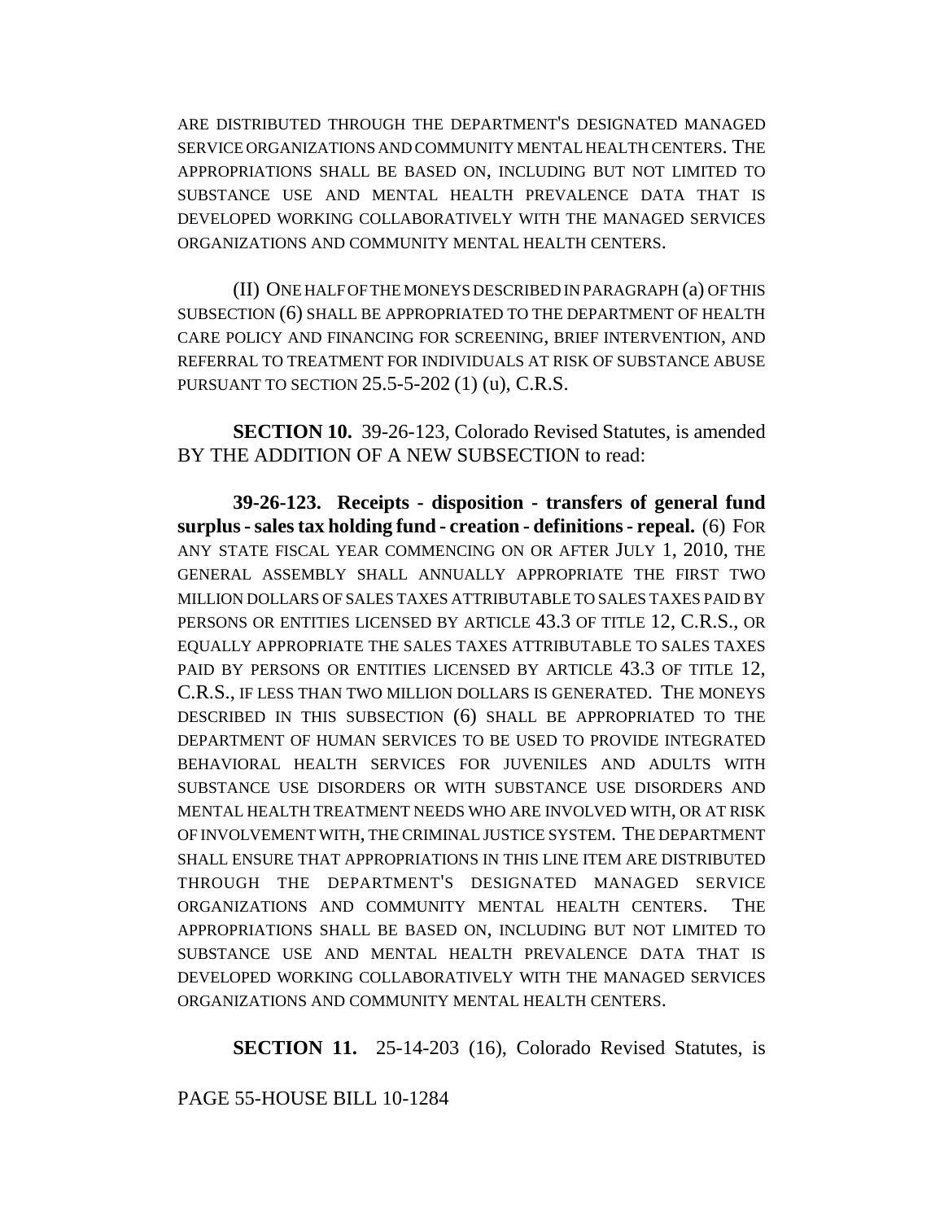ARE DISTRIBUTED THROUGH THE DEPARTMENT'S DESIGNATED MANAGED SERVICE ORGANIZATIONS AND COMMUNITY MENTAL HEALTH CENTERS. THE APPROPRIATIONS SHALL BE BASED ON, INCLUDING BUT NOT LIMITED TO SUBSTANCE USE AND MENTAL HEALTH PREVALENCE DATA THAT IS DEVELOPED WORKING COLLABORATIVELY WITH THE MANAGED SERVICES ORGANIZATIONS AND COMMUNITY MENTAL HEALTH CENTERS.

(II) ONE HALF OF THE MONEYS DESCRIBED IN PARAGRAPH (a) OF THIS SUBSECTION (6) SHALL BE APPROPRIATED TO THE DEPARTMENT OF HEALTH CARE POLICY AND FINANCING FOR SCREENING, BRIEF INTERVENTION, AND REFERRAL TO TREATMENT FOR INDIVIDUALS AT RISK OF SUBSTANCE ABUSE PURSUANT TO SECTION 25.5-5-202 (1) (u), C.R.S.

**SECTION 10.** 39-26-123, Colorado Revised Statutes, is amended BY THE ADDITION OF A NEW SUBSECTION to read:

**39-26-123. Receipts - disposition - transfers of general fund surplus - sales tax holding fund - creation - definitions - repeal.** (6) FOR ANY STATE FISCAL YEAR COMMENCING ON OR AFTER JULY 1, 2010, THE GENERAL ASSEMBLY SHALL ANNUALLY APPROPRIATE THE FIRST TWO MILLION DOLLARS OF SALES TAXES ATTRIBUTABLE TO SALES TAXES PAID BY PERSONS OR ENTITIES LICENSED BY ARTICLE 43.3 OF TITLE 12, C.R.S., OR EQUALLY APPROPRIATE THE SALES TAXES ATTRIBUTABLE TO SALES TAXES PAID BY PERSONS OR ENTITIES LICENSED BY ARTICLE 43.3 OF TITLE 12, C.R.S., IF LESS THAN TWO MILLION DOLLARS IS GENERATED. THE MONEYS DESCRIBED IN THIS SUBSECTION (6) SHALL BE APPROPRIATED TO THE DEPARTMENT OF HUMAN SERVICES TO BE USED TO PROVIDE INTEGRATED BEHAVIORAL HEALTH SERVICES FOR JUVENILES AND ADULTS WITH SUBSTANCE USE DISORDERS OR WITH SUBSTANCE USE DISORDERS AND MENTAL HEALTH TREATMENT NEEDS WHO ARE INVOLVED WITH, OR AT RISK OF INVOLVEMENT WITH, THE CRIMINAL JUSTICE SYSTEM. THE DEPARTMENT SHALL ENSURE THAT APPROPRIATIONS IN THIS LINE ITEM ARE DISTRIBUTED THROUGH THE DEPARTMENT'S DESIGNATED MANAGED SERVICE ORGANIZATIONS AND COMMUNITY MENTAL HEALTH CENTERS. THE APPROPRIATIONS SHALL BE BASED ON, INCLUDING BUT NOT LIMITED TO SUBSTANCE USE AND MENTAL HEALTH PREVALENCE DATA THAT IS DEVELOPED WORKING COLLABORATIVELY WITH THE MANAGED SERVICES ORGANIZATIONS AND COMMUNITY MENTAL HEALTH CENTERS.

**SECTION 11.** 25-14-203 (16), Colorado Revised Statutes, is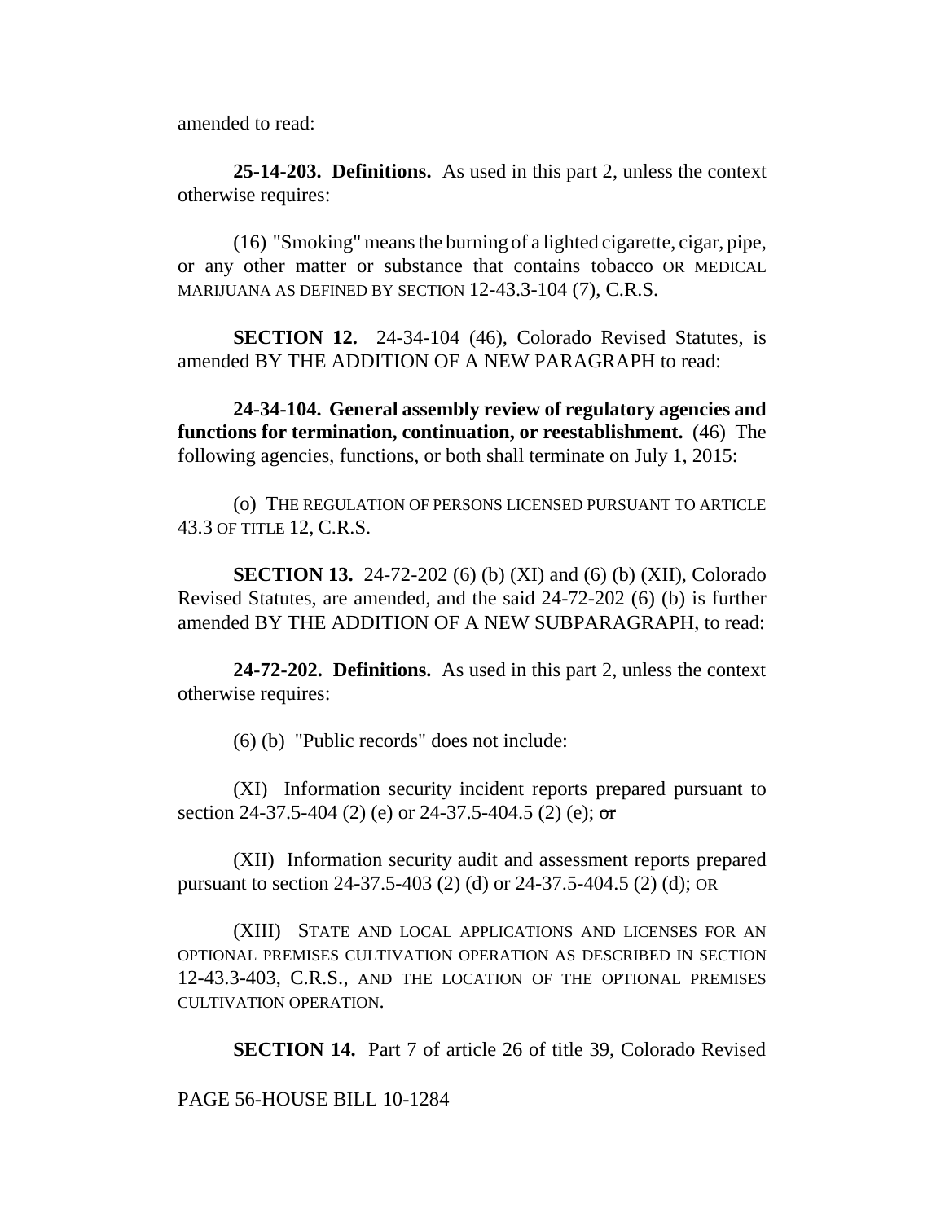amended to read:

**25-14-203. Definitions.** As used in this part 2, unless the context otherwise requires:

(16) "Smoking" means the burning of a lighted cigarette, cigar, pipe, or any other matter or substance that contains tobacco OR MEDICAL MARIJUANA AS DEFINED BY SECTION 12-43.3-104 (7), C.R.S.

**SECTION 12.** 24-34-104 (46), Colorado Revised Statutes, is amended BY THE ADDITION OF A NEW PARAGRAPH to read:

**24-34-104. General assembly review of regulatory agencies and functions for termination, continuation, or reestablishment.** (46) The following agencies, functions, or both shall terminate on July 1, 2015:

(o) THE REGULATION OF PERSONS LICENSED PURSUANT TO ARTICLE 43.3 OF TITLE 12, C.R.S.

**SECTION 13.** 24-72-202 (6) (b) (XI) and (6) (b) (XII), Colorado Revised Statutes, are amended, and the said 24-72-202 (6) (b) is further amended BY THE ADDITION OF A NEW SUBPARAGRAPH, to read:

**24-72-202. Definitions.** As used in this part 2, unless the context otherwise requires:

(6) (b) "Public records" does not include:

(XI) Information security incident reports prepared pursuant to section 24-37.5-404 (2) (e) or 24-37.5-404.5 (2) (e); ~~or~~

(XII) Information security audit and assessment reports prepared pursuant to section 24-37.5-403 (2) (d) or 24-37.5-404.5 (2) (d); OR

(XIII) STATE AND LOCAL APPLICATIONS AND LICENSES FOR AN OPTIONAL PREMISES CULTIVATION OPERATION AS DESCRIBED IN SECTION 12-43.3-403, C.R.S., AND THE LOCATION OF THE OPTIONAL PREMISES CULTIVATION OPERATION.

**SECTION 14.** Part 7 of article 26 of title 39, Colorado Revised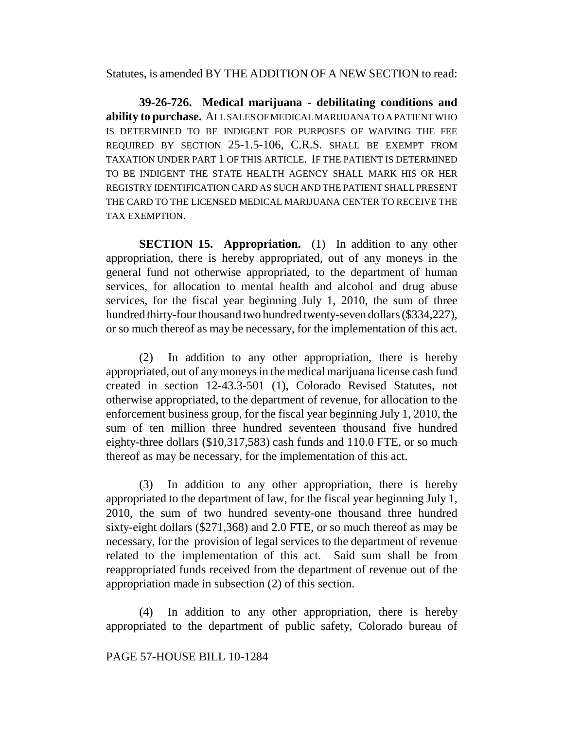Statutes, is amended BY THE ADDITION OF A NEW SECTION to read:

**39-26-726. Medical marijuana - debilitating conditions and ability to purchase.** ALL SALES OF MEDICAL MARIJUANA TO A PATIENT WHO IS DETERMINED TO BE INDIGENT FOR PURPOSES OF WAIVING THE FEE REQUIRED BY SECTION 25-1.5-106, C.R.S. SHALL BE EXEMPT FROM TAXATION UNDER PART 1 OF THIS ARTICLE. IF THE PATIENT IS DETERMINED TO BE INDIGENT THE STATE HEALTH AGENCY SHALL MARK HIS OR HER REGISTRY IDENTIFICATION CARD AS SUCH AND THE PATIENT SHALL PRESENT THE CARD TO THE LICENSED MEDICAL MARIJUANA CENTER TO RECEIVE THE TAX EXEMPTION.

**SECTION 15. Appropriation.** (1) In addition to any other appropriation, there is hereby appropriated, out of any moneys in the general fund not otherwise appropriated, to the department of human services, for allocation to mental health and alcohol and drug abuse services, for the fiscal year beginning July 1, 2010, the sum of three hundred thirty-four thousand two hundred twenty-seven dollars ($334,227), or so much thereof as may be necessary, for the implementation of this act.

(2) In addition to any other appropriation, there is hereby appropriated, out of any moneys in the medical marijuana license cash fund created in section 12-43.3-501 (1), Colorado Revised Statutes, not otherwise appropriated, to the department of revenue, for allocation to the enforcement business group, for the fiscal year beginning July 1, 2010, the sum of ten million three hundred seventeen thousand five hundred eighty-three dollars ($10,317,583) cash funds and 110.0 FTE, or so much thereof as may be necessary, for the implementation of this act.

(3) In addition to any other appropriation, there is hereby appropriated to the department of law, for the fiscal year beginning July 1, 2010, the sum of two hundred seventy-one thousand three hundred sixty-eight dollars ($271,368) and 2.0 FTE, or so much thereof as may be necessary, for the provision of legal services to the department of revenue related to the implementation of this act. Said sum shall be from reappropriated funds received from the department of revenue out of the appropriation made in subsection (2) of this section.

(4) In addition to any other appropriation, there is hereby appropriated to the department of public safety, Colorado bureau of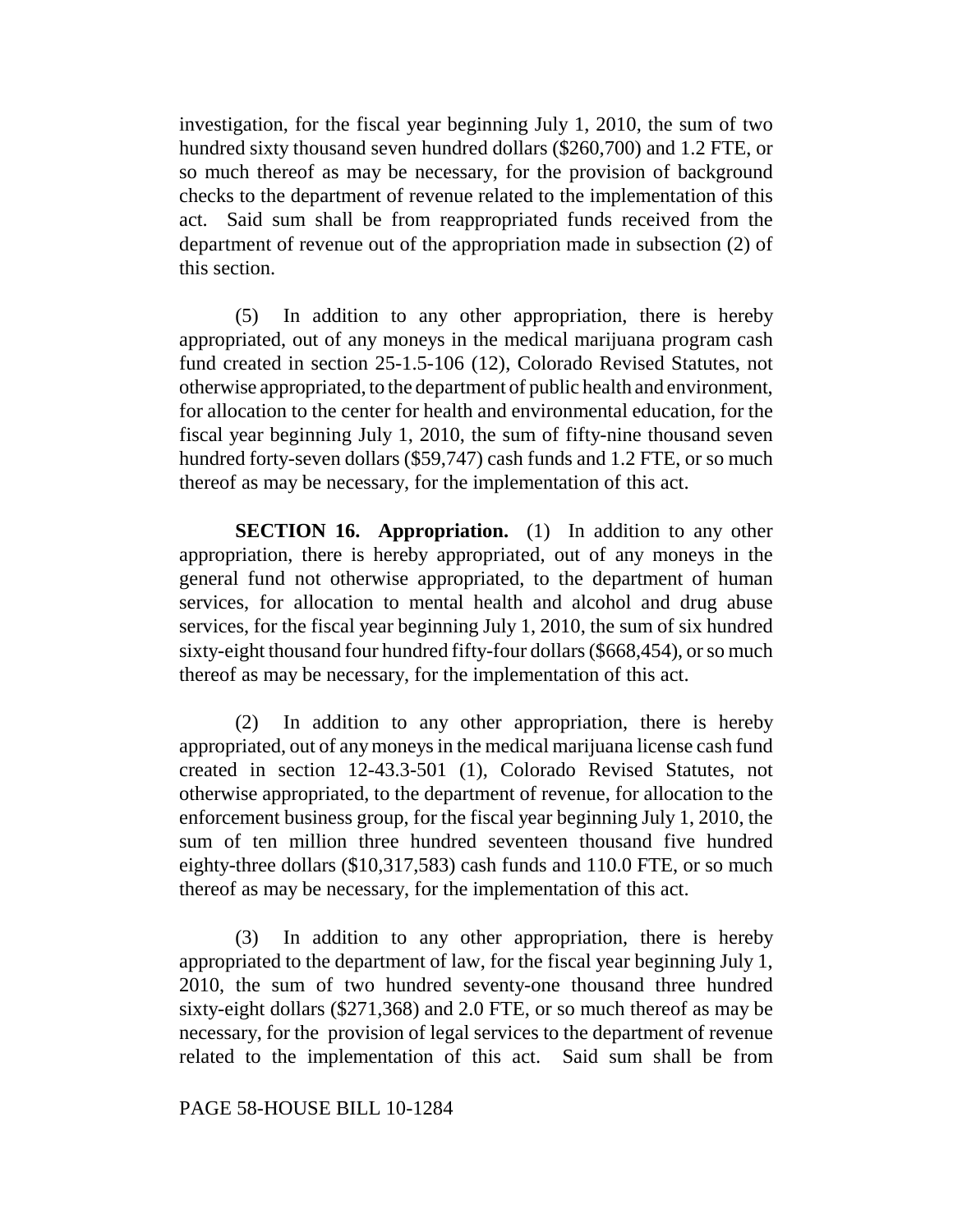investigation, for the fiscal year beginning July 1, 2010, the sum of two hundred sixty thousand seven hundred dollars ($260,700) and 1.2 FTE, or so much thereof as may be necessary, for the provision of background checks to the department of revenue related to the implementation of this act. Said sum shall be from reappropriated funds received from the department of revenue out of the appropriation made in subsection (2) of this section.

(5) In addition to any other appropriation, there is hereby appropriated, out of any moneys in the medical marijuana program cash fund created in section 25-1.5-106 (12), Colorado Revised Statutes, not otherwise appropriated, to the department of public health and environment, for allocation to the center for health and environmental education, for the fiscal year beginning July 1, 2010, the sum of fifty-nine thousand seven hundred forty-seven dollars ($59,747) cash funds and 1.2 FTE, or so much thereof as may be necessary, for the implementation of this act.

**SECTION 16. Appropriation.** (1) In addition to any other appropriation, there is hereby appropriated, out of any moneys in the general fund not otherwise appropriated, to the department of human services, for allocation to mental health and alcohol and drug abuse services, for the fiscal year beginning July 1, 2010, the sum of six hundred sixty-eight thousand four hundred fifty-four dollars ($668,454), or so much thereof as may be necessary, for the implementation of this act.

(2) In addition to any other appropriation, there is hereby appropriated, out of any moneys in the medical marijuana license cash fund created in section 12-43.3-501 (1), Colorado Revised Statutes, not otherwise appropriated, to the department of revenue, for allocation to the enforcement business group, for the fiscal year beginning July 1, 2010, the sum of ten million three hundred seventeen thousand five hundred eighty-three dollars ($10,317,583) cash funds and 110.0 FTE, or so much thereof as may be necessary, for the implementation of this act.

(3) In addition to any other appropriation, there is hereby appropriated to the department of law, for the fiscal year beginning July 1, 2010, the sum of two hundred seventy-one thousand three hundred sixty-eight dollars ($271,368) and 2.0 FTE, or so much thereof as may be necessary, for the provision of legal services to the department of revenue related to the implementation of this act. Said sum shall be from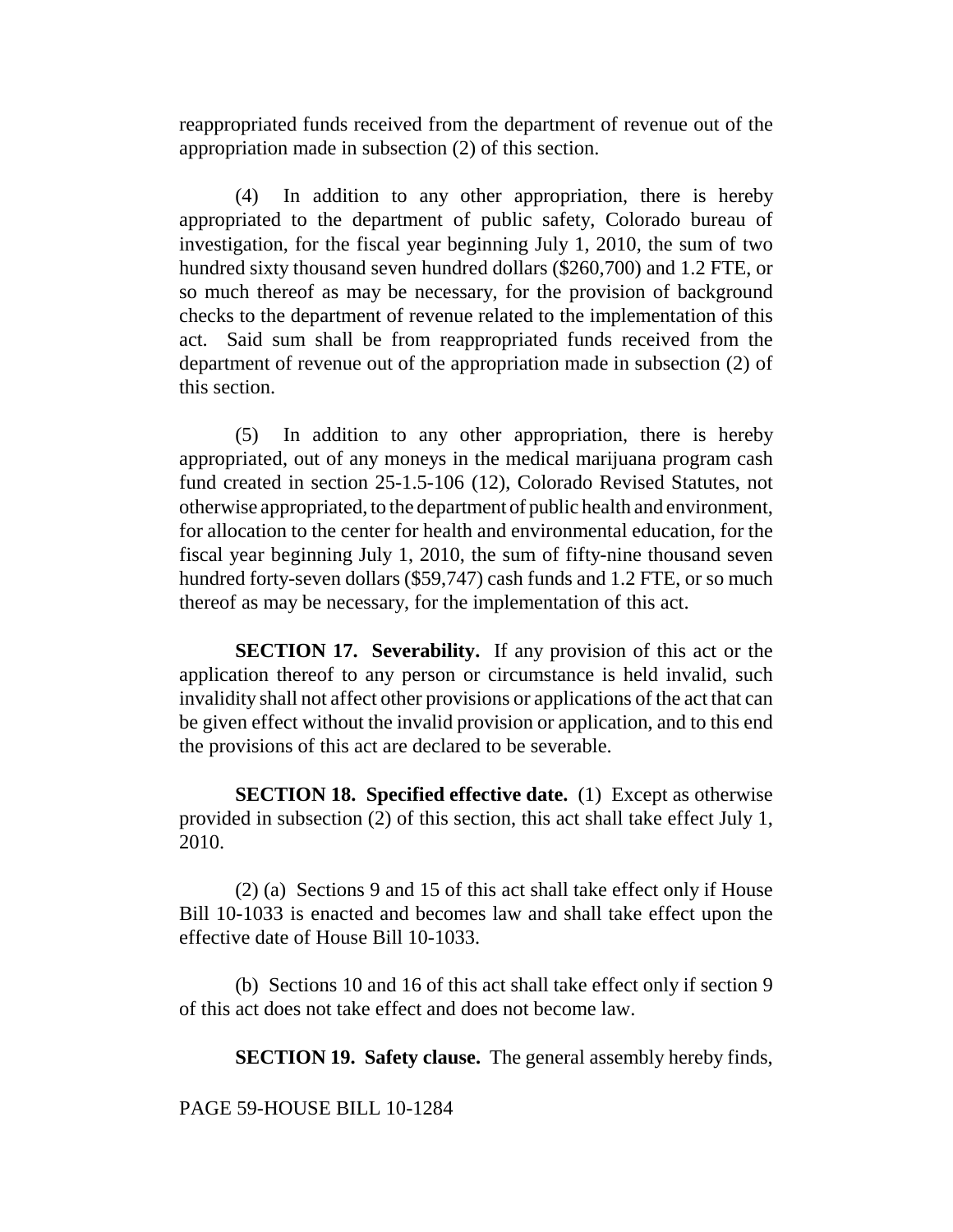reappropriated funds received from the department of revenue out of the appropriation made in subsection (2) of this section.

(4) In addition to any other appropriation, there is hereby appropriated to the department of public safety, Colorado bureau of investigation, for the fiscal year beginning July 1, 2010, the sum of two hundred sixty thousand seven hundred dollars ($260,700) and 1.2 FTE, or so much thereof as may be necessary, for the provision of background checks to the department of revenue related to the implementation of this act. Said sum shall be from reappropriated funds received from the department of revenue out of the appropriation made in subsection (2) of this section.

(5) In addition to any other appropriation, there is hereby appropriated, out of any moneys in the medical marijuana program cash fund created in section 25-1.5-106 (12), Colorado Revised Statutes, not otherwise appropriated, to the department of public health and environment, for allocation to the center for health and environmental education, for the fiscal year beginning July 1, 2010, the sum of fifty-nine thousand seven hundred forty-seven dollars ($59,747) cash funds and 1.2 FTE, or so much thereof as may be necessary, for the implementation of this act.

**SECTION 17. Severability.** If any provision of this act or the application thereof to any person or circumstance is held invalid, such invalidity shall not affect other provisions or applications of the act that can be given effect without the invalid provision or application, and to this end the provisions of this act are declared to be severable.

**SECTION 18. Specified effective date.** (1) Except as otherwise provided in subsection (2) of this section, this act shall take effect July 1, 2010.

(2) (a) Sections 9 and 15 of this act shall take effect only if House Bill 10-1033 is enacted and becomes law and shall take effect upon the effective date of House Bill 10-1033.

(b) Sections 10 and 16 of this act shall take effect only if section 9 of this act does not take effect and does not become law.

**SECTION 19. Safety clause.** The general assembly hereby finds,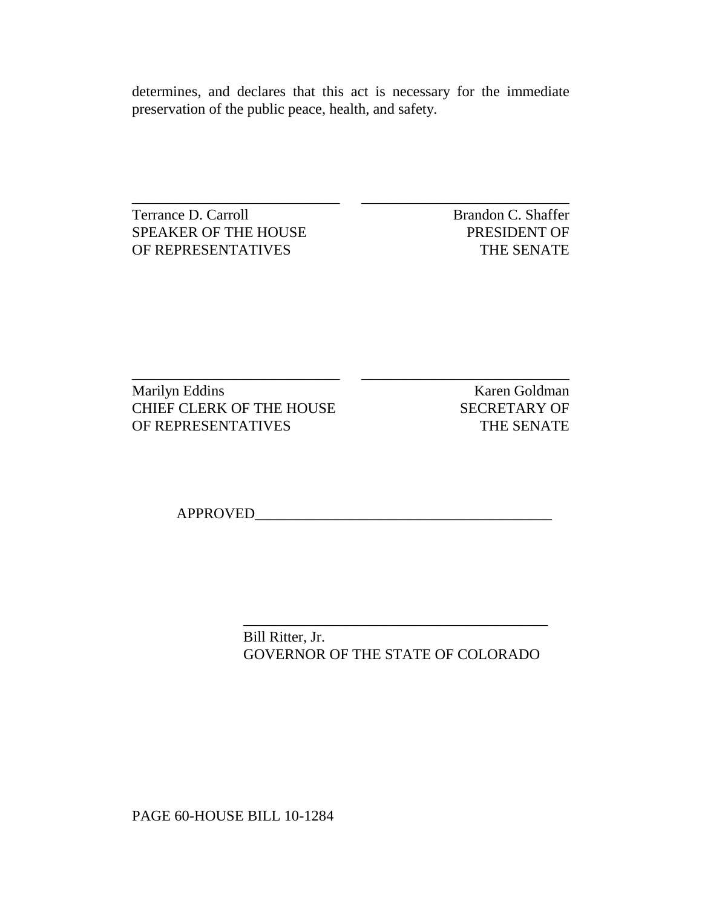determines, and declares that this act is necessary for the immediate preservation of the public peace, health, and safety.

____________________________
Terrance D. Carroll
SPEAKER OF THE HOUSE
OF REPRESENTATIVES

____________________________
Brandon C. Shaffer
PRESIDENT OF
THE SENATE

____________________________
Marilyn Eddins
CHIEF CLERK OF THE HOUSE
OF REPRESENTATIVES

____________________________
Karen Goldman
SECRETARY OF
THE SENATE

APPROVED________________________________________

__________________________________________
Bill Ritter, Jr.
GOVERNOR OF THE STATE OF COLORADO

PAGE 60-HOUSE BILL 10-1284